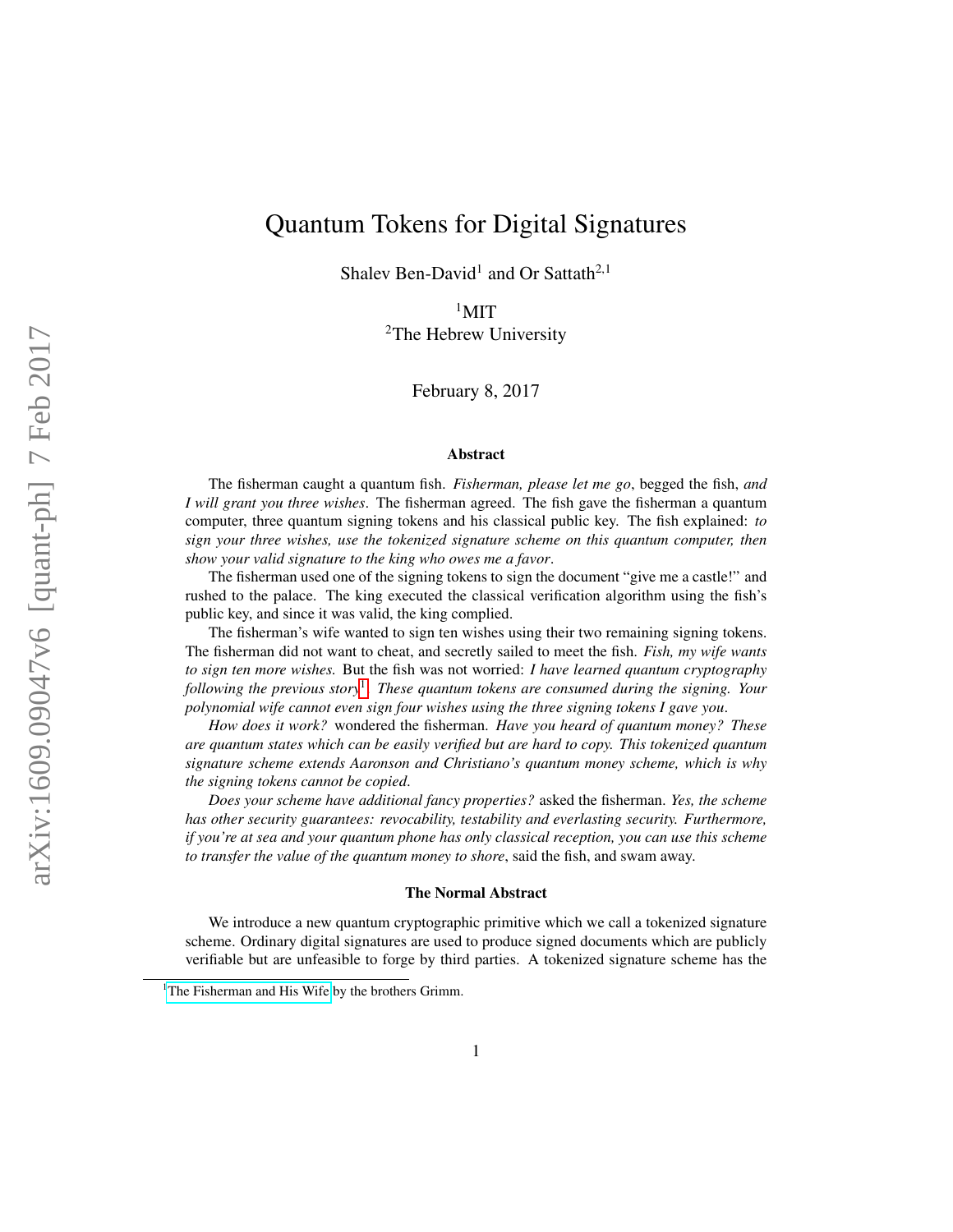# Quantum Tokens for Digital Signatures

Shalev Ben-David[1] and Or Sattath[2,1]

[1]MIT
[2]The Hebrew University

February 8, 2017

### Abstract

The fisherman caught a quantum fish. *Fisherman, please let me go*, begged the fish, *and I will grant you three wishes*. The fisherman agreed. The fish gave the fisherman a quantum computer, three quantum signing tokens and his classical public key. The fish explained: *to sign your three wishes, use the tokenized signature scheme on this quantum computer, then show your valid signature to the king who owes me a favor*.

The fisherman used one of the signing tokens to sign the document "give me a castle!" and rushed to the palace. The king executed the classical verification algorithm using the fish's public key, and since it was valid, the king complied.

The fisherman's wife wanted to sign ten wishes using their two remaining signing tokens. The fisherman did not want to cheat, and secretly sailed to meet the fish. *Fish, my wife wants to sign ten more wishes.* But the fish was not worried: *I have learned quantum cryptography following the previous story*[1]*. These quantum tokens are consumed during the signing. Your polynomial wife cannot even sign four wishes using the three signing tokens I gave you*.

*How does it work?* wondered the fisherman. *Have you heard of quantum money? These are quantum states which can be easily verified but are hard to copy. This tokenized quantum signature scheme extends Aaronson and Christiano's quantum money scheme, which is why the signing tokens cannot be copied.*

*Does your scheme have additional fancy properties?* asked the fisherman. *Yes, the scheme has other security guarantees: revocability, testability and everlasting security. Furthermore, if you're at sea and your quantum phone has only classical reception, you can use this scheme to transfer the value of the quantum money to shore*, said the fish, and swam away.

### The Normal Abstract

We introduce a new quantum cryptographic primitive which we call a tokenized signature scheme. Ordinary digital signatures are used to produce signed documents which are publicly verifiable but are unfeasible to forge by third parties. A tokenized signature scheme has the

[1] The Fisherman and His Wife by the brothers Grimm.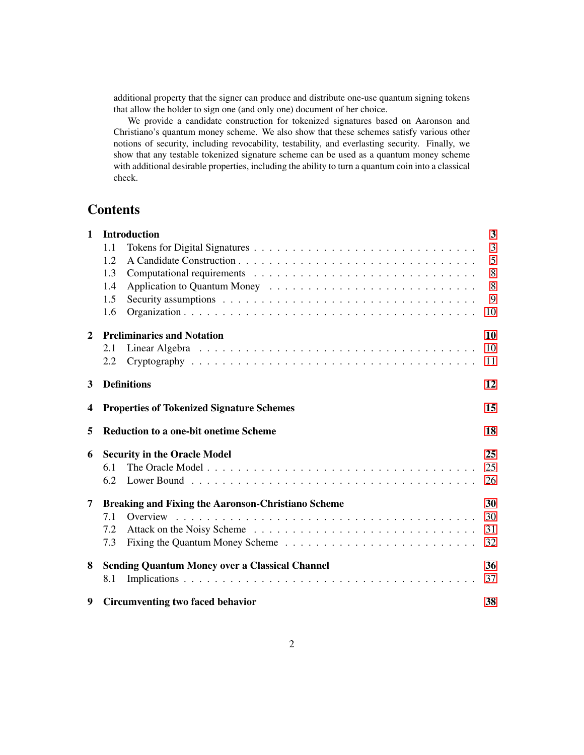additional property that the signer can produce and distribute one-use quantum signing tokens that allow the holder to sign one (and only one) document of her choice.

We provide a candidate construction for tokenized signatures based on Aaronson and Christiano's quantum money scheme. We also show that these schemes satisfy various other notions of security, including revocability, testability, and everlasting security. Finally, we show that any testable tokenized signature scheme can be used as a quantum money scheme with additional desirable properties, including the ability to turn a quantum coin into a classical check.

# Contents

- **1 Introduction** — 3
  - 1.1 Tokens for Digital Signatures — 3
  - 1.2 A Candidate Construction — 5
  - 1.3 Computational requirements — 8
  - 1.4 Application to Quantum Money — 8
  - 1.5 Security assumptions — 9
  - 1.6 Organization — 10
- **2 Preliminaries and Notation** — 10
  - 2.1 Linear Algebra — 10
  - 2.2 Cryptography — 11
- **3 Definitions** — 12
- **4 Properties of Tokenized Signature Schemes** — 15
- **5 Reduction to a one-bit onetime Scheme** — 18
- **6 Security in the Oracle Model** — 25
  - 6.1 The Oracle Model — 25
  - 6.2 Lower Bound — 26
- **7 Breaking and Fixing the Aaronson-Christiano Scheme** — 30
  - 7.1 Overview — 30
  - 7.2 Attack on the Noisy Scheme — 31
  - 7.3 Fixing the Quantum Money Scheme — 32
- **8 Sending Quantum Money over a Classical Channel** — 36
  - 8.1 Implications — 37
- **9 Circumventing two faced behavior** — 38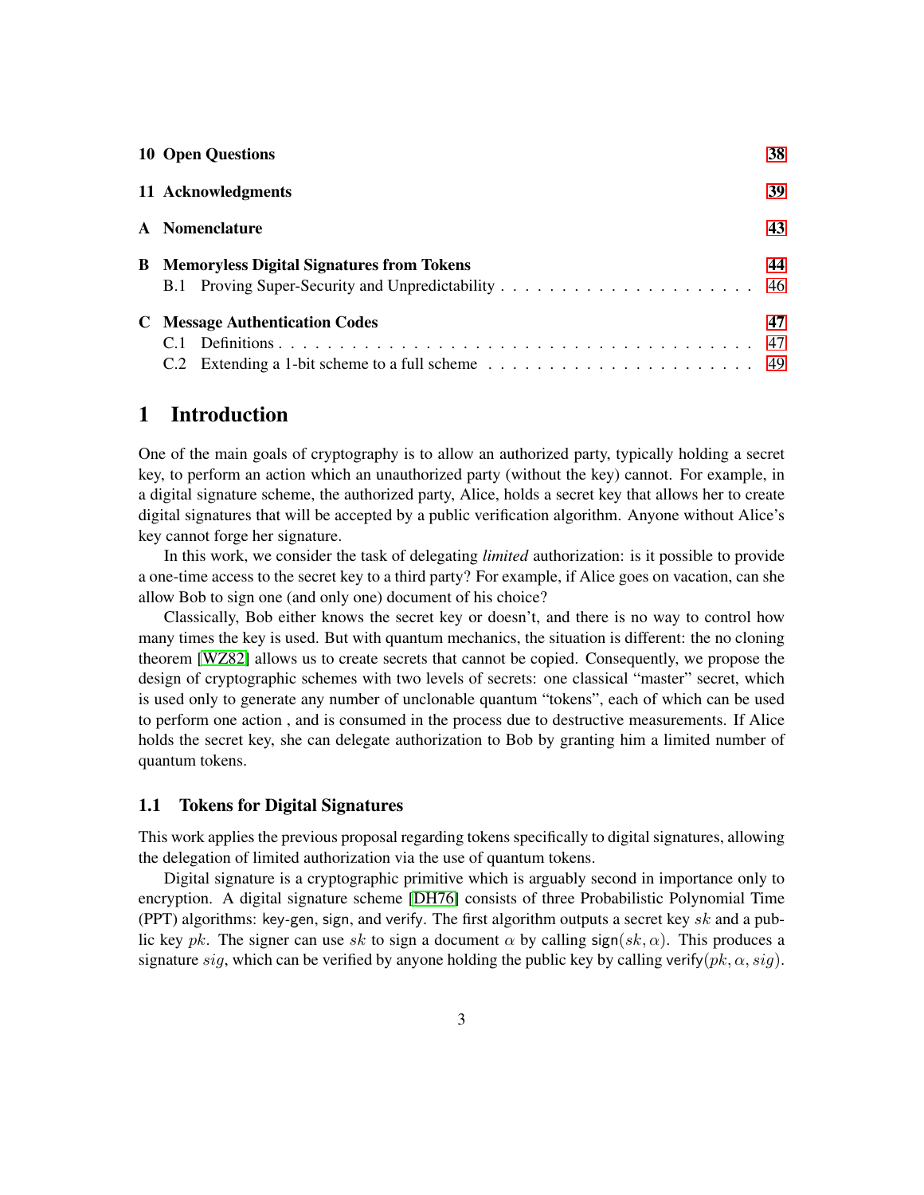| | |
|---|---|
| **10 Open Questions** | **38** |
| **11 Acknowledgments** | **39** |
| **A Nomenclature** | **43** |
| **B Memoryless Digital Signatures from Tokens** | **44** |
| B.1 Proving Super-Security and Unpredictability | 46 |
| **C Message Authentication Codes** | **47** |
| C.1 Definitions | 47 |
| C.2 Extending a 1-bit scheme to a full scheme | 49 |

# 1 Introduction

One of the main goals of cryptography is to allow an authorized party, typically holding a secret key, to perform an action which an unauthorized party (without the key) cannot. For example, in a digital signature scheme, the authorized party, Alice, holds a secret key that allows her to create digital signatures that will be accepted by a public verification algorithm. Anyone without Alice's key cannot forge her signature.

In this work, we consider the task of delegating *limited* authorization: is it possible to provide a one-time access to the secret key to a third party? For example, if Alice goes on vacation, can she allow Bob to sign one (and only one) document of his choice?

Classically, Bob either knows the secret key or doesn't, and there is no way to control how many times the key is used. But with quantum mechanics, the situation is different: the no cloning theorem [WZ82] allows us to create secrets that cannot be copied. Consequently, we propose the design of cryptographic schemes with two levels of secrets: one classical "master" secret, which is used only to generate any number of unclonable quantum "tokens", each of which can be used to perform one action , and is consumed in the process due to destructive measurements. If Alice holds the secret key, she can delegate authorization to Bob by granting him a limited number of quantum tokens.

## 1.1 Tokens for Digital Signatures

This work applies the previous proposal regarding tokens specifically to digital signatures, allowing the delegation of limited authorization via the use of quantum tokens.

Digital signature is a cryptographic primitive which is arguably second in importance only to encryption. A digital signature scheme [DH76] consists of three Probabilistic Polynomial Time (PPT) algorithms: key-gen, sign, and verify. The first algorithm outputs a secret key $sk$ and a public key $pk$. The signer can use $sk$ to sign a document $\alpha$ by calling $\mathsf{sign}(sk, \alpha)$. This produces a signature $sig$, which can be verified by anyone holding the public key by calling $\mathsf{verify}(pk, \alpha, sig)$.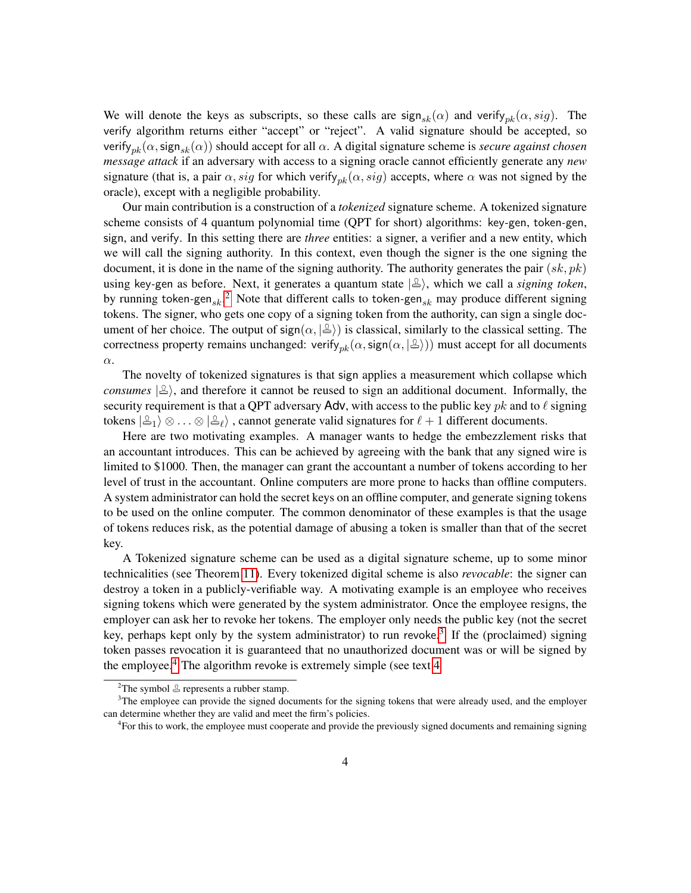We will denote the keys as subscripts, so these calls are $\mathsf{sign}_{sk}(\alpha)$ and $\mathsf{verify}_{pk}(\alpha, sig)$. The verify algorithm returns either "accept" or "reject". A valid signature should be accepted, so $\mathsf{verify}_{pk}(\alpha, \mathsf{sign}_{sk}(\alpha))$ should accept for all $\alpha$. A digital signature scheme is *secure against chosen message attack* if an adversary with access to a signing oracle cannot efficiently generate any *new* signature (that is, a pair $\alpha, sig$ for which $\mathsf{verify}_{pk}(\alpha, sig)$ accepts, where $\alpha$ was not signed by the oracle), except with a negligible probability.

Our main contribution is a construction of a *tokenized* signature scheme. A tokenized signature scheme consists of 4 quantum polynomial time (QPT for short) algorithms: key-gen, token-gen, sign, and verify. In this setting there are *three* entities: a signer, a verifier and a new entity, which we will call the signing authority. In this context, even though the signer is the one signing the document, it is done in the name of the signing authority. The authority generates the pair $(sk, pk)$ using key-gen as before. Next, it generates a quantum state $|♙\rangle$, which we call a *signing token*, by running $\mathsf{token\text{-}gen}_{sk}$.[2] Note that different calls to $\mathsf{token\text{-}gen}_{sk}$ may produce different signing tokens. The signer, who gets one copy of a signing token from the authority, can sign a single document of her choice. The output of $\mathsf{sign}(\alpha, |♙\rangle)$ is classical, similarly to the classical setting. The correctness property remains unchanged: $\mathsf{verify}_{pk}(\alpha, \mathsf{sign}(\alpha, |♙\rangle))$ must accept for all documents $\alpha$.

The novelty of tokenized signatures is that sign applies a measurement which collapse which *consumes* $|♙\rangle$, and therefore it cannot be reused to sign an additional document. Informally, the security requirement is that a QPT adversary $\mathsf{Adv}$, with access to the public key $pk$ and to $\ell$ signing tokens $|♙_1\rangle \otimes \ldots \otimes |♙_\ell\rangle$ , cannot generate valid signatures for $\ell + 1$ different documents.

Here are two motivating examples. A manager wants to hedge the embezzlement risks that an accountant introduces. This can be achieved by agreeing with the bank that any signed wire is limited to $1000. Then, the manager can grant the accountant a number of tokens according to her level of trust in the accountant. Online computers are more prone to hacks than offline computers. A system administrator can hold the secret keys on an offline computer, and generate signing tokens to be used on the online computer. The common denominator of these examples is that the usage of tokens reduces risk, as the potential damage of abusing a token is smaller than that of the secret key.

A Tokenized signature scheme can be used as a digital signature scheme, up to some minor technicalities (see Theorem 11). Every tokenized digital scheme is also *revocable*: the signer can destroy a token in a publicly-verifiable way. A motivating example is an employee who receives signing tokens which were generated by the system administrator. Once the employee resigns, the employer can ask her to revoke her tokens. The employer only needs the public key (not the secret key, perhaps kept only by the system administrator) to run revoke.[3] If the (proclaimed) signing token passes revocation it is guaranteed that no unauthorized document was or will be signed by the employee.[4] The algorithm revoke is extremely simple (see text 4

[2] The symbol ♙ represents a rubber stamp.

[3] The employee can provide the signed documents for the signing tokens that were already used, and the employer can determine whether they are valid and meet the firm's policies.

[4] For this to work, the employee must cooperate and provide the previously signed documents and remaining signing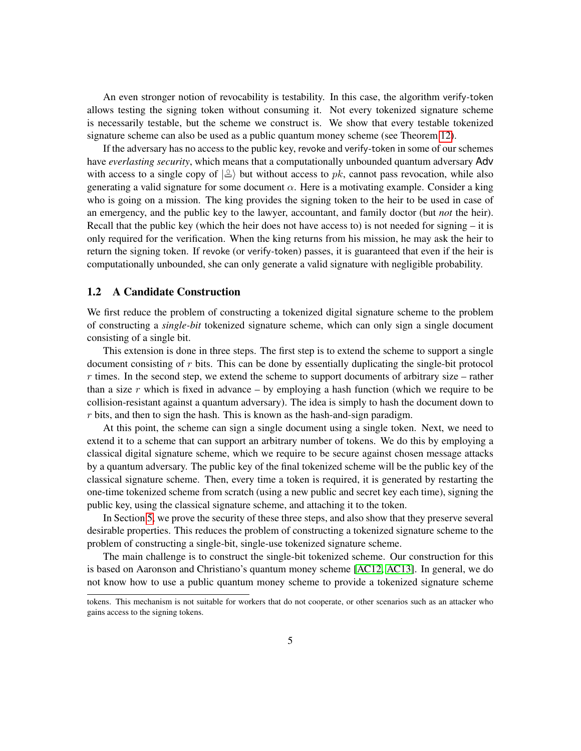An even stronger notion of revocability is testability. In this case, the algorithm verify-token allows testing the signing token without consuming it. Not every tokenized signature scheme is necessarily testable, but the scheme we construct is. We show that every testable tokenized signature scheme can also be used as a public quantum money scheme (see Theorem 12).

If the adversary has no access to the public key, revoke and verify-token in some of our schemes have *everlasting security*, which means that a computationally unbounded quantum adversary Adv with access to a single copy of $|♕\rangle$ but without access to $pk$, cannot pass revocation, while also generating a valid signature for some document $\alpha$. Here is a motivating example. Consider a king who is going on a mission. The king provides the signing token to the heir to be used in case of an emergency, and the public key to the lawyer, accountant, and family doctor (but *not* the heir). Recall that the public key (which the heir does not have access to) is not needed for signing – it is only required for the verification. When the king returns from his mission, he may ask the heir to return the signing token. If revoke (or verify-token) passes, it is guaranteed that even if the heir is computationally unbounded, she can only generate a valid signature with negligible probability.

## 1.2 A Candidate Construction

We first reduce the problem of constructing a tokenized digital signature scheme to the problem of constructing a *single-bit* tokenized signature scheme, which can only sign a single document consisting of a single bit.

This extension is done in three steps. The first step is to extend the scheme to support a single document consisting of $r$ bits. This can be done by essentially duplicating the single-bit protocol $r$ times. In the second step, we extend the scheme to support documents of arbitrary size – rather than a size $r$ which is fixed in advance – by employing a hash function (which we require to be collision-resistant against a quantum adversary). The idea is simply to hash the document down to $r$ bits, and then to sign the hash. This is known as the hash-and-sign paradigm.

At this point, the scheme can sign a single document using a single token. Next, we need to extend it to a scheme that can support an arbitrary number of tokens. We do this by employing a classical digital signature scheme, which we require to be secure against chosen message attacks by a quantum adversary. The public key of the final tokenized scheme will be the public key of the classical signature scheme. Then, every time a token is required, it is generated by restarting the one-time tokenized scheme from scratch (using a new public and secret key each time), signing the public key, using the classical signature scheme, and attaching it to the token.

In Section 5, we prove the security of these three steps, and also show that they preserve several desirable properties. This reduces the problem of constructing a tokenized signature scheme to the problem of constructing a single-bit, single-use tokenized signature scheme.

The main challenge is to construct the single-bit tokenized scheme. Our construction for this is based on Aaronson and Christiano's quantum money scheme [AC12, AC13]. In general, we do not know how to use a public quantum money scheme to provide a tokenized signature scheme

---

tokens. This mechanism is not suitable for workers that do not cooperate, or other scenarios such as an attacker who gains access to the signing tokens.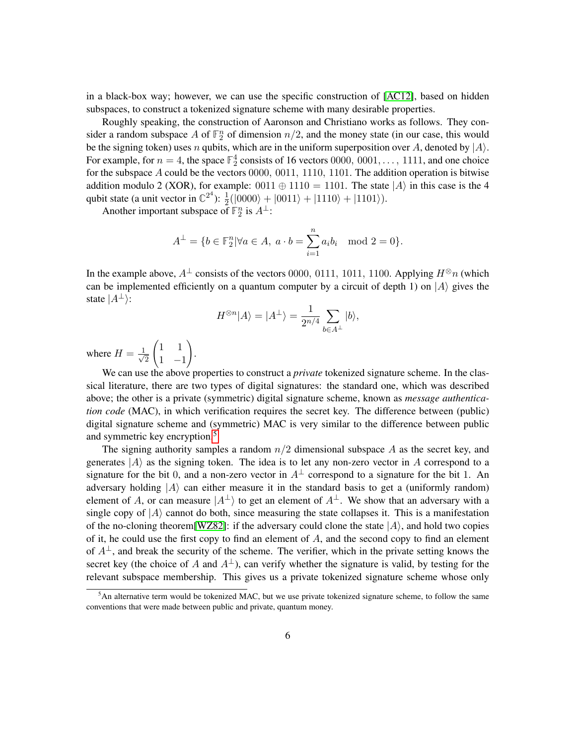in a black-box way; however, we can use the specific construction of [AC12], based on hidden subspaces, to construct a tokenized signature scheme with many desirable properties.

Roughly speaking, the construction of Aaronson and Christiano works as follows. They consider a random subspace $A$ of $\mathbb{F}_2^n$ of dimension $n/2$, and the money state (in our case, this would be the signing token) uses $n$ qubits, which are in the uniform superposition over $A$, denoted by $|A\rangle$. For example, for $n = 4$, the space $\mathbb{F}_2^4$ consists of 16 vectors $0000$, $0001, \ldots, 1111$, and one choice for the subspace $A$ could be the vectors $0000$, $0011$, $1110$, $1101$. The addition operation is bitwise addition modulo 2 (XOR), for example: $0011 \oplus 1110 = 1101$. The state $|A\rangle$ in this case is the 4 qubit state (a unit vector in $\mathbb{C}^{2^4}$): $\frac{1}{2}(|0000\rangle + |0011\rangle + |1110\rangle + |1101\rangle)$.

Another important subspace of $\mathbb{F}_2^n$ is $A^\perp$:

$$A^\perp = \{b \in \mathbb{F}_2^n | \forall a \in A,\ a \cdot b = \sum_{i=1}^{n} a_i b_i \mod 2 = 0\}.$$

In the example above, $A^\perp$ consists of the vectors $0000$, $0111$, $1011$, $1100$. Applying $H^{\otimes}n$ (which can be implemented efficiently on a quantum computer by a circuit of depth 1) on $|A\rangle$ gives the state $|A^\perp\rangle$:

$$H^{\otimes n}|A\rangle = |A^\perp\rangle = \frac{1}{2^{n/4}} \sum_{b \in A^\perp} |b\rangle,$$

where $H = \frac{1}{\sqrt{2}} \begin{pmatrix} 1 & 1 \\ 1 & -1 \end{pmatrix}$.

We can use the above properties to construct a *private* tokenized signature scheme. In the classical literature, there are two types of digital signatures: the standard one, which was described above; the other is a private (symmetric) digital signature scheme, known as *message authentication code* (MAC), in which verification requires the secret key. The difference between (public) digital signature scheme and (symmetric) MAC is very similar to the difference between public and symmetric key encryption.[5]

The signing authority samples a random $n/2$ dimensional subspace $A$ as the secret key, and generates $|A\rangle$ as the signing token. The idea is to let any non-zero vector in $A$ correspond to a signature for the bit 0, and a non-zero vector in $A^\perp$ correspond to a signature for the bit 1. An adversary holding $|A\rangle$ can either measure it in the standard basis to get a (uniformly random) element of $A$, or can measure $|A^\perp\rangle$ to get an element of $A^\perp$. We show that an adversary with a single copy of $|A\rangle$ cannot do both, since measuring the state collapses it. This is a manifestation of the no-cloning theorem[WZ82]: if the adversary could clone the state $|A\rangle$, and hold two copies of it, he could use the first copy to find an element of $A$, and the second copy to find an element of $A^\perp$, and break the security of the scheme. The verifier, which in the private setting knows the secret key (the choice of $A$ and $A^\perp$), can verify whether the signature is valid, by testing for the relevant subspace membership. This gives us a private tokenized signature scheme whose only

[5] An alternative term would be tokenized MAC, but we use private tokenized signature scheme, to follow the same conventions that were made between public and private, quantum money.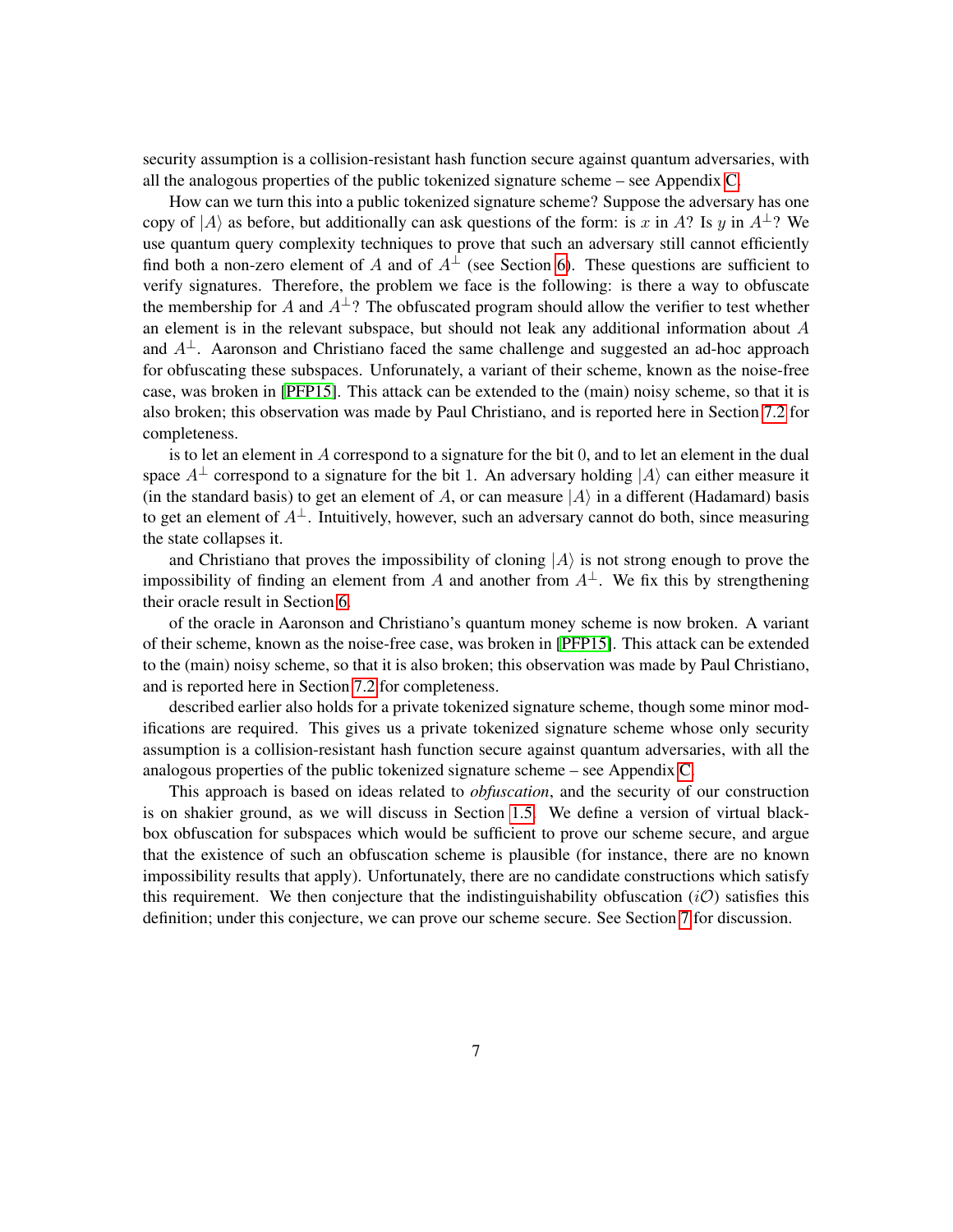security assumption is a collision-resistant hash function secure against quantum adversaries, with all the analogous properties of the public tokenized signature scheme – see Appendix C.

How can we turn this into a public tokenized signature scheme? Suppose the adversary has one copy of $|A\rangle$ as before, but additionally can ask questions of the form: is $x$ in $A$? Is $y$ in $A^{\perp}$? We use quantum query complexity techniques to prove that such an adversary still cannot efficiently find both a non-zero element of $A$ and of $A^{\perp}$ (see Section 6). These questions are sufficient to verify signatures. Therefore, the problem we face is the following: is there a way to obfuscate the membership for $A$ and $A^{\perp}$? The obfuscated program should allow the verifier to test whether an element is in the relevant subspace, but should not leak any additional information about $A$ and $A^{\perp}$. Aaronson and Christiano faced the same challenge and suggested an ad-hoc approach for obfuscating these subspaces. Unforunately, a variant of their scheme, known as the noise-free case, was broken in [PFP15]. This attack can be extended to the (main) noisy scheme, so that it is also broken; this observation was made by Paul Christiano, and is reported here in Section 7.2 for completeness.

is to let an element in $A$ correspond to a signature for the bit 0, and to let an element in the dual space $A^{\perp}$ correspond to a signature for the bit 1. An adversary holding $|A\rangle$ can either measure it (in the standard basis) to get an element of $A$, or can measure $|A\rangle$ in a different (Hadamard) basis to get an element of $A^{\perp}$. Intuitively, however, such an adversary cannot do both, since measuring the state collapses it.

and Christiano that proves the impossibility of cloning $|A\rangle$ is not strong enough to prove the impossibility of finding an element from $A$ and another from $A^{\perp}$. We fix this by strengthening their oracle result in Section 6.

of the oracle in Aaronson and Christiano's quantum money scheme is now broken. A variant of their scheme, known as the noise-free case, was broken in [PFP15]. This attack can be extended to the (main) noisy scheme, so that it is also broken; this observation was made by Paul Christiano, and is reported here in Section 7.2 for completeness.

described earlier also holds for a private tokenized signature scheme, though some minor modifications are required. This gives us a private tokenized signature scheme whose only security assumption is a collision-resistant hash function secure against quantum adversaries, with all the analogous properties of the public tokenized signature scheme – see Appendix C.

This approach is based on ideas related to *obfuscation*, and the security of our construction is on shakier ground, as we will discuss in Section 1.5. We define a version of virtual black-box obfuscation for subspaces which would be sufficient to prove our scheme secure, and argue that the existence of such an obfuscation scheme is plausible (for instance, there are no known impossibility results that apply). Unfortunately, there are no candidate constructions which satisfy this requirement. We then conjecture that the indistinguishability obfuscation ($i\mathcal{O}$) satisfies this definition; under this conjecture, we can prove our scheme secure. See Section 7 for discussion.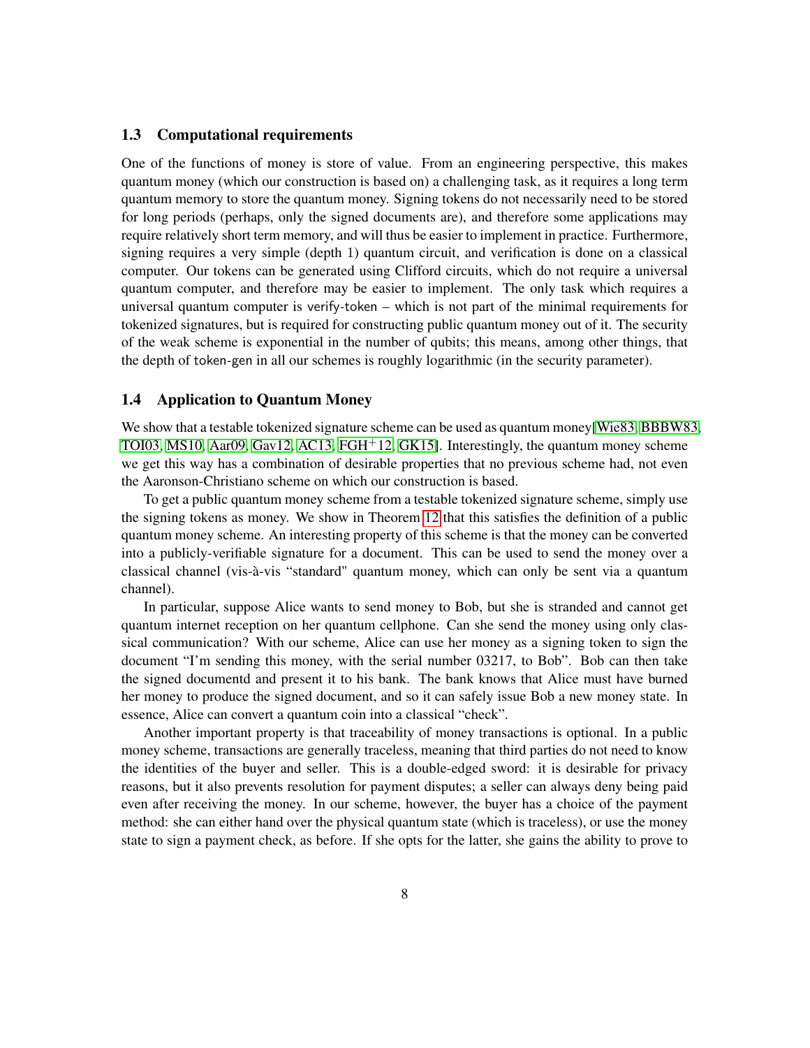### 1.3 Computational requirements

One of the functions of money is store of value. From an engineering perspective, this makes quantum money (which our construction is based on) a challenging task, as it requires a long term quantum memory to store the quantum money. Signing tokens do not necessarily need to be stored for long periods (perhaps, only the signed documents are), and therefore some applications may require relatively short term memory, and will thus be easier to implement in practice. Furthermore, signing requires a very simple (depth 1) quantum circuit, and verification is done on a classical computer. Our tokens can be generated using Clifford circuits, which do not require a universal quantum computer, and therefore may be easier to implement. The only task which requires a universal quantum computer is verify-token – which is not part of the minimal requirements for tokenized signatures, but is required for constructing public quantum money out of it. The security of the weak scheme is exponential in the number of qubits; this means, among other things, that the depth of token-gen in all our schemes is roughly logarithmic (in the security parameter).

### 1.4 Application to Quantum Money

We show that a testable tokenized signature scheme can be used as quantum money[Wie83, BBBW83, TOI03, MS10, Aar09, Gav12, AC13, FGH+12, GK15]. Interestingly, the quantum money scheme we get this way has a combination of desirable properties that no previous scheme had, not even the Aaronson-Christiano scheme on which our construction is based.

To get a public quantum money scheme from a testable tokenized signature scheme, simply use the signing tokens as money. We show in Theorem 12 that this satisfies the definition of a public quantum money scheme. An interesting property of this scheme is that the money can be converted into a publicly-verifiable signature for a document. This can be used to send the money over a classical channel (vis-à-vis "standard" quantum money, which can only be sent via a quantum channel).

In particular, suppose Alice wants to send money to Bob, but she is stranded and cannot get quantum internet reception on her quantum cellphone. Can she send the money using only classical communication? With our scheme, Alice can use her money as a signing token to sign the document "I'm sending this money, with the serial number 03217, to Bob". Bob can then take the signed documentd and present it to his bank. The bank knows that Alice must have burned her money to produce the signed document, and so it can safely issue Bob a new money state. In essence, Alice can convert a quantum coin into a classical "check".

Another important property is that traceability of money transactions is optional. In a public money scheme, transactions are generally traceless, meaning that third parties do not need to know the identities of the buyer and seller. This is a double-edged sword: it is desirable for privacy reasons, but it also prevents resolution for payment disputes; a seller can always deny being paid even after receiving the money. In our scheme, however, the buyer has a choice of the payment method: she can either hand over the physical quantum state (which is traceless), or use the money state to sign a payment check, as before. If she opts for the latter, she gains the ability to prove to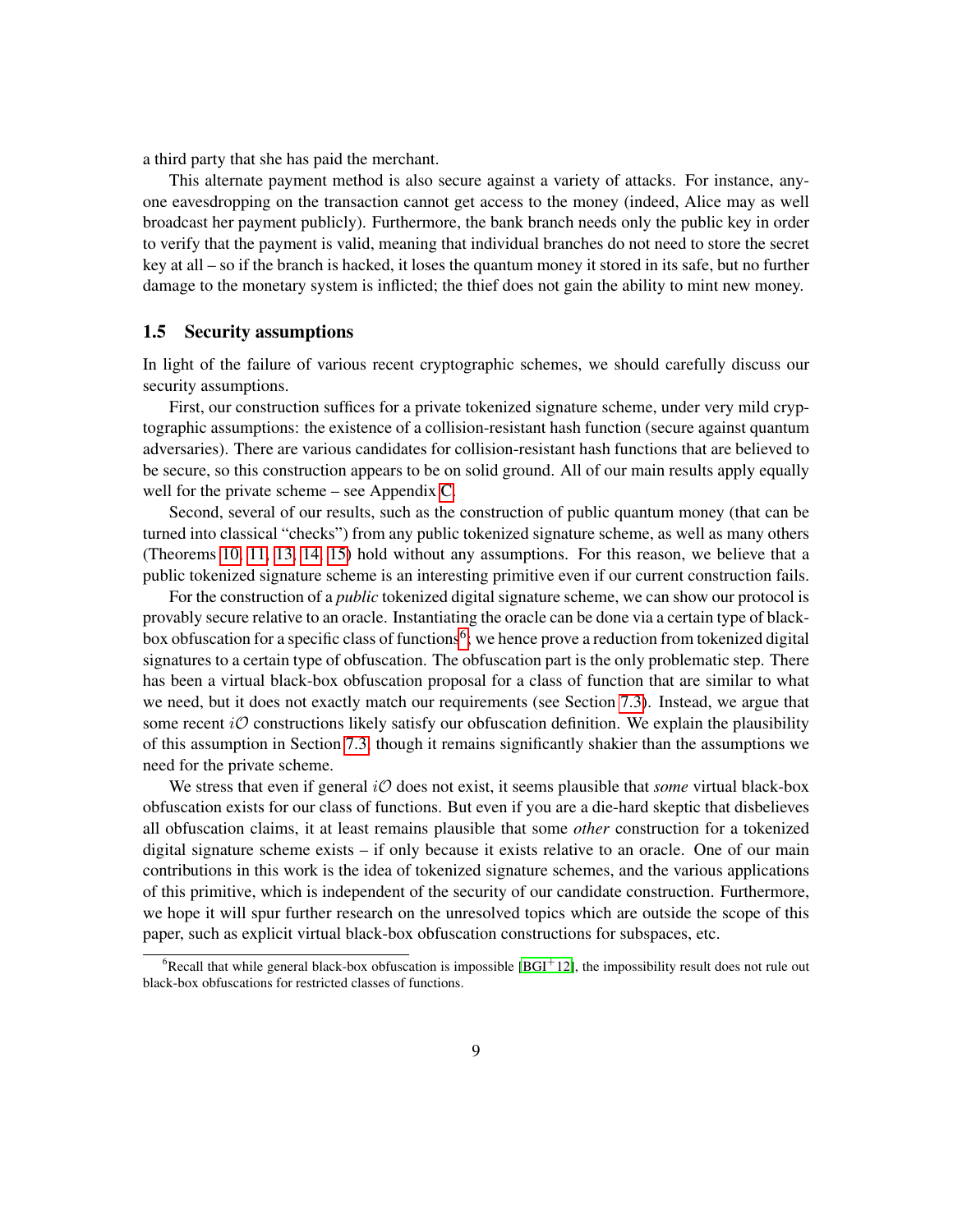a third party that she has paid the merchant.

This alternate payment method is also secure against a variety of attacks. For instance, anyone eavesdropping on the transaction cannot get access to the money (indeed, Alice may as well broadcast her payment publicly). Furthermore, the bank branch needs only the public key in order to verify that the payment is valid, meaning that individual branches do not need to store the secret key at all – so if the branch is hacked, it loses the quantum money it stored in its safe, but no further damage to the monetary system is inflicted; the thief does not gain the ability to mint new money.

### 1.5 Security assumptions

In light of the failure of various recent cryptographic schemes, we should carefully discuss our security assumptions.

First, our construction suffices for a private tokenized signature scheme, under very mild cryptographic assumptions: the existence of a collision-resistant hash function (secure against quantum adversaries). There are various candidates for collision-resistant hash functions that are believed to be secure, so this construction appears to be on solid ground. All of our main results apply equally well for the private scheme – see Appendix C.

Second, several of our results, such as the construction of public quantum money (that can be turned into classical "checks") from any public tokenized signature scheme, as well as many others (Theorems 10, 11, 13, 14, 15) hold without any assumptions. For this reason, we believe that a public tokenized signature scheme is an interesting primitive even if our current construction fails.

For the construction of a *public* tokenized digital signature scheme, we can show our protocol is provably secure relative to an oracle. Instantiating the oracle can be done via a certain type of black-box obfuscation for a specific class of functions[6]; we hence prove a reduction from tokenized digital signatures to a certain type of obfuscation. The obfuscation part is the only problematic step. There has been a virtual black-box obfuscation proposal for a class of function that are similar to what we need, but it does not exactly match our requirements (see Section 7.3). Instead, we argue that some recent $i\mathcal{O}$ constructions likely satisfy our obfuscation definition. We explain the plausibility of this assumption in Section 7.3, though it remains significantly shakier than the assumptions we need for the private scheme.

We stress that even if general $i\mathcal{O}$ does not exist, it seems plausible that *some* virtual black-box obfuscation exists for our class of functions. But even if you are a die-hard skeptic that disbelieves all obfuscation claims, it at least remains plausible that some *other* construction for a tokenized digital signature scheme exists – if only because it exists relative to an oracle. One of our main contributions in this work is the idea of tokenized signature schemes, and the various applications of this primitive, which is independent of the security of our candidate construction. Furthermore, we hope it will spur further research on the unresolved topics which are outside the scope of this paper, such as explicit virtual black-box obfuscation constructions for subspaces, etc.

---

[6] Recall that while general black-box obfuscation is impossible [BGI+12], the impossibility result does not rule out black-box obfuscations for restricted classes of functions.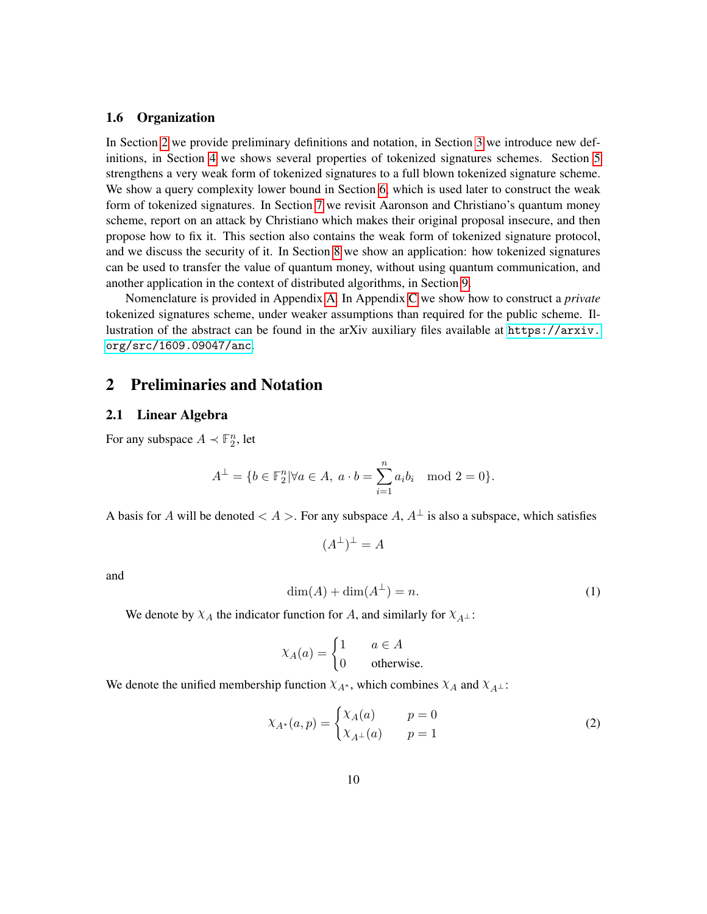### 1.6 Organization

In Section 2 we provide preliminary definitions and notation, in Section 3 we introduce new definitions, in Section 4 we shows several properties of tokenized signatures schemes. Section 5 strengthens a very weak form of tokenized signatures to a full blown tokenized signature scheme. We show a query complexity lower bound in Section 6, which is used later to construct the weak form of tokenized signatures. In Section 7 we revisit Aaronson and Christiano's quantum money scheme, report on an attack by Christiano which makes their original proposal insecure, and then propose how to fix it. This section also contains the weak form of tokenized signature protocol, and we discuss the security of it. In Section 8 we show an application: how tokenized signatures can be used to transfer the value of quantum money, without using quantum communication, and another application in the context of distributed algorithms, in Section 9.

Nomenclature is provided in Appendix A. In Appendix C we show how to construct a *private* tokenized signatures scheme, under weaker assumptions than required for the public scheme. Illustration of the abstract can be found in the arXiv auxiliary files available at https://arxiv.org/src/1609.09047/anc.

## 2 Preliminaries and Notation

### 2.1 Linear Algebra

For any subspace $A \prec \mathbb{F}_2^n$, let

$$A^\perp = \{b \in \mathbb{F}_2^n | \forall a \in A,\ a \cdot b = \sum_{i=1}^{n} a_i b_i \mod 2 = 0\}.$$

A basis for $A$ will be denoted $< A >$. For any subspace $A$, $A^\perp$ is also a subspace, which satisfies

$$(A^\perp)^\perp = A$$

and

$$\dim(A) + \dim(A^\perp) = n. \tag{1}$$

We denote by $\chi_A$ the indicator function for $A$, and similarly for $\chi_{A^\perp}$:

$$\chi_A(a) = \begin{cases} 1 & a \in A \\ 0 & \text{otherwise.} \end{cases}$$

We denote the unified membership function $\chi_{A^*}$, which combines $\chi_A$ and $\chi_{A^\perp}$:

$$\chi_{A^*}(a, p) = \begin{cases} \chi_A(a) & p = 0 \\ \chi_{A^\perp}(a) & p = 1 \end{cases} \tag{2}$$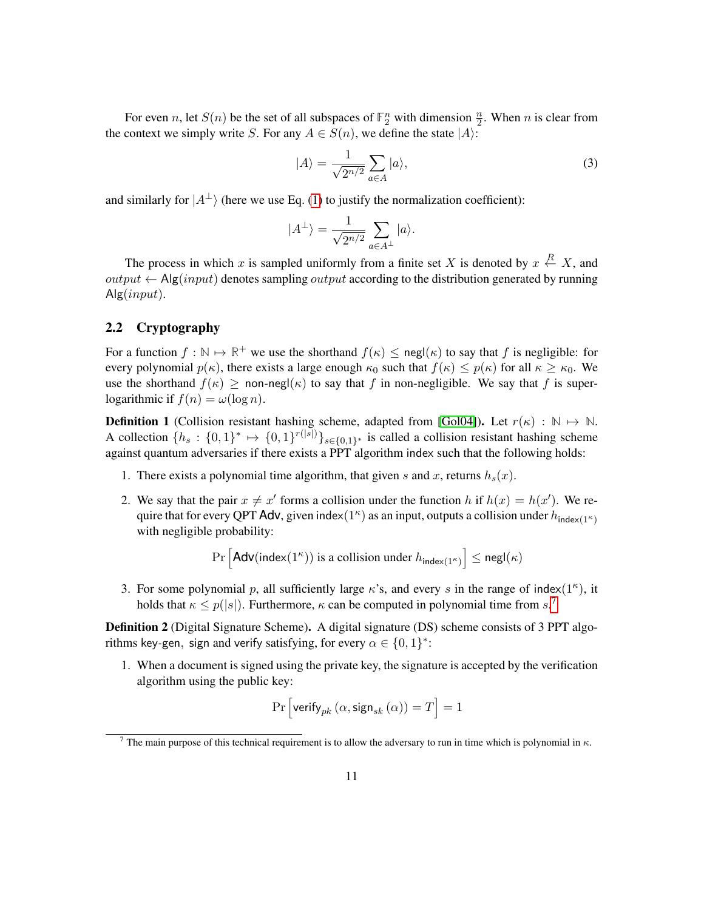For even $n$, let $S(n)$ be the set of all subspaces of $\mathbb{F}_2^n$ with dimension $\frac{n}{2}$. When $n$ is clear from the context we simply write $S$. For any $A \in S(n)$, we define the state $|A\rangle$:

$$|A\rangle = \frac{1}{\sqrt{2^{n/2}}} \sum_{a \in A} |a\rangle, \tag{3}$$

and similarly for $|A^\perp\rangle$ (here we use Eq. (1) to justify the normalization coefficient):

$$|A^\perp\rangle = \frac{1}{\sqrt{2^{n/2}}} \sum_{a \in A^\perp} |a\rangle.$$

The process in which $x$ is sampled uniformly from a finite set $X$ is denoted by $x \xleftarrow{R} X$, and $output \leftarrow \mathsf{Alg}(input)$ denotes sampling $output$ according to the distribution generated by running $\mathsf{Alg}(input)$.

## 2.2 Cryptography

For a function $f : \mathbb{N} \mapsto \mathbb{R}^+$ we use the shorthand $f(\kappa) \leq \mathsf{negl}(\kappa)$ to say that $f$ is negligible: for every polynomial $p(\kappa)$, there exists a large enough $\kappa_0$ such that $f(\kappa) \leq p(\kappa)$ for all $\kappa \geq \kappa_0$. We use the shorthand $f(\kappa) \geq \mathsf{non\text{-}negl}(\kappa)$ to say that $f$ in non-negligible. We say that $f$ is super-logarithmic if $f(n) = \omega(\log n)$.

**Definition 1** (Collision resistant hashing scheme, adapted from [Gol04]). Let $r(\kappa) : \mathbb{N} \mapsto \mathbb{N}$. A collection $\{h_s : \{0,1\}^* \mapsto \{0,1\}^{r(|s|)}\}_{s \in \{0,1\}^*}$ is called a collision resistant hashing scheme against quantum adversaries if there exists a PPT algorithm index such that the following holds:

1. There exists a polynomial time algorithm, that given $s$ and $x$, returns $h_s(x)$.
2. We say that the pair $x \neq x'$ forms a collision under the function $h$ if $h(x) = h(x')$. We require that for every QPT $\mathsf{Adv}$, given $\mathsf{index}(1^\kappa)$ as an input, outputs a collision under $h_{\mathsf{index}(1^\kappa)}$ with negligible probability:
$$\Pr\left[\mathsf{Adv}(\mathsf{index}(1^\kappa)) \text{ is a collision under } h_{\mathsf{index}(1^\kappa)}\right] \leq \mathsf{negl}(\kappa)$$
3. For some polynomial $p$, all sufficiently large $\kappa$'s, and every $s$ in the range of $\mathsf{index}(1^\kappa)$, it holds that $\kappa \leq p(|s|)$. Furthermore, $\kappa$ can be computed in polynomial time from $s$.[7]

**Definition 2** (Digital Signature Scheme). A digital signature (DS) scheme consists of 3 PPT algorithms $\mathsf{key\text{-}gen}$, $\mathsf{sign}$ and $\mathsf{verify}$ satisfying, for every $\alpha \in \{0,1\}^*$:

1. When a document is signed using the private key, the signature is accepted by the verification algorithm using the public key:
$$\Pr\left[\mathsf{verify}_{pk}\left(\alpha, \mathsf{sign}_{sk}\left(\alpha\right)\right) = T\right] = 1$$

[7] The main purpose of this technical requirement is to allow the adversary to run in time which is polynomial in $\kappa$.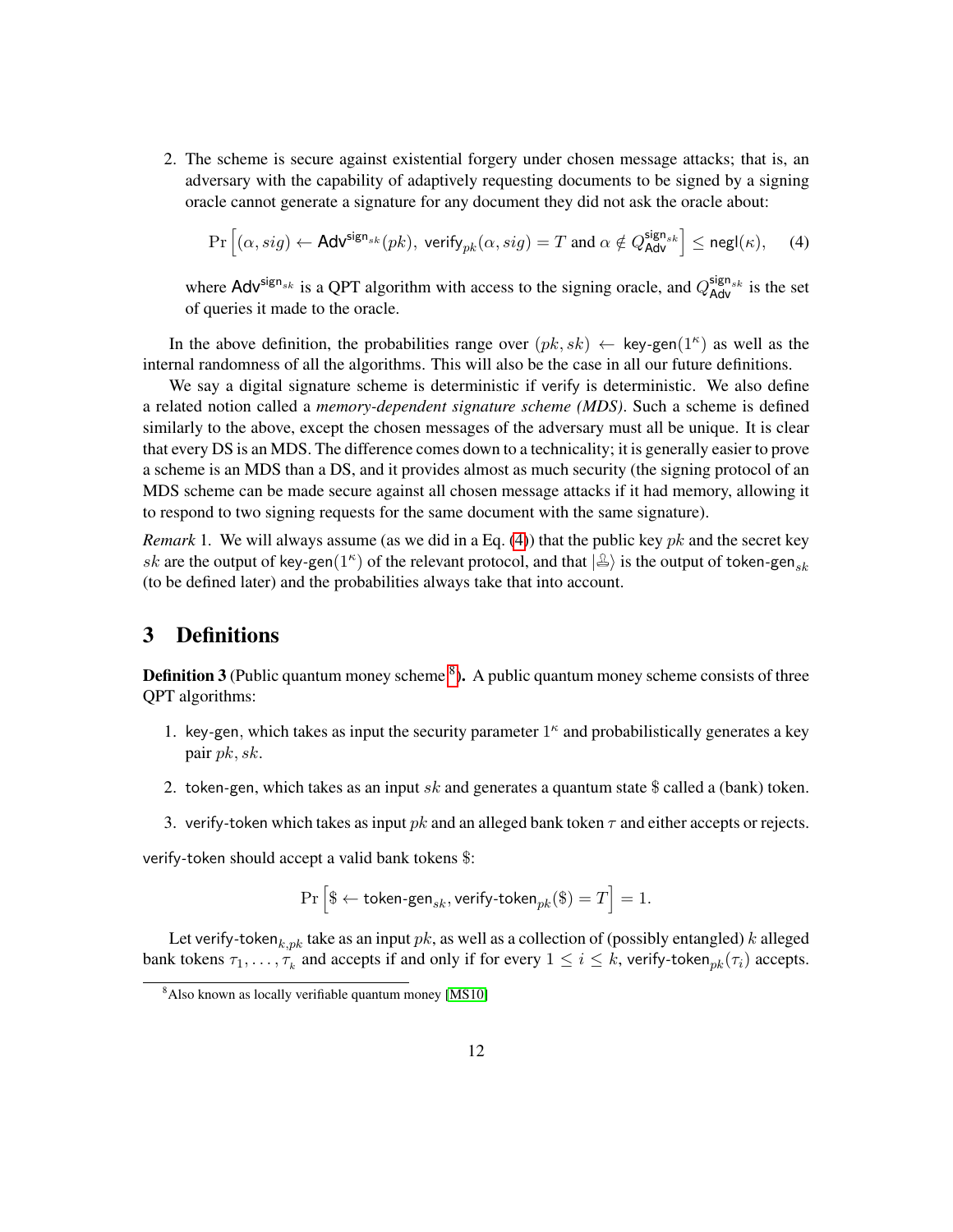2. The scheme is secure against existential forgery under chosen message attacks; that is, an adversary with the capability of adaptively requesting documents to be signed by a signing oracle cannot generate a signature for any document they did not ask the oracle about:

$$\Pr\left[(\alpha, sig) \leftarrow \mathsf{Adv}^{\mathsf{sign}_{sk}}(pk),\ \mathsf{verify}_{pk}(\alpha, sig) = T \text{ and } \alpha \notin Q^{\mathsf{sign}_{sk}}_{\mathsf{Adv}}\right] \leq \mathsf{negl}(\kappa), \quad (4)$$

where $\mathsf{Adv}^{\mathsf{sign}_{sk}}$ is a QPT algorithm with access to the signing oracle, and $Q^{\mathsf{sign}_{sk}}_{\mathsf{Adv}}$ is the set of queries it made to the oracle.

In the above definition, the probabilities range over $(pk, sk) \leftarrow \mathsf{key\text{-}gen}(1^\kappa)$ as well as the internal randomness of all the algorithms. This will also be the case in all our future definitions.

We say a digital signature scheme is deterministic if verify is deterministic. We also define a related notion called a *memory-dependent signature scheme (MDS)*. Such a scheme is defined similarly to the above, except the chosen messages of the adversary must all be unique. It is clear that every DS is an MDS. The difference comes down to a technicality; it is generally easier to prove a scheme is an MDS than a DS, and it provides almost as much security (the signing protocol of an MDS scheme can be made secure against all chosen message attacks if it had memory, allowing it to respond to two signing requests for the same document with the same signature).

*Remark* 1. We will always assume (as we did in a Eq. (4)) that the public key $pk$ and the secret key $sk$ are the output of $\mathsf{key\text{-}gen}(1^\kappa)$ of the relevant protocol, and that $|🖃\rangle$ is the output of $\mathsf{token\text{-}gen}_{sk}$ (to be defined later) and the probabilities always take that into account.

## 3 Definitions

**Definition 3** (Public quantum money scheme [8]). A public quantum money scheme consists of three QPT algorithms:

1. key-gen, which takes as input the security parameter $1^\kappa$ and probabilistically generates a key pair $pk, sk$.
2. token-gen, which takes as an input $sk$ and generates a quantum state \$ called a (bank) token.
3. verify-token which takes as input $pk$ and an alleged bank token $\tau$ and either accepts or rejects.

verify-token should accept a valid bank tokens \$:

$$\Pr\left[\$ \leftarrow \mathsf{token\text{-}gen}_{sk}, \mathsf{verify\text{-}token}_{pk}(\$) = T\right] = 1.$$

Let $\mathsf{verify\text{-}token}_{k,pk}$ take as an input $pk$, as well as a collection of (possibly entangled) $k$ alleged bank tokens $\tau_1, \ldots, \tau_k$ and accepts if and only if for every $1 \leq i \leq k$, $\mathsf{verify\text{-}token}_{pk}(\tau_i)$ accepts.

[8] Also known as locally verifiable quantum money [MS10]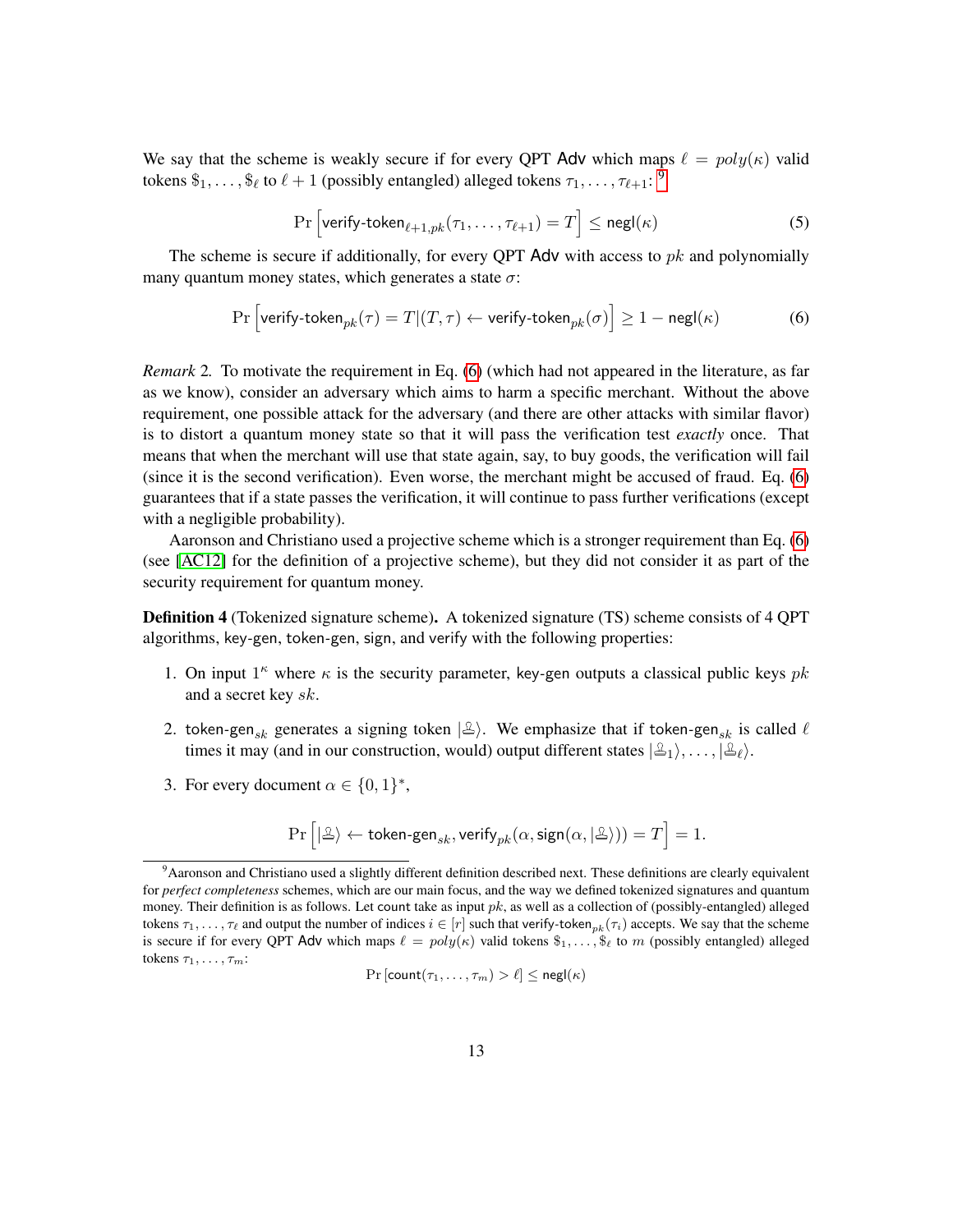We say that the scheme is weakly secure if for every QPT $\mathsf{Adv}$ which maps $\ell = poly(\kappa)$ valid tokens $\$_1, \ldots, \$_\ell$ to $\ell+1$ (possibly entangled) alleged tokens $\tau_1, \ldots, \tau_{\ell+1}$: [9]

$$\Pr\left[\mathsf{verify\text{-}token}_{\ell+1,pk}(\tau_1, \ldots, \tau_{\ell+1}) = T\right] \leq \mathsf{negl}(\kappa) \tag{5}$$

The scheme is secure if additionally, for every QPT $\mathsf{Adv}$ with access to $pk$ and polynomially many quantum money states, which generates a state $\sigma$:

$$\Pr\left[\mathsf{verify\text{-}token}_{pk}(\tau) = T | (T, \tau) \leftarrow \mathsf{verify\text{-}token}_{pk}(\sigma)\right] \geq 1 - \mathsf{negl}(\kappa) \tag{6}$$

*Remark* 2. To motivate the requirement in Eq. (6) (which had not appeared in the literature, as far as we know), consider an adversary which aims to harm a specific merchant. Without the above requirement, one possible attack for the adversary (and there are other attacks with similar flavor) is to distort a quantum money state so that it will pass the verification test *exactly* once. That means that when the merchant will use that state again, say, to buy goods, the verification will fail (since it is the second verification). Even worse, the merchant might be accused of fraud. Eq. (6) guarantees that if a state passes the verification, it will continue to pass further verifications (except with a negligible probability).

Aaronson and Christiano used a projective scheme which is a stronger requirement than Eq. (6) (see [AC12] for the definition of a projective scheme), but they did not consider it as part of the security requirement for quantum money.

**Definition 4** (Tokenized signature scheme)**.** A tokenized signature (TS) scheme consists of 4 QPT algorithms, $\mathsf{key\text{-}gen}$, $\mathsf{token\text{-}gen}$, $\mathsf{sign}$, and $\mathsf{verify}$ with the following properties:

1. On input $1^\kappa$ where $\kappa$ is the security parameter, $\mathsf{key\text{-}gen}$ outputs a classical public keys $pk$ and a secret key $sk$.

2. $\mathsf{token\text{-}gen}_{sk}$ generates a signing token $|🖃\rangle$. We emphasize that if $\mathsf{token\text{-}gen}_{sk}$ is called $\ell$ times it may (and in our construction, would) output different states $|🖃_1\rangle, \ldots, |🖃_\ell\rangle$.

3. For every document $\alpha \in \{0,1\}^*$,

$$\Pr\left[|🖃\rangle \leftarrow \mathsf{token\text{-}gen}_{sk}, \mathsf{verify}_{pk}(\alpha, \mathsf{sign}(\alpha, |🖃\rangle)) = T\right] = 1.$$

---

[9] Aaronson and Christiano used a slightly different definition described next. These definitions are clearly equivalent for *perfect completeness* schemes, which are our main focus, and the way we defined tokenized signatures and quantum money. Their definition is as follows. Let $\mathsf{count}$ take as input $pk$, as well as a collection of (possibly-entangled) alleged tokens $\tau_1, \ldots, \tau_\ell$ and output the number of indices $i \in [r]$ such that $\mathsf{verify\text{-}token}_{pk}(\tau_i)$ accepts. We say that the scheme is secure if for every QPT $\mathsf{Adv}$ which maps $\ell = poly(\kappa)$ valid tokens $\$_1, \ldots, \$_\ell$ to $m$ (possibly entangled) alleged tokens $\tau_1, \ldots, \tau_m$:

$$\Pr\left[\mathsf{count}(\tau_1, \ldots, \tau_m) > \ell\right] \leq \mathsf{negl}(\kappa)$$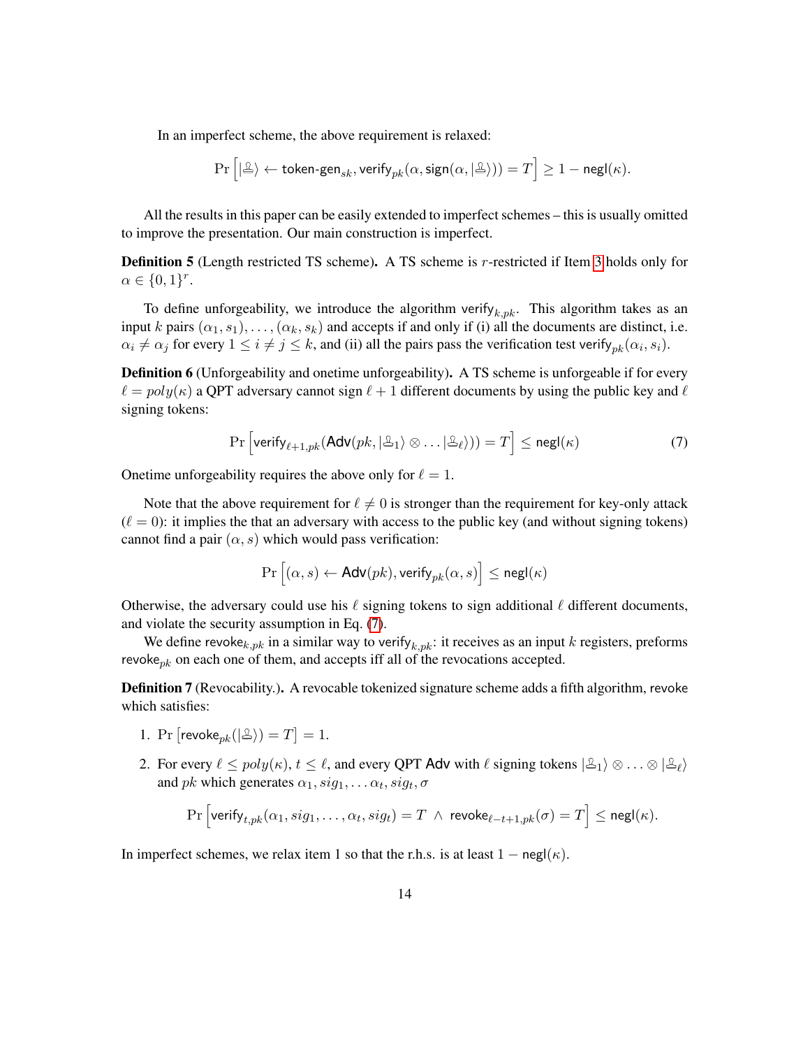In an imperfect scheme, the above requirement is relaxed:

$$\Pr\left[|\text{⎍}\rangle \leftarrow \mathsf{token\text{-}gen}_{sk}, \mathsf{verify}_{pk}(\alpha, \mathsf{sign}(\alpha, |\text{⎍}\rangle)) = T\right] \geq 1 - \mathsf{negl}(\kappa).$$

All the results in this paper can be easily extended to imperfect schemes – this is usually omitted to improve the presentation. Our main construction is imperfect.

**Definition 5** (Length restricted TS scheme)**.** A TS scheme is $r$-restricted if Item 3 holds only for $\alpha \in \{0,1\}^r$.

To define unforgeability, we introduce the algorithm $\mathsf{verify}_{k,pk}$. This algorithm takes as an input $k$ pairs $(\alpha_1, s_1), \ldots, (\alpha_k, s_k)$ and accepts if and only if (i) all the documents are distinct, i.e. $\alpha_i \neq \alpha_j$ for every $1 \leq i \neq j \leq k$, and (ii) all the pairs pass the verification test $\mathsf{verify}_{pk}(\alpha_i, s_i)$.

**Definition 6** (Unforgeability and onetime unforgeability)**.** A TS scheme is unforgeable if for every $\ell = poly(\kappa)$ a QPT adversary cannot sign $\ell + 1$ different documents by using the public key and $\ell$ signing tokens:

$$\Pr\left[\mathsf{verify}_{\ell+1,pk}(\mathsf{Adv}(pk, |\text{⎍}_1\rangle \otimes \ldots |\text{⎍}_\ell\rangle)) = T\right] \leq \mathsf{negl}(\kappa) \tag{7}$$

Onetime unforgeability requires the above only for $\ell = 1$.

Note that the above requirement for $\ell \neq 0$ is stronger than the requirement for key-only attack ($\ell = 0$): it implies the that an adversary with access to the public key (and without signing tokens) cannot find a pair $(\alpha, s)$ which would pass verification:

$$\Pr\left[(\alpha, s) \leftarrow \mathsf{Adv}(pk), \mathsf{verify}_{pk}(\alpha, s)\right] \leq \mathsf{negl}(\kappa)$$

Otherwise, the adversary could use his $\ell$ signing tokens to sign additional $\ell$ different documents, and violate the security assumption in Eq. (7).

We define $\mathsf{revoke}_{k,pk}$ in a similar way to $\mathsf{verify}_{k,pk}$: it receives as an input $k$ registers, preforms $\mathsf{revoke}_{pk}$ on each one of them, and accepts iff all of the revocations accepted.

**Definition 7** (Revocability.)**.** A revocable tokenized signature scheme adds a fifth algorithm, $\mathsf{revoke}$ which satisfies:

1. $\Pr\left[\mathsf{revoke}_{pk}(|\text{⎍}\rangle) = T\right] = 1$.
2. For every $\ell \leq poly(\kappa)$, $t \leq \ell$, and every QPT $\mathsf{Adv}$ with $\ell$ signing tokens $|\text{⎍}_1\rangle \otimes \ldots \otimes |\text{⎍}_\ell\rangle$ and $pk$ which generates $\alpha_1, sig_1, \ldots \alpha_t, sig_t, \sigma$

$$\Pr\left[\mathsf{verify}_{t,pk}(\alpha_1, sig_1, \ldots, \alpha_t, sig_t) = T \ \wedge \ \mathsf{revoke}_{\ell-t+1,pk}(\sigma) = T\right] \leq \mathsf{negl}(\kappa).$$

In imperfect schemes, we relax item 1 so that the r.h.s. is at least $1 - \mathsf{negl}(\kappa)$.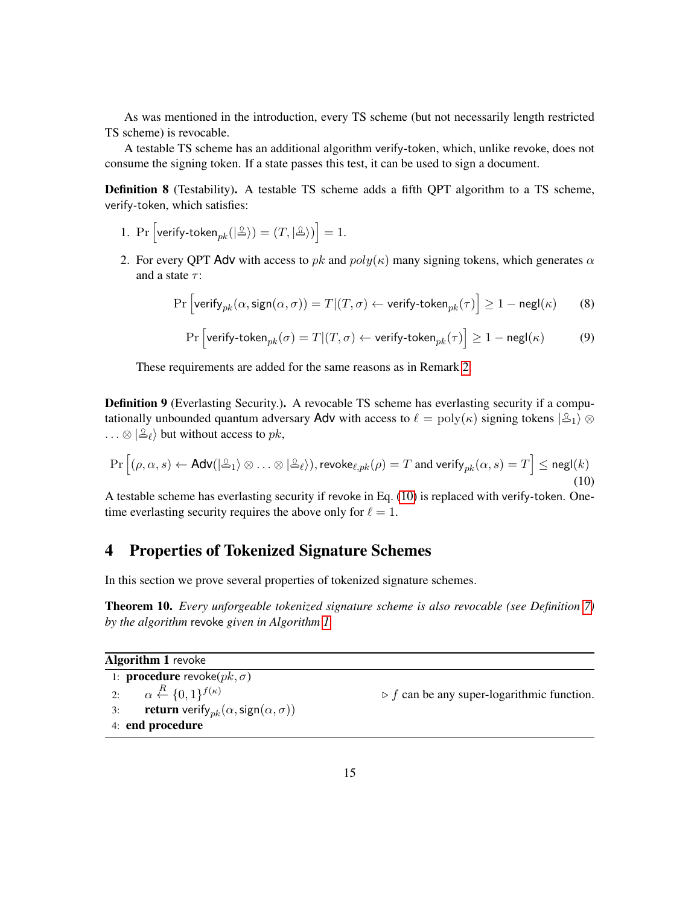As was mentioned in the introduction, every TS scheme (but not necessarily length restricted TS scheme) is revocable.

A testable TS scheme has an additional algorithm verify-token, which, unlike revoke, does not consume the signing token. If a state passes this test, it can be used to sign a document.

**Definition 8** (Testability)**.** A testable TS scheme adds a fifth QPT algorithm to a TS scheme, verify-token, which satisfies:

1. $\Pr\left[\mathsf{verify\text{-}token}_{pk}(|\text{🔏}\rangle) = (T, |\text{🔏}\rangle)\right] = 1.$
2. For every QPT $\mathsf{Adv}$ with access to $pk$ and $poly(\kappa)$ many signing tokens, which generates $\alpha$ and a state $\tau$:

$$\Pr\left[\mathsf{verify}_{pk}(\alpha, \mathsf{sign}(\alpha, \sigma)) = T | (T, \sigma) \leftarrow \mathsf{verify\text{-}token}_{pk}(\tau)\right] \geq 1 - \mathsf{negl}(\kappa) \tag{8}$$

$$\Pr\left[\mathsf{verify\text{-}token}_{pk}(\sigma) = T | (T, \sigma) \leftarrow \mathsf{verify\text{-}token}_{pk}(\tau)\right] \geq 1 - \mathsf{negl}(\kappa) \tag{9}$$

These requirements are added for the same reasons as in Remark 2.

**Definition 9** (Everlasting Security.)**.** A revocable TS scheme has everlasting security if a computationally unbounded quantum adversary $\mathsf{Adv}$ with access to $\ell = \mathrm{poly}(\kappa)$ signing tokens $|\text{🔏}_1\rangle \otimes \ldots \otimes |\text{🔏}_\ell\rangle$ but without access to $pk$,

$$\Pr\left[(\rho, \alpha, s) \leftarrow \mathsf{Adv}(|\text{🔏}_1\rangle \otimes \ldots \otimes |\text{🔏}_\ell\rangle), \mathsf{revoke}_{\ell,pk}(\rho) = T \text{ and } \mathsf{verify}_{pk}(\alpha, s) = T\right] \leq \mathsf{negl}(k) \tag{10}$$

A testable scheme has everlasting security if revoke in Eq. (10) is replaced with verify-token. One-time everlasting security requires the above only for $\ell = 1$.

# 4 Properties of Tokenized Signature Schemes

In this section we prove several properties of tokenized signature schemes.

**Theorem 10.** *Every unforgeable tokenized signature scheme is also revocable (see Definition 7) by the algorithm* revoke *given in Algorithm 1.*

**Algorithm 1** revoke

```
1: procedure revoke(pk, σ)
2:     α ←R {0,1}^f(κ)                    ▷ f can be any super-logarithmic function.
3:     return verify_pk(α, sign(α, σ))
4: end procedure
```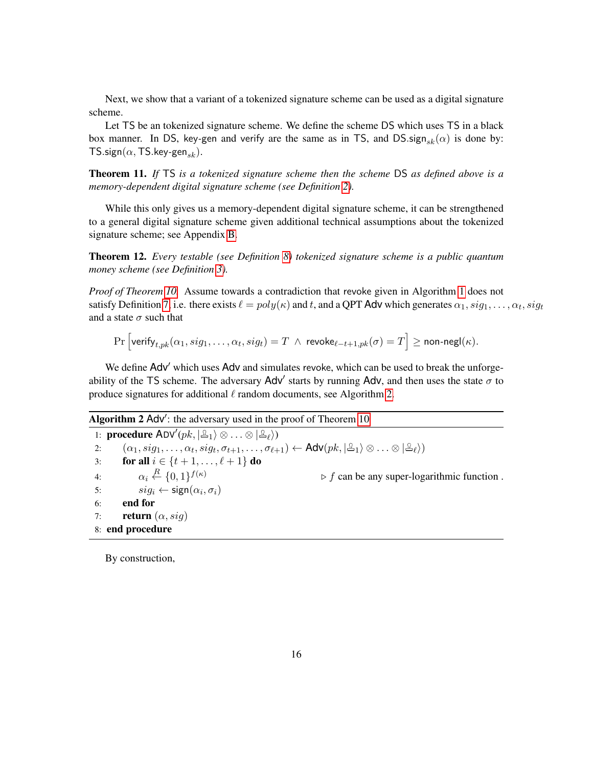Next, we show that a variant of a tokenized signature scheme can be used as a digital signature scheme.

Let $\mathsf{TS}$ be an tokenized signature scheme. We define the scheme $\mathsf{DS}$ which uses $\mathsf{TS}$ in a black box manner. In $\mathsf{DS}$, $\mathsf{key\text{-}gen}$ and $\mathsf{verify}$ are the same as in $\mathsf{TS}$, and $\mathsf{DS.sign}_{sk}(\alpha)$ is done by: $\mathsf{TS.sign}(\alpha, \mathsf{TS.key\text{-}gen}_{sk})$.

**Theorem 11.** *If* $\mathsf{TS}$ *is a tokenized signature scheme then the scheme* $\mathsf{DS}$ *as defined above is a memory-dependent digital signature scheme (see Definition 2).*

While this only gives us a memory-dependent digital signature scheme, it can be strengthened to a general digital signature scheme given additional technical assumptions about the tokenized signature scheme; see Appendix B.

**Theorem 12.** *Every testable (see Definition 8) tokenized signature scheme is a public quantum money scheme (see Definition 3).*

*Proof of Theorem 10.* Assume towards a contradiction that revoke given in Algorithm 1 does not satisfy Definition 7, i.e. there exists $\ell = poly(\kappa)$ and $t$, and a QPT $\mathsf{Adv}$ which generates $\alpha_1, sig_1, \ldots, \alpha_t, sig_t$ and a state $\sigma$ such that

$$\Pr\Big[\mathsf{verify}_{t,pk}(\alpha_1, sig_1, \ldots, \alpha_t, sig_t) = T \ \wedge \ \mathsf{revoke}_{\ell-t+1,pk}(\sigma) = T\Big] \geq \mathsf{non\text{-}negl}(\kappa).$$

We define $\mathsf{Adv}'$ which uses $\mathsf{Adv}$ and simulates revoke, which can be used to break the unforgeability of the $\mathsf{TS}$ scheme. The adversary $\mathsf{Adv}'$ starts by running $\mathsf{Adv}$, and then uses the state $\sigma$ to produce signatures for additional $\ell$ random documents, see Algorithm 2.

**Algorithm 2** $\mathsf{Adv}'$: the adversary used in the proof of Theorem 10

```
1: procedure ADV'(pk, |🔏_1⟩ ⊗ ... ⊗ |🔏_ℓ⟩)
2:     (α_1, sig_1, ..., α_t, sig_t, σ_{t+1}, ..., σ_{ℓ+1}) ← Adv(pk, |🔏_1⟩ ⊗ ... ⊗ |🔏_ℓ⟩)
3:     for all i ∈ {t+1, ..., ℓ+1} do
4:         α_i ←R {0,1}^{f(κ)}                    ▷ f can be any super-logarithmic function .
5:         sig_i ← sign(α_i, σ_i)
6:     end for
7:     return (α, sig)
8: end procedure
```

By construction,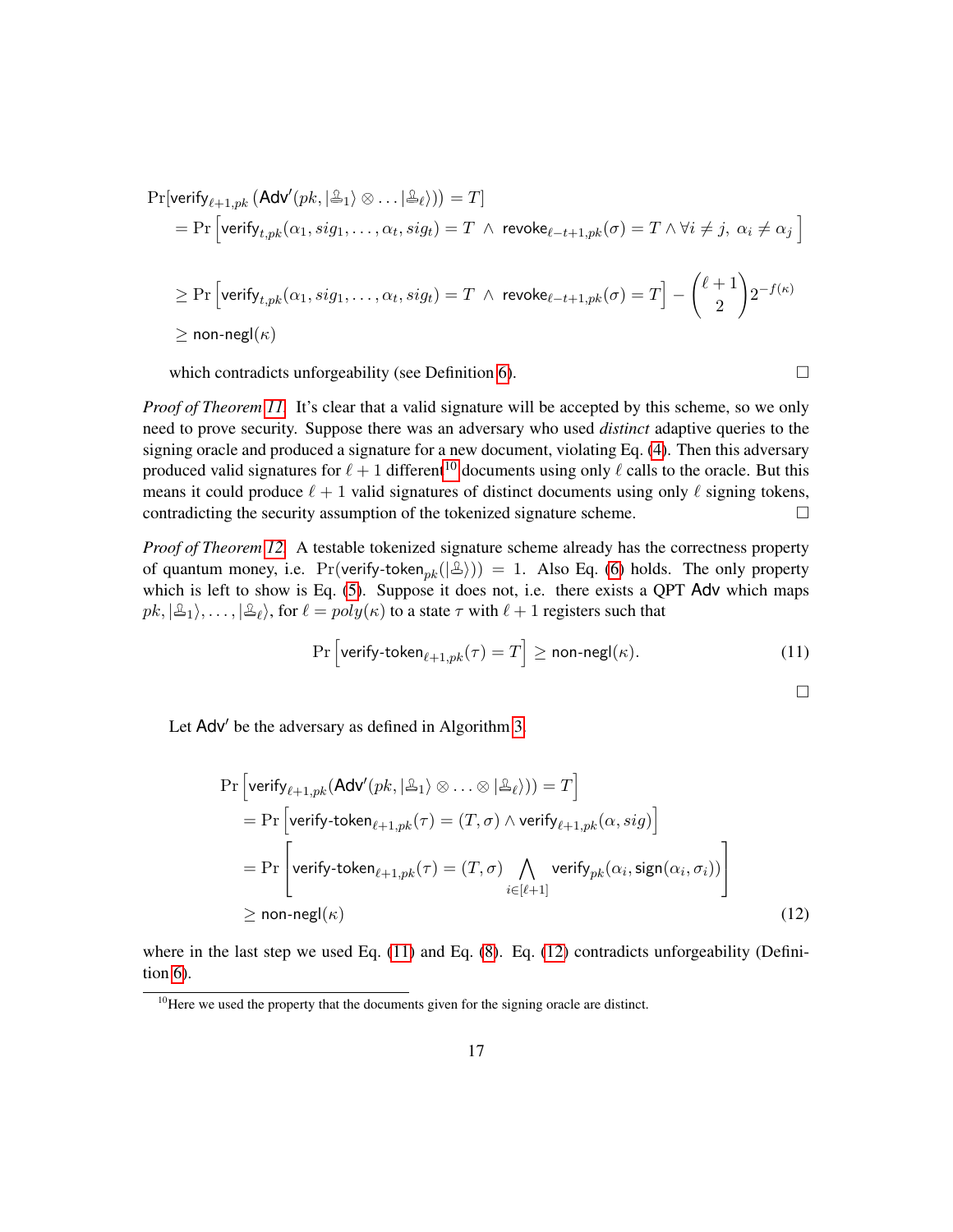$$
\begin{aligned}
&\Pr[\mathsf{verify}_{\ell+1,pk}\left(\mathsf{Adv}'(pk, |\text{♙}_1\rangle \otimes \dots |\text{♙}_\ell\rangle)\right) = T] \\
&\quad = \Pr\left[\mathsf{verify}_{t,pk}(\alpha_1, sig_1, \dots, \alpha_t, sig_t) = T \;\wedge\; \mathsf{revoke}_{\ell-t+1,pk}(\sigma) = T \wedge \forall i \neq j,\ \alpha_i \neq \alpha_j\right] \\
&\quad \geq \Pr\left[\mathsf{verify}_{t,pk}(\alpha_1, sig_1, \dots, \alpha_t, sig_t) = T \;\wedge\; \mathsf{revoke}_{\ell-t+1,pk}(\sigma) = T\right] - \binom{\ell+1}{2} 2^{-f(\kappa)} \\
&\quad \geq \mathsf{non\text{-}negl}(\kappa)
\end{aligned}
$$

which contradicts unforgeability (see Definition 6). □

*Proof of Theorem 11.* It's clear that a valid signature will be accepted by this scheme, so we only need to prove security. Suppose there was an adversary who used *distinct* adaptive queries to the signing oracle and produced a signature for a new document, violating Eq. (4). Then this adversary produced valid signatures for $\ell+1$ different[10] documents using only $\ell$ calls to the oracle. But this means it could produce $\ell+1$ valid signatures of distinct documents using only $\ell$ signing tokens, contradicting the security assumption of the tokenized signature scheme. □

*Proof of Theorem 12.* A testable tokenized signature scheme already has the correctness property of quantum money, i.e. $\Pr(\mathsf{verify\text{-}token}_{pk}(|\text{♙}\rangle)) = 1$. Also Eq. (6) holds. The only property which is left to show is Eq. (5). Suppose it does not, i.e. there exists a QPT $\mathsf{Adv}$ which maps $pk, |\text{♙}_1\rangle, \dots, |\text{♙}_\ell\rangle$, for $\ell = poly(\kappa)$ to a state $\tau$ with $\ell+1$ registers such that

$$
\Pr\left[\mathsf{verify\text{-}token}_{\ell+1,pk}(\tau) = T\right] \geq \mathsf{non\text{-}negl}(\kappa). \tag{11}
$$

□

Let $\mathsf{Adv}'$ be the adversary as defined in Algorithm 3.

$$
\begin{aligned}
&\Pr\left[\mathsf{verify}_{\ell+1,pk}(\mathsf{Adv}'(pk, |\text{♙}_1\rangle \otimes \dots \otimes |\text{♙}_\ell\rangle)) = T\right] \\
&\quad = \Pr\left[\mathsf{verify\text{-}token}_{\ell+1,pk}(\tau) = (T, \sigma) \wedge \mathsf{verify}_{\ell+1,pk}(\alpha, sig)\right] \\
&\quad = \Pr\left[\mathsf{verify\text{-}token}_{\ell+1,pk}(\tau) = (T, \sigma) \bigwedge_{i \in [\ell+1]} \mathsf{verify}_{pk}(\alpha_i, \mathsf{sign}(\alpha_i, \sigma_i))\right] \\
&\quad \geq \mathsf{non\text{-}negl}(\kappa)
\end{aligned} \tag{12}
$$

where in the last step we used Eq. (11) and Eq. (8). Eq. (12) contradicts unforgeability (Definition 6).

[10] Here we used the property that the documents given for the signing oracle are distinct.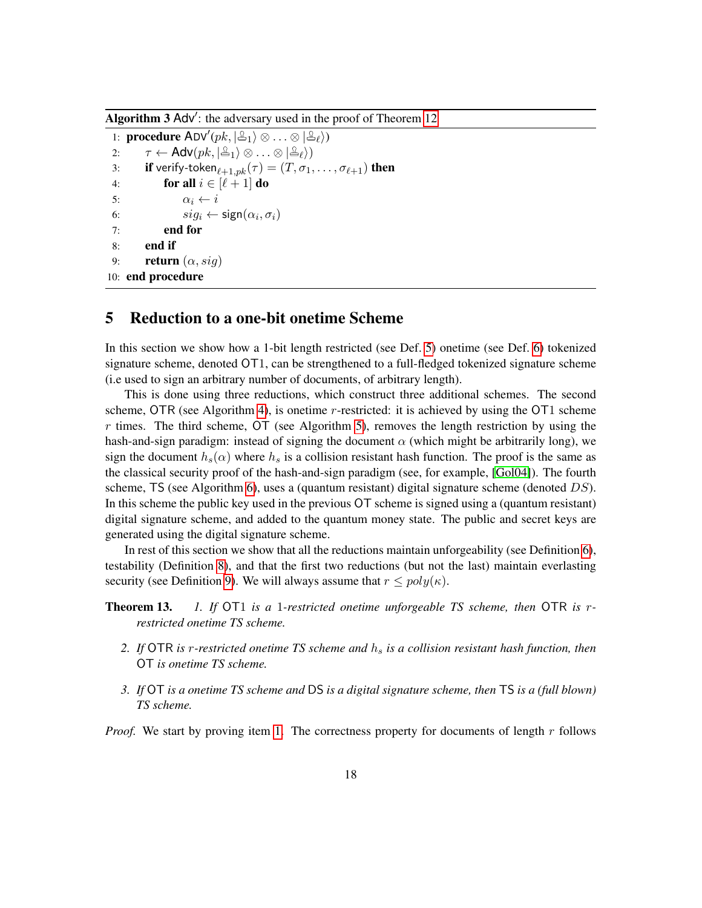**Algorithm 3** $\mathsf{Adv}'$: the adversary used in the proof of Theorem 12

```
1:  procedure ADV'(pk, |🜲_1⟩ ⊗ ... ⊗ |🜲_ℓ⟩)
2:      τ ← Adv(pk, |🜲_1⟩ ⊗ ... ⊗ |🜲_ℓ⟩)
3:      if verify-token_{ℓ+1,pk}(τ) = (T, σ_1, ..., σ_{ℓ+1}) then
4:          for all i ∈ [ℓ+1] do
5:              α_i ← i
6:              sig_i ← sign(α_i, σ_i)
7:          end for
8:      end if
9:      return (α, sig)
10: end procedure
```

## 5 Reduction to a one-bit onetime Scheme

In this section we show how a 1-bit length restricted (see Def. 5) onetime (see Def. 6) tokenized signature scheme, denoted $\mathsf{OT1}$, can be strengthened to a full-fledged tokenized signature scheme (i.e used to sign an arbitrary number of documents, of arbitrary length).

This is done using three reductions, which construct three additional schemes. The second scheme, $\mathsf{OTR}$ (see Algorithm 4), is onetime $r$-restricted: it is achieved by using the $\mathsf{OT1}$ scheme $r$ times. The third scheme, $\mathsf{OT}$ (see Algorithm 5), removes the length restriction by using the hash-and-sign paradigm: instead of signing the document $\alpha$ (which might be arbitrarily long), we sign the document $h_s(\alpha)$ where $h_s$ is a collision resistant hash function. The proof is the same as the classical security proof of the hash-and-sign paradigm (see, for example, [Gol04]). The fourth scheme, $\mathsf{TS}$ (see Algorithm 6), uses a (quantum resistant) digital signature scheme (denoted $DS$). In this scheme the public key used in the previous $\mathsf{OT}$ scheme is signed using a (quantum resistant) digital signature scheme, and added to the quantum money state. The public and secret keys are generated using the digital signature scheme.

In rest of this section we show that all the reductions maintain unforgeability (see Definition 6), testability (Definition 8), and that the first two reductions (but not the last) maintain everlasting security (see Definition 9). We will always assume that $r \leq poly(\kappa)$.

**Theorem 13.** *1. If $\mathsf{OT1}$ is a 1-restricted onetime unforgeable TS scheme, then $\mathsf{OTR}$ is $r$-restricted onetime TS scheme.*

*2. If $\mathsf{OTR}$ is $r$-restricted onetime TS scheme and $h_s$ is a collision resistant hash function, then $\mathsf{OT}$ is onetime TS scheme.*

*3. If $\mathsf{OT}$ is a onetime TS scheme and $\mathsf{DS}$ is a digital signature scheme, then $\mathsf{TS}$ is a (full blown) TS scheme.*

*Proof.* We start by proving item 1. The correctness property for documents of length $r$ follows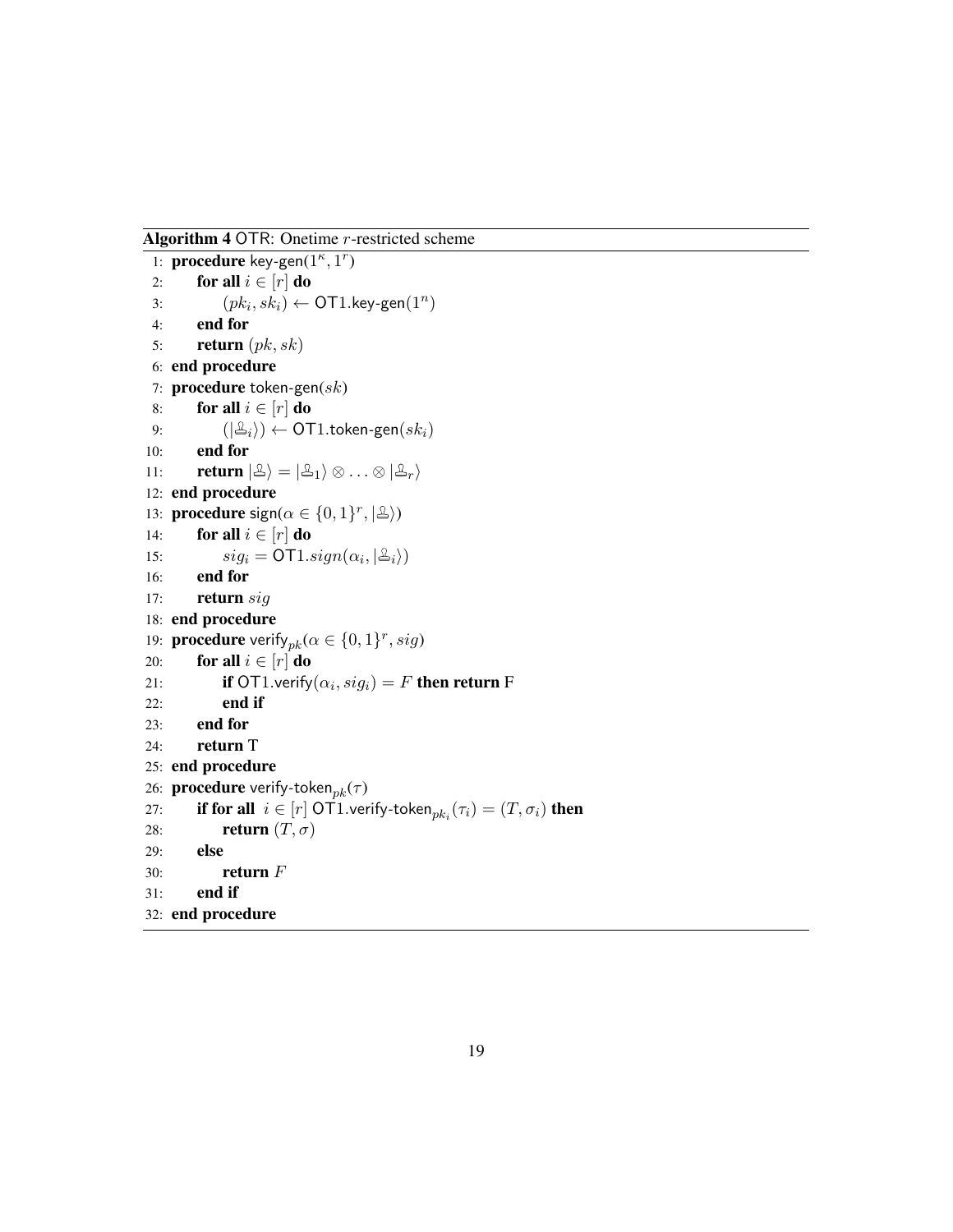**Algorithm 4** OTR: Onetime $r$-restricted scheme

```
 1: procedure key-gen(1^κ, 1^r)
 2:     for all i ∈ [r] do
 3:         (pk_i, sk_i) ← OT1.key-gen(1^n)
 4:     end for
 5:     return (pk, sk)
 6: end procedure
 7: procedure token-gen(sk)
 8:     for all i ∈ [r] do
 9:         (|🖃_i⟩) ← OT1.token-gen(sk_i)
10:     end for
11:     return |🖃⟩ = |🖃_1⟩ ⊗ ... ⊗ |🖃_r⟩
12: end procedure
13: procedure sign(α ∈ {0,1}^r, |🖃⟩)
14:     for all i ∈ [r] do
15:         sig_i = OT1.sign(α_i, |🖃_i⟩)
16:     end for
17:     return sig
18: end procedure
19: procedure verify_pk(α ∈ {0,1}^r, sig)
20:     for all i ∈ [r] do
21:         if OT1.verify(α_i, sig_i) = F then return F
22:         end if
23:     end for
24:     return T
25: end procedure
26: procedure verify-token_pk(τ)
27:     if for all i ∈ [r] OT1.verify-token_{pk_i}(τ_i) = (T, σ_i) then
28:         return (T, σ)
29:     else
30:         return F
31:     end if
32: end procedure
```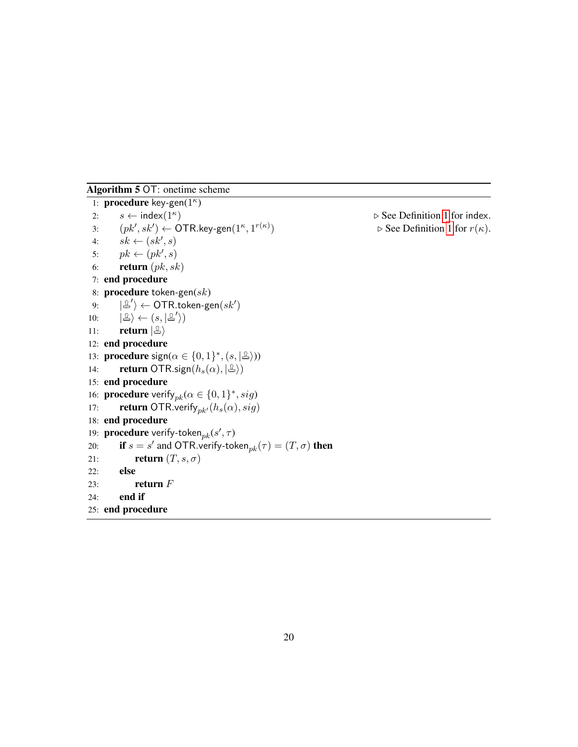**Algorithm 5** OT: onetime scheme

```
 1: procedure key-gen(1^κ)
 2:     s ← index(1^κ)                                  ▷ See Definition 1 for index.
 3:     (pk′, sk′) ← OTR.key-gen(1^κ, 1^{r(κ)})         ▷ See Definition 1 for r(κ).
 4:     sk ← (sk′, s)
 5:     pk ← (pk′, s)
 6:     return (pk, sk)
 7: end procedure
 8: procedure token-gen(sk)
 9:     |🜨′⟩ ← OTR.token-gen(sk′)
10:     |🜨⟩ ← (s, |🜨′⟩)
11:     return |🜨⟩
12: end procedure
13: procedure sign(α ∈ {0,1}*, (s, |🜨⟩))
14:     return OTR.sign(h_s(α), |🜨⟩)
15: end procedure
16: procedure verify_pk(α ∈ {0,1}*, sig)
17:     return OTR.verify_pk′(h_s(α), sig)
18: end procedure
19: procedure verify-token_pk(s′, τ)
20:     if s = s′ and OTR.verify-token_pk(τ) = (T, σ) then
21:         return (T, s, σ)
22:     else
23:         return F
24:     end if
25: end procedure
```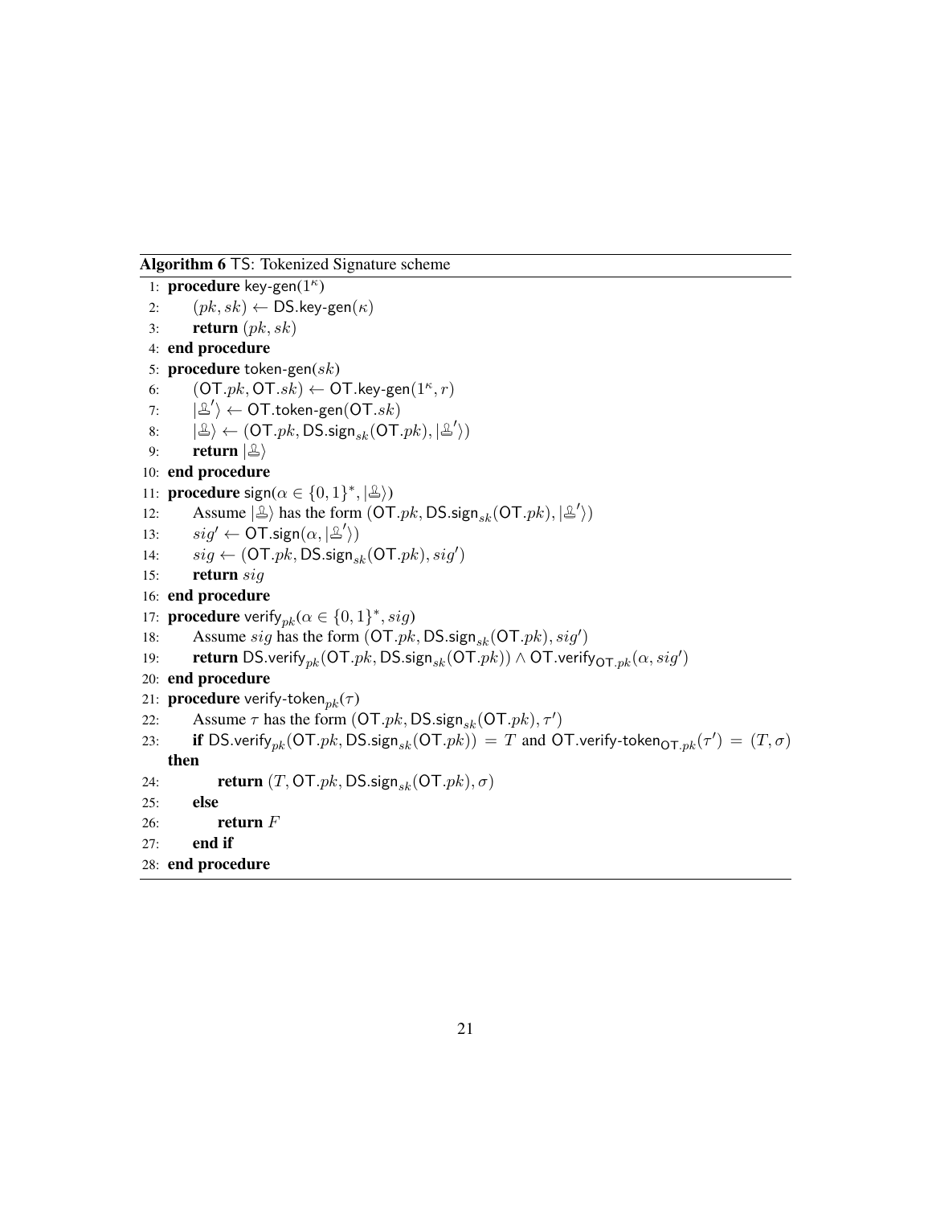**Algorithm 6** TS: Tokenized Signature scheme

```
1: procedure key-gen(1^κ)
2:     (pk, sk) ← DS.key-gen(κ)
3:     return (pk, sk)
4: end procedure
5: procedure token-gen(sk)
6:     (OT.pk, OT.sk) ← OT.key-gen(1^κ, r)
7:     |🖃'⟩ ← OT.token-gen(OT.sk)
8:     |🖃⟩ ← (OT.pk, DS.sign_sk(OT.pk), |🖃'⟩)
9:     return |🖃⟩
10: end procedure
11: procedure sign(α ∈ {0,1}*, |🖃⟩)
12:     Assume |🖃⟩ has the form (OT.pk, DS.sign_sk(OT.pk), |🖃'⟩)
13:     sig' ← OT.sign(α, |🖃'⟩)
14:     sig ← (OT.pk, DS.sign_sk(OT.pk), sig')
15:     return sig
16: end procedure
17: procedure verify_pk(α ∈ {0,1}*, sig)
18:     Assume sig has the form (OT.pk, DS.sign_sk(OT.pk), sig')
19:     return DS.verify_pk(OT.pk, DS.sign_sk(OT.pk)) ∧ OT.verify_OT.pk(α, sig')
20: end procedure
21: procedure verify-token_pk(τ)
22:     Assume τ has the form (OT.pk, DS.sign_sk(OT.pk), τ')
23:     if DS.verify_pk(OT.pk, DS.sign_sk(OT.pk)) = T and OT.verify-token_OT.pk(τ') = (T, σ) then
24:         return (T, OT.pk, DS.sign_sk(OT.pk), σ)
25:     else
26:         return F
27:     end if
28: end procedure
```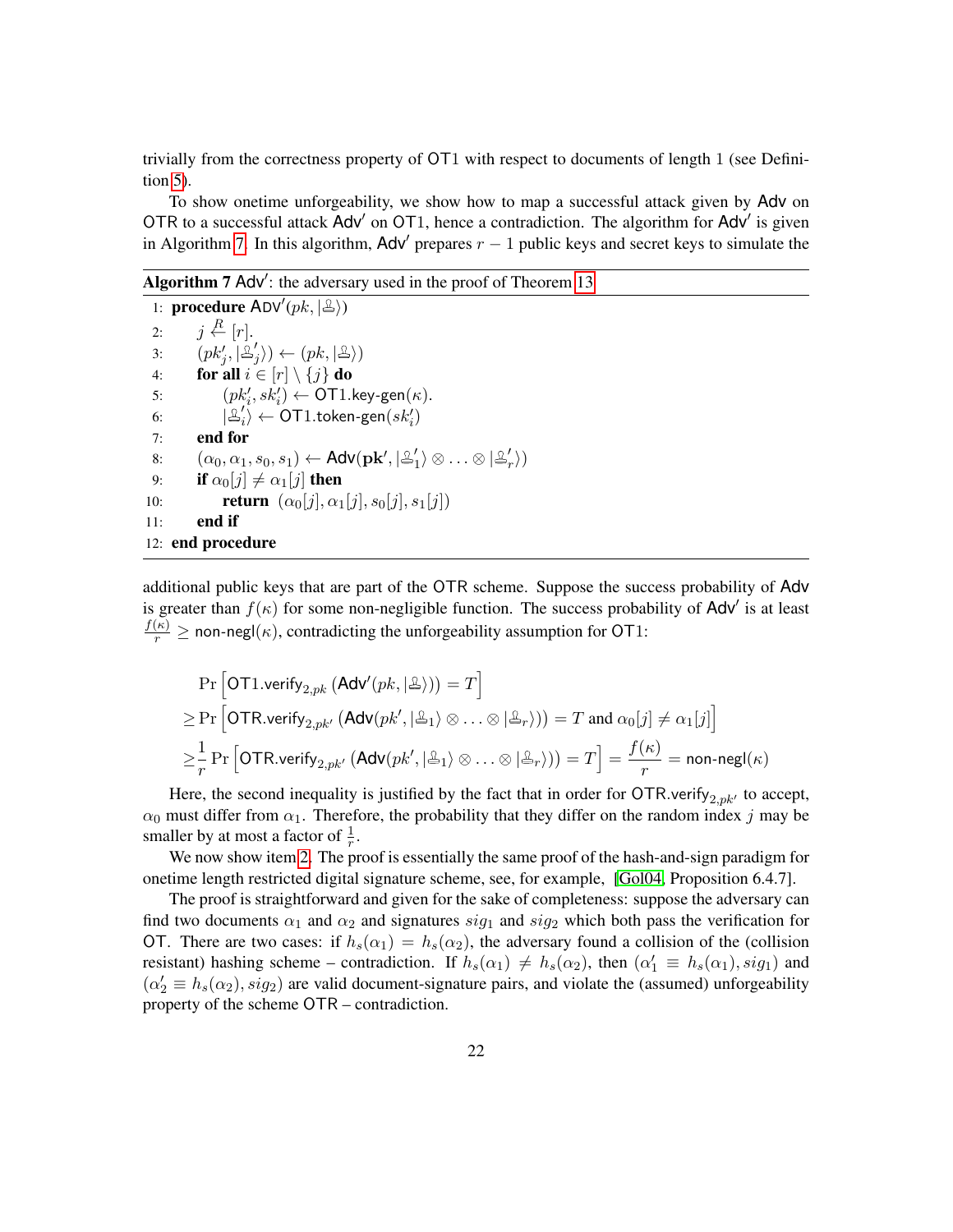trivially from the correctness property of OT1 with respect to documents of length 1 (see Definition 5).

To show onetime unforgeability, we show how to map a successful attack given by Adv on OTR to a successful attack Adv′ on OT1, hence a contradiction. The algorithm for Adv′ is given in Algorithm 7. In this algorithm, Adv′ prepares $r-1$ public keys and secret keys to simulate the additional public keys that are part of the OTR scheme.

**Algorithm 7** Adv′: the adversary used in the proof of Theorem 13

```
1: procedure ADV′(pk, |🔏⟩)
2:     j ←R [r].
3:     (pk′_j, |🔏′_j⟩) ← (pk, |🔏⟩)
4:     for all i ∈ [r] \ {j} do
5:         (pk′_i, sk′_i) ← OT1.key-gen(κ).
6:         |🔏′_i⟩ ← OT1.token-gen(sk′_i)
7:     end for
8:     (α_0, α_1, s_0, s_1) ← Adv(pk′, |🔏′_1⟩ ⊗ ... ⊗ |🔏′_r⟩)
9:     if α_0[j] ≠ α_1[j] then
10:        return (α_0[j], α_1[j], s_0[j], s_1[j])
11:    end if
12: end procedure
```

Suppose the success probability of Adv is greater than $f(\kappa)$ for some non-negligible function. The success probability of Adv′ is at least $\frac{f(\kappa)}{r} \geq \mathsf{non\text{-}negl}(\kappa)$, contradicting the unforgeability assumption for OT1:

$$
\begin{aligned}
&\Pr\left[\mathsf{OT1.verify}_{2,pk}\left(\mathsf{Adv}'(pk, |🔏\rangle)\right) = T\right] \\
\geq &\Pr\left[\mathsf{OTR.verify}_{2,pk'}\left(\mathsf{Adv}(pk', |🔏_1\rangle \otimes \ldots \otimes |🔏_r\rangle)\right) = T \text{ and } \alpha_0[j] \neq \alpha_1[j]\right] \\
\geq &\frac{1}{r}\Pr\left[\mathsf{OTR.verify}_{2,pk'}\left(\mathsf{Adv}(pk', |🔏_1\rangle \otimes \ldots \otimes |🔏_r\rangle)\right) = T\right] = \frac{f(\kappa)}{r} = \mathsf{non\text{-}negl}(\kappa)
\end{aligned}
$$

Here, the second inequality is justified by the fact that in order for $\mathsf{OTR.verify}_{2,pk'}$ to accept, $\alpha_0$ must differ from $\alpha_1$. Therefore, the probability that they differ on the random index $j$ may be smaller by at most a factor of $\frac{1}{r}$.

We now show item 2. The proof is essentially the same proof of the hash-and-sign paradigm for onetime length restricted digital signature scheme, see, for example, [Gol04, Proposition 6.4.7].

The proof is straightforward and given for the sake of completeness: suppose the adversary can find two documents $\alpha_1$ and $\alpha_2$ and signatures $sig_1$ and $sig_2$ which both pass the verification for OT. There are two cases: if $h_s(\alpha_1) = h_s(\alpha_2)$, the adversary found a collision of the (collision resistant) hashing scheme – contradiction. If $h_s(\alpha_1) \neq h_s(\alpha_2)$, then $(\alpha_1' \equiv h_s(\alpha_1), sig_1)$ and $(\alpha_2' \equiv h_s(\alpha_2), sig_2)$ are valid document-signature pairs, and violate the (assumed) unforgeability property of the scheme OTR – contradiction.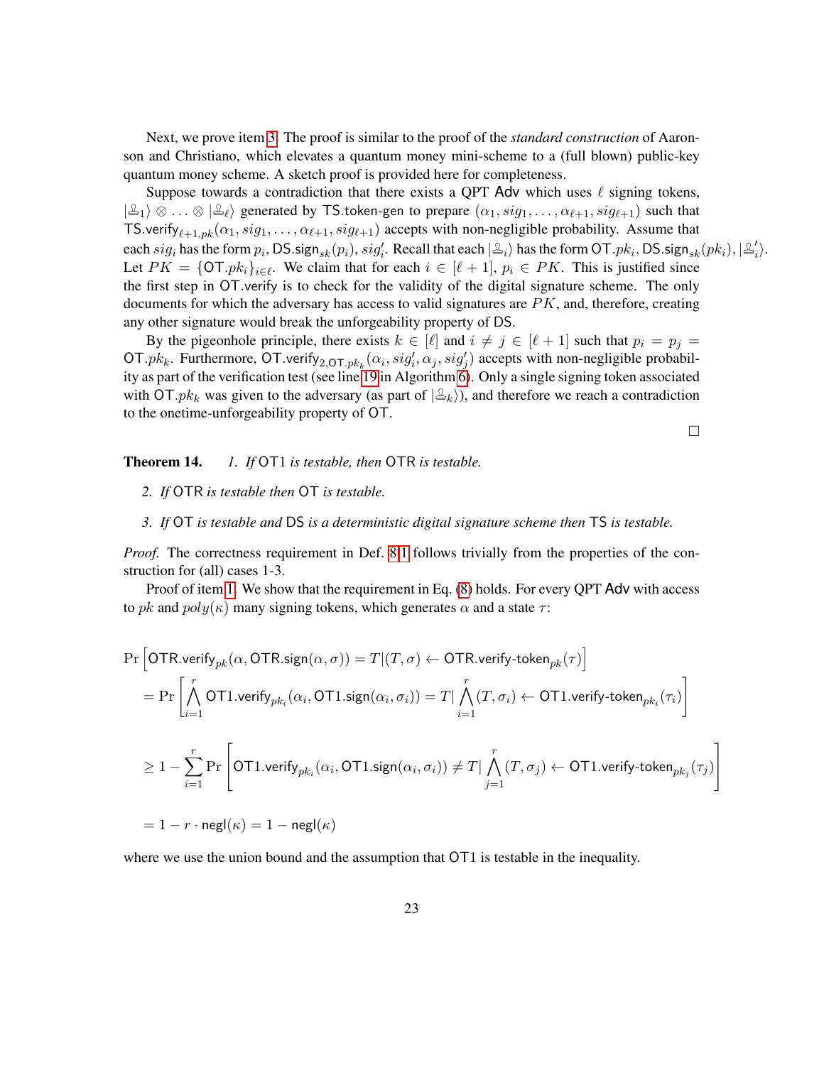Next, we prove item 3. The proof is similar to the proof of the *standard construction* of Aaronson and Christiano, which elevates a quantum money mini-scheme to a (full blown) public-key quantum money scheme. A sketch proof is provided here for completeness.

Suppose towards a contradiction that there exists a QPT $\mathsf{Adv}$ which uses $\ell$ signing tokens, $|🖃_1\rangle \otimes \ldots \otimes |🖃_\ell\rangle$ generated by $\mathsf{TS.token\text{-}gen}$ to prepare $(\alpha_1, sig_1, \ldots, \alpha_{\ell+1}, sig_{\ell+1})$ such that $\mathsf{TS.verify}_{\ell+1,pk}(\alpha_1, sig_1, \ldots, \alpha_{\ell+1}, sig_{\ell+1})$ accepts with non-negligible probability. Assume that each $sig_i$ has the form $p_i, \mathsf{DS.sign}_{sk}(p_i), sig'_i$. Recall that each $|🖃_i\rangle$ has the form $\mathsf{OT}.pk_i, \mathsf{DS.sign}_{sk}(pk_i), |🖃'_i\rangle$. Let $PK = \{\mathsf{OT}.pk_i\}_{i\in\ell}$. We claim that for each $i \in [\ell+1]$, $p_i \in PK$. This is justified since the first step in $\mathsf{OT}$.verify is to check for the validity of the digital signature scheme. The only documents for which the adversary has access to valid signatures are $PK$, and, therefore, creating any other signature would break the unforgeability property of $\mathsf{DS}$.

By the pigeonhole principle, there exists $k \in [\ell]$ and $i \neq j \in [\ell+1]$ such that $p_i = p_j = \mathsf{OT}.pk_k$. Furthermore, $\mathsf{OT.verify}_{2,\mathsf{OT}.pk_k}(\alpha_i, sig'_i, \alpha_j, sig'_j)$ accepts with non-negligible probability as part of the verification test (see line 19 in Algorithm 6). Only a single signing token associated with $\mathsf{OT}.pk_k$ was given to the adversary (as part of $|🖃_k\rangle$), and therefore we reach a contradiction to the onetime-unforgeability property of $\mathsf{OT}$.

□

**Theorem 14.** *1. If* $\mathsf{OT1}$ *is testable, then* $\mathsf{OTR}$ *is testable.*

*2. If* $\mathsf{OTR}$ *is testable then* $\mathsf{OT}$ *is testable.*

*3. If* $\mathsf{OT}$ *is testable and* $\mathsf{DS}$ *is a deterministic digital signature scheme then* $\mathsf{TS}$ *is testable.*

*Proof.* The correctness requirement in Def. 8.1 follows trivially from the properties of the construction for (all) cases 1-3.

Proof of item 1. We show that the requirement in Eq. (8) holds. For every QPT $\mathsf{Adv}$ with access to $pk$ and $poly(\kappa)$ many signing tokens, which generates $\alpha$ and a state $\tau$:

$$
\begin{aligned}
&\Pr\left[\mathsf{OTR.verify}_{pk}(\alpha, \mathsf{OTR.sign}(\alpha,\sigma)) = T | (T,\sigma) \leftarrow \mathsf{OTR.verify\text{-}token}_{pk}(\tau)\right] \\
&= \Pr\left[\bigwedge_{i=1}^{r} \mathsf{OT1.verify}_{pk_i}(\alpha_i, \mathsf{OT1.sign}(\alpha_i,\sigma_i)) = T | \bigwedge_{i=1}^{r} (T,\sigma_i) \leftarrow \mathsf{OT1.verify\text{-}token}_{pk_i}(\tau_i)\right] \\
&\geq 1 - \sum_{i=1}^{r} \Pr\left[\mathsf{OT1.verify}_{pk_i}(\alpha_i, \mathsf{OT1.sign}(\alpha_i,\sigma_i)) \neq T | \bigwedge_{j=1}^{r} (T,\sigma_j) \leftarrow \mathsf{OT1.verify\text{-}token}_{pk_j}(\tau_j)\right] \\
&= 1 - r \cdot \mathsf{negl}(\kappa) = 1 - \mathsf{negl}(\kappa)
\end{aligned}
$$

where we use the union bound and the assumption that $\mathsf{OT1}$ is testable in the inequality.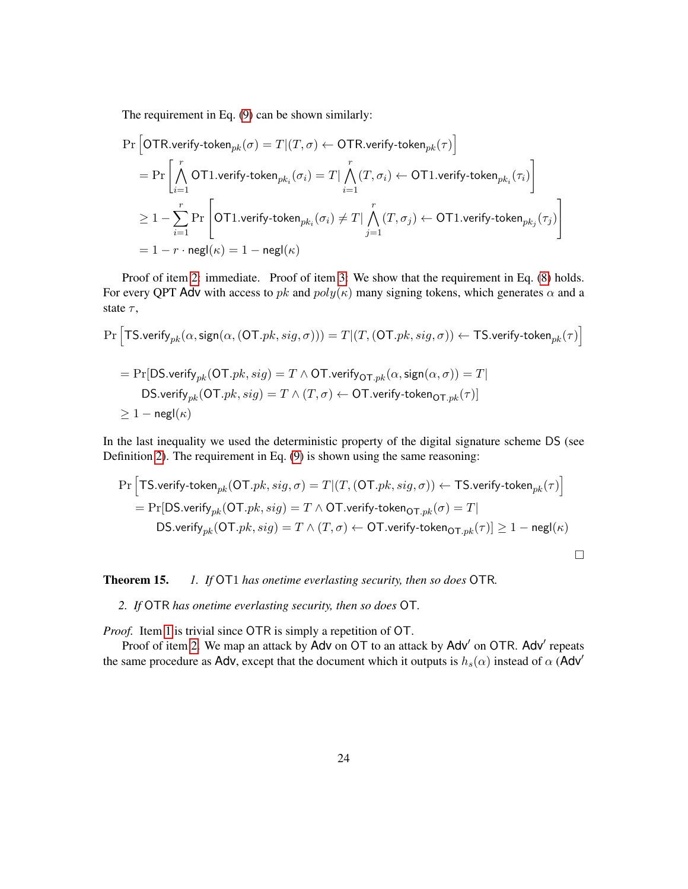The requirement in Eq. (9) can be shown similarly:

$$
\begin{aligned}
\Pr &\left[\mathsf{OTR.verify\text{-}token}_{pk}(\sigma) = T | (T, \sigma) \leftarrow \mathsf{OTR.verify\text{-}token}_{pk}(\tau)\right] \\
&= \Pr\left[\bigwedge_{i=1}^{r} \mathsf{OT1.verify\text{-}token}_{pk_i}(\sigma_i) = T | \bigwedge_{i=1}^{r} (T, \sigma_i) \leftarrow \mathsf{OT1.verify\text{-}token}_{pk_i}(\tau_i)\right] \\
&\geq 1 - \sum_{i=1}^{r} \Pr\left[\mathsf{OT1.verify\text{-}token}_{pk_i}(\sigma_i) \neq T | \bigwedge_{j=1}^{r} (T, \sigma_j) \leftarrow \mathsf{OT1.verify\text{-}token}_{pk_j}(\tau_j)\right] \\
&= 1 - r \cdot \mathsf{negl}(\kappa) = 1 - \mathsf{negl}(\kappa)
\end{aligned}
$$

Proof of item 2: immediate. Proof of item 3: We show that the requirement in Eq. (8) holds. For every QPT $\mathsf{Adv}$ with access to $pk$ and $poly(\kappa)$ many signing tokens, which generates $\alpha$ and a state $\tau$,

$$
\Pr\left[\mathsf{TS.verify}_{pk}(\alpha, \mathsf{sign}(\alpha, (\mathsf{OT}.pk, sig, \sigma))) = T | (T, (\mathsf{OT}.pk, sig, \sigma)) \leftarrow \mathsf{TS.verify\text{-}token}_{pk}(\tau)\right]
$$

$$
\begin{aligned}
&= \Pr[\mathsf{DS.verify}_{pk}(\mathsf{OT}.pk, sig) = T \wedge \mathsf{OT.verify}_{\mathsf{OT}.pk}(\alpha, \mathsf{sign}(\alpha, \sigma)) = T | \\
&\qquad \mathsf{DS.verify}_{pk}(\mathsf{OT}.pk, sig) = T \wedge (T, \sigma) \leftarrow \mathsf{OT.verify\text{-}token}_{\mathsf{OT}.pk}(\tau)] \\
&\geq 1 - \mathsf{negl}(\kappa)
\end{aligned}
$$

In the last inequality we used the deterministic property of the digital signature scheme DS (see Definition 2). The requirement in Eq. (9) is shown using the same reasoning:

$$
\begin{aligned}
\Pr &\left[\mathsf{TS.verify\text{-}token}_{pk}(\mathsf{OT}.pk, sig, \sigma) = T | (T, (\mathsf{OT}.pk, sig, \sigma)) \leftarrow \mathsf{TS.verify\text{-}token}_{pk}(\tau)\right] \\
&= \Pr[\mathsf{DS.verify}_{pk}(\mathsf{OT}.pk, sig) = T \wedge \mathsf{OT.verify\text{-}token}_{\mathsf{OT}.pk}(\sigma) = T | \\
&\qquad \mathsf{DS.verify}_{pk}(\mathsf{OT}.pk, sig) = T \wedge (T, \sigma) \leftarrow \mathsf{OT.verify\text{-}token}_{\mathsf{OT}.pk}(\tau)] \geq 1 - \mathsf{negl}(\kappa)
\end{aligned}
$$

□

**Theorem 15.** *1. If* $\mathsf{OT1}$ *has onetime everlasting security, then so does* $\mathsf{OTR}$.

*2. If* $\mathsf{OTR}$ *has onetime everlasting security, then so does* $\mathsf{OT}$.

*Proof.* Item 1 is trivial since $\mathsf{OTR}$ is simply a repetition of $\mathsf{OT}$.

Proof of item 2. We map an attack by $\mathsf{Adv}$ on $\mathsf{OT}$ to an attack by $\mathsf{Adv}'$ on $\mathsf{OTR}$. $\mathsf{Adv}'$ repeats the same procedure as $\mathsf{Adv}$, except that the document which it outputs is $h_s(\alpha)$ instead of $\alpha$ ($\mathsf{Adv}'$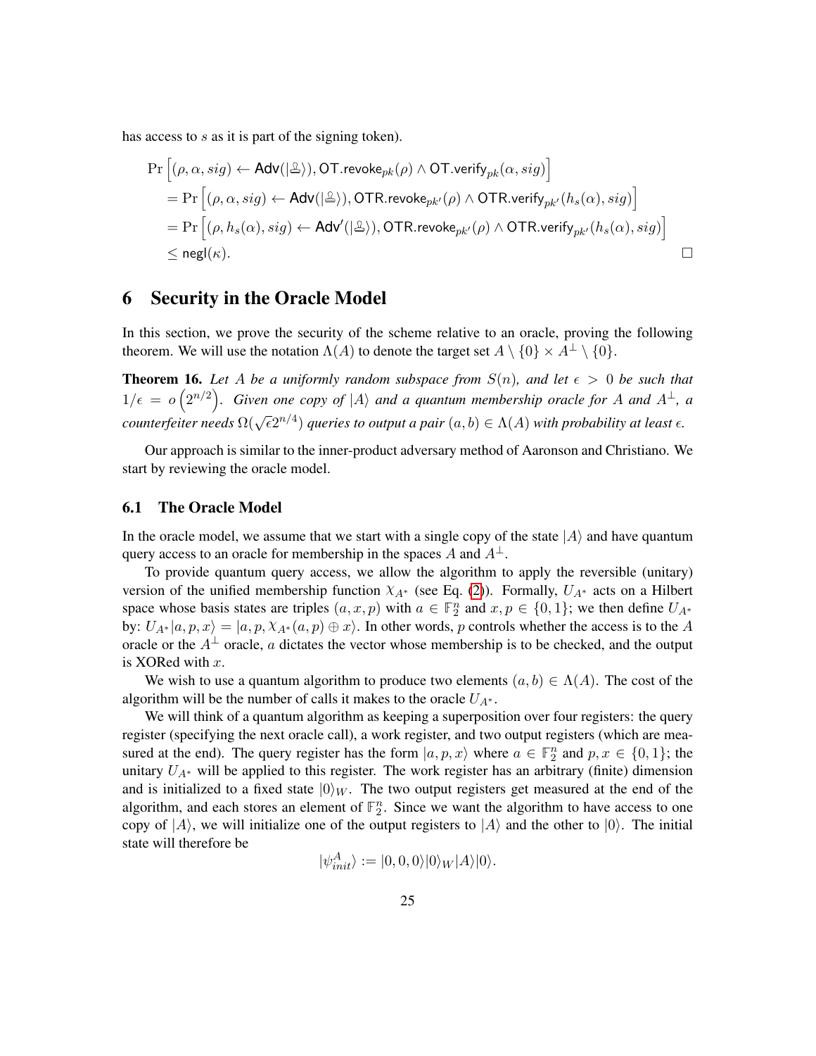has access to $s$ as it is part of the signing token).

$$
\begin{aligned}
&\Pr\left[(\rho, \alpha, sig) \leftarrow \mathsf{Adv}(|\text{🖃}\rangle), \mathsf{OT.revoke}_{pk}(\rho) \wedge \mathsf{OT.verify}_{pk}(\alpha, sig)\right] \\
&= \Pr\left[(\rho, \alpha, sig) \leftarrow \mathsf{Adv}(|\text{🖃}\rangle), \mathsf{OTR.revoke}_{pk'}(\rho) \wedge \mathsf{OTR.verify}_{pk'}(h_s(\alpha), sig)\right] \\
&= \Pr\left[(\rho, h_s(\alpha), sig) \leftarrow \mathsf{Adv}'(|\text{🖃}\rangle), \mathsf{OTR.revoke}_{pk'}(\rho) \wedge \mathsf{OTR.verify}_{pk'}(h_s(\alpha), sig)\right] \\
&\leq \mathsf{negl}(\kappa).
\end{aligned}
$$

□

# 6 Security in the Oracle Model

In this section, we prove the security of the scheme relative to an oracle, proving the following theorem. We will use the notation $\Lambda(A)$ to denote the target set $A \setminus \{0\} \times A^{\perp} \setminus \{0\}$.

**Theorem 16.** *Let $A$ be a uniformly random subspace from $S(n)$, and let $\epsilon > 0$ be such that $1/\epsilon = o\left(2^{n/2}\right)$. Given one copy of $|A\rangle$ and a quantum membership oracle for $A$ and $A^{\perp}$, a counterfeiter needs $\Omega(\sqrt{\epsilon}2^{n/4})$ queries to output a pair $(a, b) \in \Lambda(A)$ with probability at least $\epsilon$.*

Our approach is similar to the inner-product adversary method of Aaronson and Christiano. We start by reviewing the oracle model.

## 6.1 The Oracle Model

In the oracle model, we assume that we start with a single copy of the state $|A\rangle$ and have quantum query access to an oracle for membership in the spaces $A$ and $A^{\perp}$.

To provide quantum query access, we allow the algorithm to apply the reversible (unitary) version of the unified membership function $\chi_{A^*}$ (see Eq. (2)). Formally, $U_{A^*}$ acts on a Hilbert space whose basis states are triples $(a, x, p)$ with $a \in \mathbb{F}_2^n$ and $x, p \in \{0, 1\}$; we then define $U_{A^*}$ by: $U_{A^*}|a, p, x\rangle = |a, p, \chi_{A^*}(a, p) \oplus x\rangle$. In other words, $p$ controls whether the access is to the $A$ oracle or the $A^{\perp}$ oracle, $a$ dictates the vector whose membership is to be checked, and the output is XORed with $x$.

We wish to use a quantum algorithm to produce two elements $(a, b) \in \Lambda(A)$. The cost of the algorithm will be the number of calls it makes to the oracle $U_{A^*}$.

We will think of a quantum algorithm as keeping a superposition over four registers: the query register (specifying the next oracle call), a work register, and two output registers (which are measured at the end). The query register has the form $|a, p, x\rangle$ where $a \in \mathbb{F}_2^n$ and $p, x \in \{0, 1\}$; the unitary $U_{A^*}$ will be applied to this register. The work register has an arbitrary (finite) dimension and is initialized to a fixed state $|0\rangle_W$. The two output registers get measured at the end of the algorithm, and each stores an element of $\mathbb{F}_2^n$. Since we want the algorithm to have access to one copy of $|A\rangle$, we will initialize one of the output registers to $|A\rangle$ and the other to $|0\rangle$. The initial state will therefore be

$$|\psi_{init}^{A}\rangle := |0, 0, 0\rangle|0\rangle_W|A\rangle|0\rangle.$$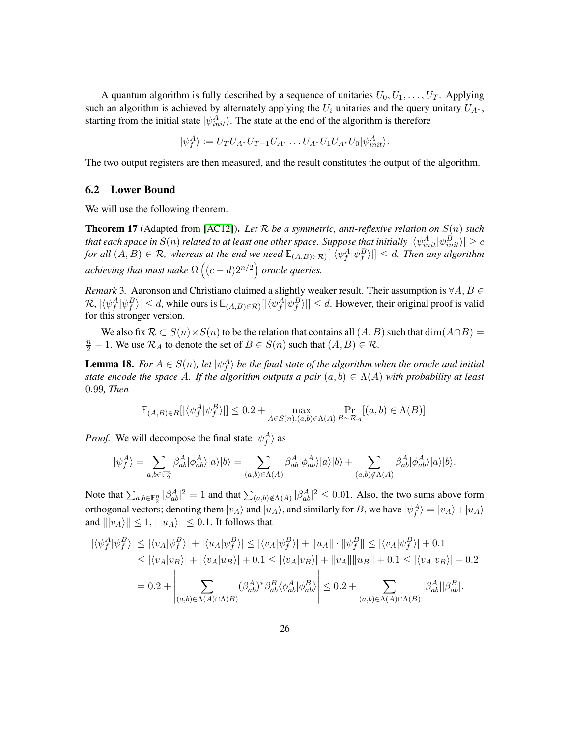A quantum algorithm is fully described by a sequence of unitaries $U_0, U_1, \ldots, U_T$. Applying such an algorithm is achieved by alternately applying the $U_i$ unitaries and the query unitary $U_{A^*}$, starting from the initial state $|\psi^A_{init}\rangle$. The state at the end of the algorithm is therefore

$$|\psi^A_f\rangle := U_T U_{A^*} U_{T-1} U_{A^*} \ldots U_{A^*} U_1 U_{A^*} U_0 |\psi^A_{init}\rangle.$$

The two output registers are then measured, and the result constitutes the output of the algorithm.

## 6.2 Lower Bound

We will use the following theorem.

**Theorem 17** (Adapted from [AC12]). *Let $\mathcal{R}$ be a symmetric, anti-reflexive relation on $S(n)$ such that each space in $S(n)$ related to at least one other space. Suppose that initially $|\langle\psi^A_{init}|\psi^B_{init}\rangle| \geq c$ for all $(A, B) \in \mathcal{R}$, whereas at the end we need $\mathbb{E}_{(A,B)\in\mathcal{R})}[|\langle\psi^A_f|\psi^B_f\rangle|] \leq d$. Then any algorithm achieving that must make $\Omega\left((c-d)2^{n/2}\right)$ oracle queries.*

*Remark* 3. Aaronson and Christiano claimed a slightly weaker result. Their assumption is $\forall A, B \in \mathcal{R}, |\langle\psi^A_f|\psi^B_f\rangle| \leq d$, while ours is $\mathbb{E}_{(A,B)\in\mathcal{R})}[|\langle\psi^A_f|\psi^B_f\rangle|] \leq d$. However, their original proof is valid for this stronger version.

We also fix $\mathcal{R} \subset S(n) \times S(n)$ to be the relation that contains all $(A, B)$ such that $\dim(A \cap B) = \frac{n}{2} - 1$. We use $\mathcal{R}_A$ to denote the set of $B \in S(n)$ such that $(A, B) \in \mathcal{R}$.

**Lemma 18.** *For $A \in S(n)$, let $|\psi^A_f\rangle$ be the final state of the algorithm when the oracle and initial state encode the space $A$. If the algorithm outputs a pair $(a, b) \in \Lambda(A)$ with probability at least 0.99, Then*

$$\mathbb{E}_{(A,B)\in R}[|\langle\psi^A_f|\psi^B_f\rangle|] \leq 0.2 + \max_{A\in S(n),(a,b)\in\Lambda(A)} \Pr_{B\sim\mathcal{R}_A}[(a, b) \in \Lambda(B)].$$

*Proof.* We will decompose the final state $|\psi^A_f\rangle$ as

$$|\psi^A_f\rangle = \sum_{a,b\in\mathbb{F}_2^n} \beta^A_{ab}|\phi^A_{ab}\rangle|a\rangle|b\rangle = \sum_{(a,b)\in\Lambda(A)} \beta^A_{ab}|\phi^A_{ab}\rangle|a\rangle|b\rangle + \sum_{(a,b)\notin\Lambda(A)} \beta^A_{ab}|\phi^A_{ab}\rangle|a\rangle|b\rangle.$$

Note that $\sum_{a,b\in\mathbb{F}_2^n} |\beta^A_{ab}|^2 = 1$ and that $\sum_{(a,b)\notin\Lambda(A)} |\beta^A_{ab}|^2 \leq 0.01$. Also, the two sums above form orthogonal vectors; denoting them $|v_A\rangle$ and $|u_A\rangle$, and similarly for $B$, we have $|\psi^A_f\rangle = |v_A\rangle + |u_A\rangle$ and $\||v_A\rangle\| \leq 1$, $\||u_A\rangle\| \leq 0.1$. It follows that

$$\begin{aligned}
|\langle\psi^A_f|\psi^B_f\rangle| &\leq |\langle v_A|\psi^B_f\rangle| + |\langle u_A|\psi^B_f\rangle| \leq |\langle v_A|\psi^B_f\rangle| + \|u_A\| \cdot \|\psi^B_f\| \leq |\langle v_A|\psi^B_f\rangle| + 0.1 \\
&\leq |\langle v_A|v_B\rangle| + |\langle v_A|u_B\rangle| + 0.1 \leq |\langle v_A|v_B\rangle| + \|v_A\|\|u_B\| + 0.1 \leq |\langle v_A|v_B\rangle| + 0.2 \\
&= 0.2 + \left|\sum_{(a,b)\in\Lambda(A)\cap\Lambda(B)} (\beta^A_{ab})^* \beta^B_{ab} \langle\phi^A_{ab}|\phi^B_{ab}\rangle\right| \leq 0.2 + \sum_{(a,b)\in\Lambda(A)\cap\Lambda(B)} |\beta^A_{ab}||\beta^B_{ab}|.
\end{aligned}$$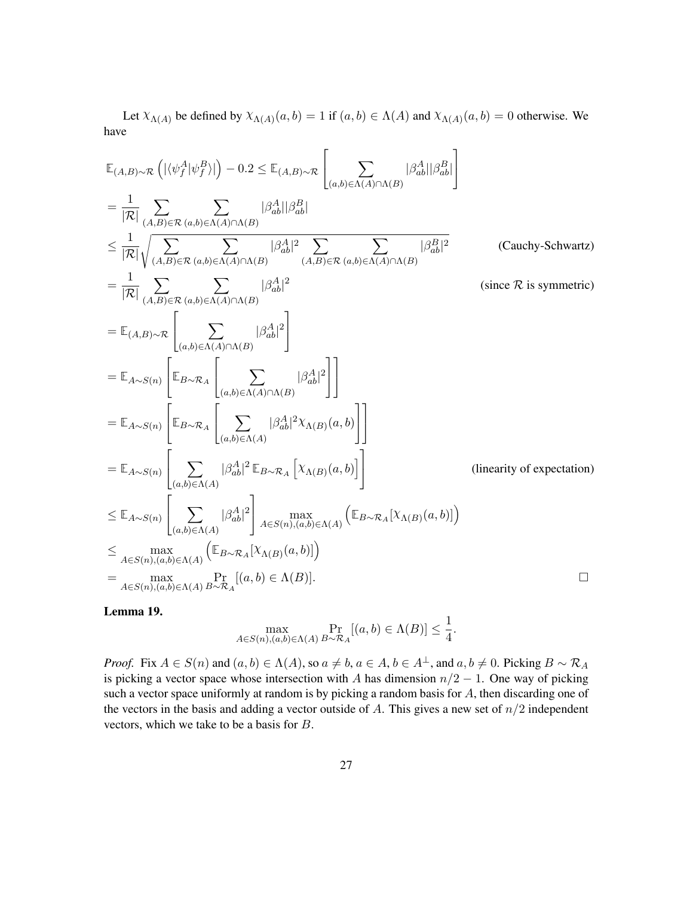Let $\chi_{\Lambda(A)}$ be defined by $\chi_{\Lambda(A)}(a,b) = 1$ if $(a,b) \in \Lambda(A)$ and $\chi_{\Lambda(A)}(a,b) = 0$ otherwise. We have

$$
\begin{aligned}
&\mathbb{E}_{(A,B)\sim\mathcal{R}}\left(|\langle\psi_f^A|\psi_f^B\rangle|\right) - 0.2 \leq \mathbb{E}_{(A,B)\sim\mathcal{R}}\left[\sum_{(a,b)\in\Lambda(A)\cap\Lambda(B)} |\beta_{ab}^A||\beta_{ab}^B|\right] \\
&= \frac{1}{|\mathcal{R}|}\sum_{(A,B)\in\mathcal{R}}\sum_{(a,b)\in\Lambda(A)\cap\Lambda(B)} |\beta_{ab}^A||\beta_{ab}^B| \\
&\leq \frac{1}{|\mathcal{R}|}\sqrt{\sum_{(A,B)\in\mathcal{R}}\sum_{(a,b)\in\Lambda(A)\cap\Lambda(B)} |\beta_{ab}^A|^2 \sum_{(A,B)\in\mathcal{R}}\sum_{(a,b)\in\Lambda(A)\cap\Lambda(B)} |\beta_{ab}^B|^2} && \text{(Cauchy-Schwartz)} \\
&= \frac{1}{|\mathcal{R}|}\sum_{(A,B)\in\mathcal{R}}\sum_{(a,b)\in\Lambda(A)\cap\Lambda(B)} |\beta_{ab}^A|^2 && \text{(since } \mathcal{R} \text{ is symmetric)} \\
&= \mathbb{E}_{(A,B)\sim\mathcal{R}}\left[\sum_{(a,b)\in\Lambda(A)\cap\Lambda(B)} |\beta_{ab}^A|^2\right] \\
&= \mathbb{E}_{A\sim S(n)}\left[\mathbb{E}_{B\sim\mathcal{R}_A}\left[\sum_{(a,b)\in\Lambda(A)\cap\Lambda(B)} |\beta_{ab}^A|^2\right]\right] \\
&= \mathbb{E}_{A\sim S(n)}\left[\mathbb{E}_{B\sim\mathcal{R}_A}\left[\sum_{(a,b)\in\Lambda(A)} |\beta_{ab}^A|^2\chi_{\Lambda(B)}(a,b)\right]\right] \\
&= \mathbb{E}_{A\sim S(n)}\left[\sum_{(a,b)\in\Lambda(A)} |\beta_{ab}^A|^2\,\mathbb{E}_{B\sim\mathcal{R}_A}\left[\chi_{\Lambda(B)}(a,b)\right]\right] && \text{(linearity of expectation)} \\
&\leq \mathbb{E}_{A\sim S(n)}\left[\sum_{(a,b)\in\Lambda(A)} |\beta_{ab}^A|^2\right] \max_{A\in S(n),(a,b)\in\Lambda(A)}\left(\mathbb{E}_{B\sim\mathcal{R}_A}[\chi_{\Lambda(B)}(a,b)]\right) \\
&\leq \max_{A\in S(n),(a,b)\in\Lambda(A)}\left(\mathbb{E}_{B\sim\mathcal{R}_A}[\chi_{\Lambda(B)}(a,b)]\right) \\
&= \max_{A\in S(n),(a,b)\in\Lambda(A)} \Pr_{B\sim\mathcal{R}_A}[(a,b)\in\Lambda(B)]. && \square
\end{aligned}
$$

**Lemma 19.**

$$\max_{A\in S(n),(a,b)\in\Lambda(A)} \Pr_{B\sim\mathcal{R}_A}[(a,b)\in\Lambda(B)] \leq \frac{1}{4}.$$

*Proof.* Fix $A \in S(n)$ and $(a,b) \in \Lambda(A)$, so $a \neq b$, $a \in A$, $b \in A^\perp$, and $a, b \neq 0$. Picking $B \sim \mathcal{R}_A$ is picking a vector space whose intersection with $A$ has dimension $n/2 - 1$. One way of picking such a vector space uniformly at random is by picking a random basis for $A$, then discarding one of the vectors in the basis and adding a vector outside of $A$. This gives a new set of $n/2$ independent vectors, which we take to be a basis for $B$.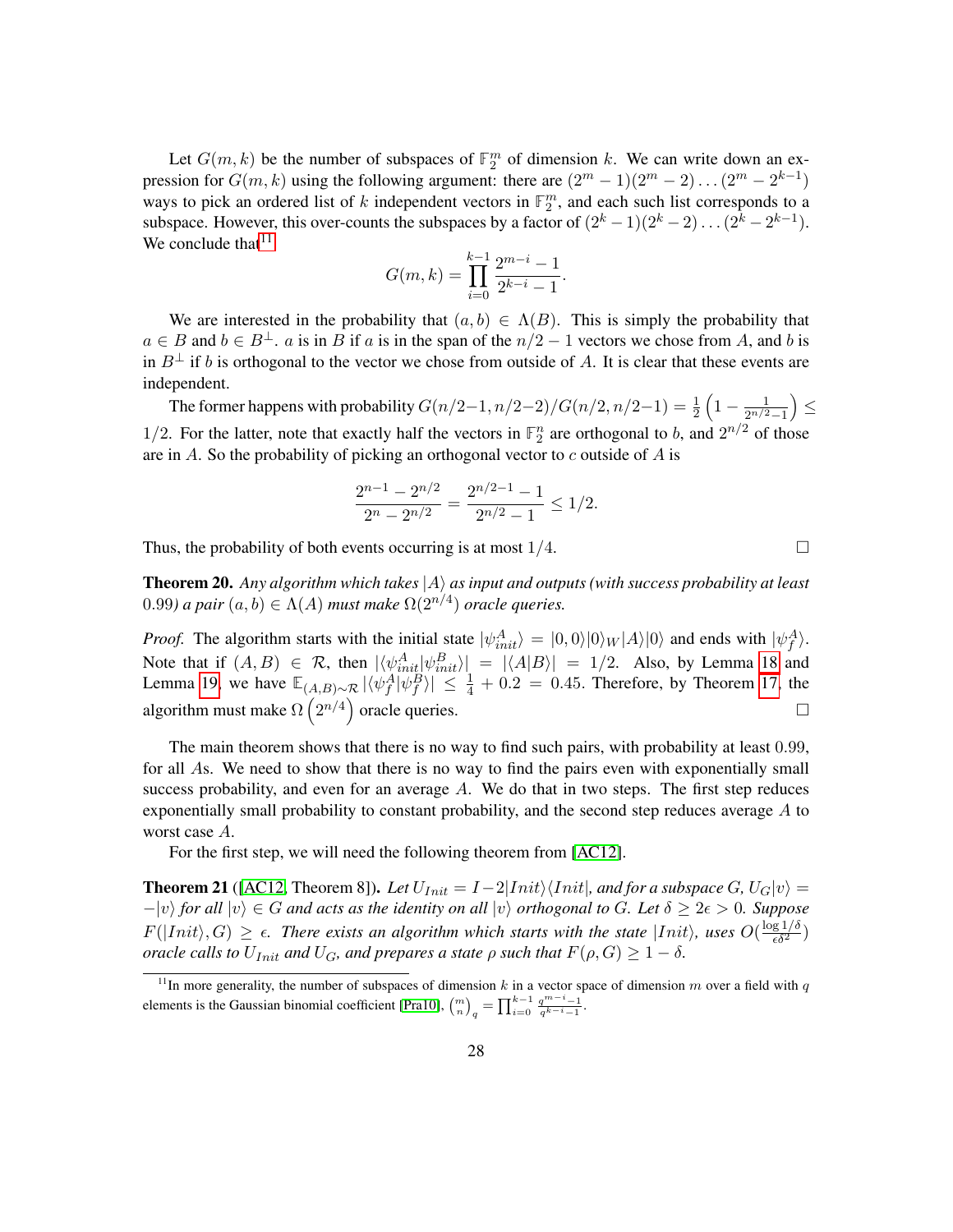Let $G(m,k)$ be the number of subspaces of $\mathbb{F}_2^m$ of dimension $k$. We can write down an expression for $G(m,k)$ using the following argument: there are $(2^m-1)(2^m-2)\ldots(2^m-2^{k-1})$ ways to pick an ordered list of $k$ independent vectors in $\mathbb{F}_2^m$, and each such list corresponds to a subspace. However, this over-counts the subspaces by a factor of $(2^k-1)(2^k-2)\ldots(2^k-2^{k-1})$. We conclude that[11]

$$G(m,k) = \prod_{i=0}^{k-1} \frac{2^{m-i}-1}{2^{k-i}-1}.$$

We are interested in the probability that $(a,b) \in \Lambda(B)$. This is simply the probability that $a \in B$ and $b \in B^{\perp}$. $a$ is in $B$ if $a$ is in the span of the $n/2-1$ vectors we chose from $A$, and $b$ is in $B^{\perp}$ if $b$ is orthogonal to the vector we chose from outside of $A$. It is clear that these events are independent.

The former happens with probability $G(n/2-1, n/2-2)/G(n/2, n/2-1) = \frac{1}{2}\left(1-\frac{1}{2^{n/2}-1}\right) \leq 1/2$. For the latter, note that exactly half the vectors in $\mathbb{F}_2^n$ are orthogonal to $b$, and $2^{n/2}$ of those are in $A$. So the probability of picking an orthogonal vector to $c$ outside of $A$ is

$$\frac{2^{n-1}-2^{n/2}}{2^n-2^{n/2}} = \frac{2^{n/2-1}-1}{2^{n/2}-1} \leq 1/2.$$

Thus, the probability of both events occurring is at most $1/4$. $\square$

**Theorem 20.** *Any algorithm which takes $|A\rangle$ as input and outputs (with success probability at least $0.99$) a pair $(a,b) \in \Lambda(A)$ must make $\Omega(2^{n/4})$ oracle queries.*

*Proof.* The algorithm starts with the initial state $|\psi_{init}^A\rangle = |0,0\rangle|0\rangle_W|A\rangle|0\rangle$ and ends with $|\psi_f^A\rangle$. Note that if $(A,B) \in \mathcal{R}$, then $|\langle\psi_{init}^A|\psi_{init}^B\rangle| = |\langle A|B\rangle| = 1/2$. Also, by Lemma 18 and Lemma 19, we have $\mathbb{E}_{(A,B)\sim\mathcal{R}} |\langle\psi_f^A|\psi_f^B\rangle| \leq \frac{1}{4} + 0.2 = 0.45$. Therefore, by Theorem 17, the algorithm must make $\Omega\left(2^{n/4}\right)$ oracle queries. $\square$

The main theorem shows that there is no way to find such pairs, with probability at least $0.99$, for all $A$s. We need to show that there is no way to find the pairs even with exponentially small success probability, and even for an average $A$. We do that in two steps. The first step reduces exponentially small probability to constant probability, and the second step reduces average $A$ to worst case $A$.

For the first step, we will need the following theorem from [AC12].

**Theorem 21** ([AC12, Theorem 8])**.** *Let $U_{Init} = I - 2|Init\rangle\langle Init|$, and for a subspace $G$, $U_G|v\rangle = -|v\rangle$ for all $|v\rangle \in G$ and acts as the identity on all $|v\rangle$ orthogonal to $G$. Let $\delta \geq 2\epsilon > 0$. Suppose $F(|Init\rangle, G) \geq \epsilon$. There exists an algorithm which starts with the state $|Init\rangle$, uses $O(\frac{\log 1/\delta}{\epsilon\delta^2})$ oracle calls to $U_{Init}$ and $U_G$, and prepares a state $\rho$ such that $F(\rho, G) \geq 1-\delta$.*

[11] In more generality, the number of subspaces of dimension $k$ in a vector space of dimension $m$ over a field with $q$ elements is the Gaussian binomial coefficient [Pra10], $\binom{m}{n}_q = \prod_{i=0}^{k-1} \frac{q^{m-i}-1}{q^{k-i}-1}$.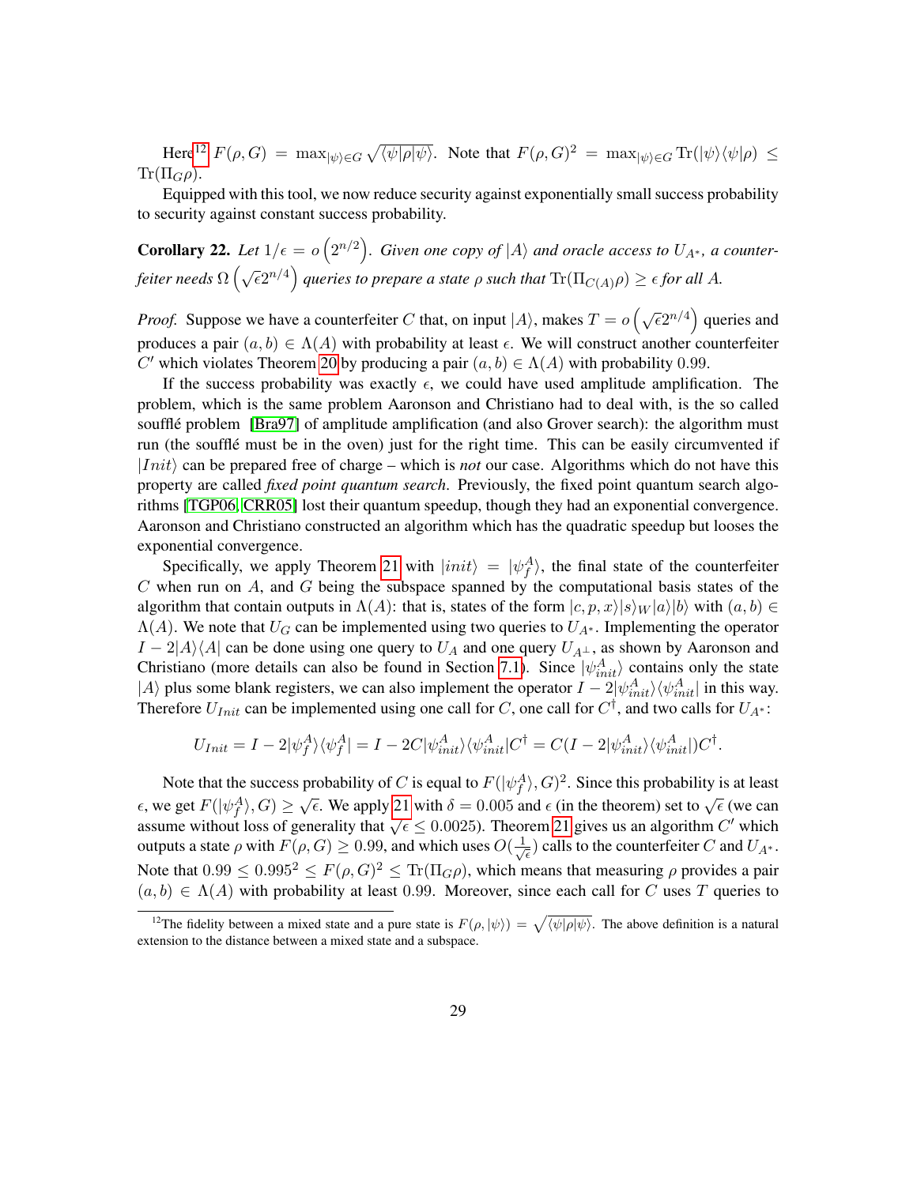Here[12] $F(\rho, G) = \max_{|\psi\rangle \in G} \sqrt{\langle\psi|\rho|\psi\rangle}$. Note that $F(\rho, G)^2 = \max_{|\psi\rangle \in G} \mathrm{Tr}(|\psi\rangle\langle\psi|\rho) \leq \mathrm{Tr}(\Pi_G \rho)$.

Equipped with this tool, we now reduce security against exponentially small success probability to security against constant success probability.

**Corollary 22.** *Let $1/\epsilon = o\left(2^{n/2}\right)$. Given one copy of $|A\rangle$ and oracle access to $U_{A^*}$, a counterfeiter needs $\Omega\left(\sqrt{\epsilon}2^{n/4}\right)$ queries to prepare a state $\rho$ such that $\mathrm{Tr}(\Pi_{C(A)}\rho) \geq \epsilon$ for all $A$.*

*Proof.* Suppose we have a counterfeiter $C$ that, on input $|A\rangle$, makes $T = o\left(\sqrt{\epsilon}2^{n/4}\right)$ queries and produces a pair $(a, b) \in \Lambda(A)$ with probability at least $\epsilon$. We will construct another counterfeiter $C'$ which violates Theorem 20 by producing a pair $(a, b) \in \Lambda(A)$ with probability 0.99.

If the success probability was exactly $\epsilon$, we could have used amplitude amplification. The problem, which is the same problem Aaronson and Christiano had to deal with, is the so called soufflé problem [Bra97] of amplitude amplification (and also Grover search): the algorithm must run (the soufflé must be in the oven) just for the right time. This can be easily circumvented if $|Init\rangle$ can be prepared free of charge – which is *not* our case. Algorithms which do not have this property are called *fixed point quantum search*. Previously, the fixed point quantum search algorithms [TGP06, CRR05] lost their quantum speedup, though they had an exponential convergence. Aaronson and Christiano constructed an algorithm which has the quadratic speedup but looses the exponential convergence.

Specifically, we apply Theorem 21 with $|init\rangle = |\psi_f^A\rangle$, the final state of the counterfeiter $C$ when run on $A$, and $G$ being the subspace spanned by the computational basis states of the algorithm that contain outputs in $\Lambda(A)$: that is, states of the form $|c, p, x\rangle|s\rangle_W|a\rangle|b\rangle$ with $(a, b) \in \Lambda(A)$. We note that $U_G$ can be implemented using two queries to $U_{A^*}$. Implementing the operator $I - 2|A\rangle\langle A|$ can be done using one query to $U_A$ and one query $U_{A^\perp}$, as shown by Aaronson and Christiano (more details can also be found in Section 7.1). Since $|\psi_{init}^A\rangle$ contains only the state $|A\rangle$ plus some blank registers, we can also implement the operator $I - 2|\psi_{init}^A\rangle\langle\psi_{init}^A|$ in this way. Therefore $U_{Init}$ can be implemented using one call for $C$, one call for $C^\dagger$, and two calls for $U_{A^*}$:

$$U_{Init} = I - 2|\psi_f^A\rangle\langle\psi_f^A| = I - 2C|\psi_{init}^A\rangle\langle\psi_{init}^A|C^\dagger = C(I - 2|\psi_{init}^A\rangle\langle\psi_{init}^A|)C^\dagger.$$

Note that the success probability of $C$ is equal to $F(|\psi_f^A\rangle, G)^2$. Since this probability is at least $\epsilon$, we get $F(|\psi_f^A\rangle, G) \geq \sqrt{\epsilon}$. We apply 21 with $\delta = 0.005$ and $\epsilon$ (in the theorem) set to $\sqrt{\epsilon}$ (we can assume without loss of generality that $\sqrt{\epsilon} \leq 0.0025$). Theorem 21 gives us an algorithm $C'$ which outputs a state $\rho$ with $F(\rho, G) \geq 0.99$, and which uses $O(\frac{1}{\sqrt{\epsilon}})$ calls to the counterfeiter $C$ and $U_{A^*}$. Note that $0.99 \leq 0.995^2 \leq F(\rho, G)^2 \leq \mathrm{Tr}(\Pi_G \rho)$, which means that measuring $\rho$ provides a pair $(a, b) \in \Lambda(A)$ with probability at least 0.99. Moreover, since each call for $C$ uses $T$ queries to

[12] The fidelity between a mixed state and a pure state is $F(\rho, |\psi\rangle) = \sqrt{\langle\psi|\rho|\psi\rangle}$. The above definition is a natural extension to the distance between a mixed state and a subspace.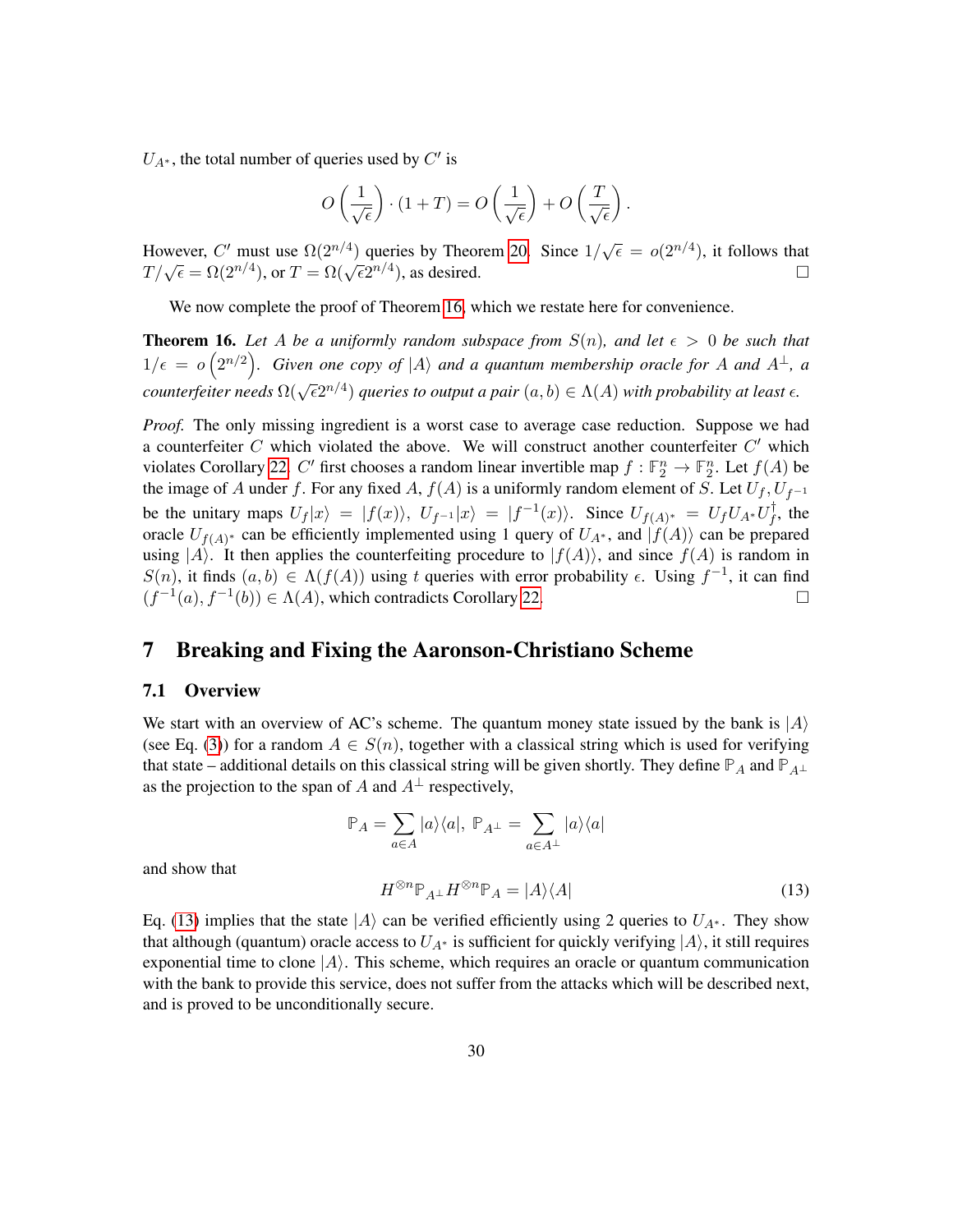$U_{A^*}$, the total number of queries used by $C'$ is

$$O\left(\frac{1}{\sqrt{\epsilon}}\right) \cdot (1+T) = O\left(\frac{1}{\sqrt{\epsilon}}\right) + O\left(\frac{T}{\sqrt{\epsilon}}\right).$$

However, $C'$ must use $\Omega(2^{n/4})$ queries by Theorem 20. Since $1/\sqrt{\epsilon} = o(2^{n/4})$, it follows that $T/\sqrt{\epsilon} = \Omega(2^{n/4})$, or $T = \Omega(\sqrt{\epsilon}2^{n/4})$, as desired. □

We now complete the proof of Theorem 16, which we restate here for convenience.

**Theorem 16.** *Let $A$ be a uniformly random subspace from $S(n)$, and let $\epsilon > 0$ be such that $1/\epsilon = o\left(2^{n/2}\right)$. Given one copy of $|A\rangle$ and a quantum membership oracle for $A$ and $A^{\perp}$, a counterfeiter needs $\Omega(\sqrt{\epsilon}2^{n/4})$ queries to output a pair $(a,b) \in \Lambda(A)$ with probability at least $\epsilon$.*

*Proof.* The only missing ingredient is a worst case to average case reduction. Suppose we had a counterfeiter $C$ which violated the above. We will construct another counterfeiter $C'$ which violates Corollary 22. $C'$ first chooses a random linear invertible map $f : \mathbb{F}_2^n \to \mathbb{F}_2^n$. Let $f(A)$ be the image of $A$ under $f$. For any fixed $A$, $f(A)$ is a uniformly random element of $S$. Let $U_f, U_{f^{-1}}$ be the unitary maps $U_f|x\rangle = |f(x)\rangle$, $U_{f^{-1}}|x\rangle = |f^{-1}(x)\rangle$. Since $U_{f(A)^*} = U_f U_{A^*} U_f^{\dagger}$, the oracle $U_{f(A)^*}$ can be efficiently implemented using 1 query of $U_{A^*}$, and $|f(A)\rangle$ can be prepared using $|A\rangle$. It then applies the counterfeiting procedure to $|f(A)\rangle$, and since $f(A)$ is random in $S(n)$, it finds $(a,b) \in \Lambda(f(A))$ using $t$ queries with error probability $\epsilon$. Using $f^{-1}$, it can find $(f^{-1}(a), f^{-1}(b)) \in \Lambda(A)$, which contradicts Corollary 22. □

# 7 Breaking and Fixing the Aaronson-Christiano Scheme

## 7.1 Overview

We start with an overview of AC's scheme. The quantum money state issued by the bank is $|A\rangle$ (see Eq. (3)) for a random $A \in S(n)$, together with a classical string which is used for verifying that state – additional details on this classical string will be given shortly. They define $\mathbb{P}_A$ and $\mathbb{P}_{A^{\perp}}$ as the projection to the span of $A$ and $A^{\perp}$ respectively,

$$\mathbb{P}_A = \sum_{a \in A} |a\rangle\langle a|, \; \mathbb{P}_{A^{\perp}} = \sum_{a \in A^{\perp}} |a\rangle\langle a|$$

and show that

$$H^{\otimes n}\mathbb{P}_{A^{\perp}}H^{\otimes n}\mathbb{P}_A = |A\rangle\langle A| \tag{13}$$

Eq. (13) implies that the state $|A\rangle$ can be verified efficiently using 2 queries to $U_{A^*}$. They show that although (quantum) oracle access to $U_{A^*}$ is sufficient for quickly verifying $|A\rangle$, it still requires exponential time to clone $|A\rangle$. This scheme, which requires an oracle or quantum communication with the bank to provide this service, does not suffer from the attacks which will be described next, and is proved to be unconditionally secure.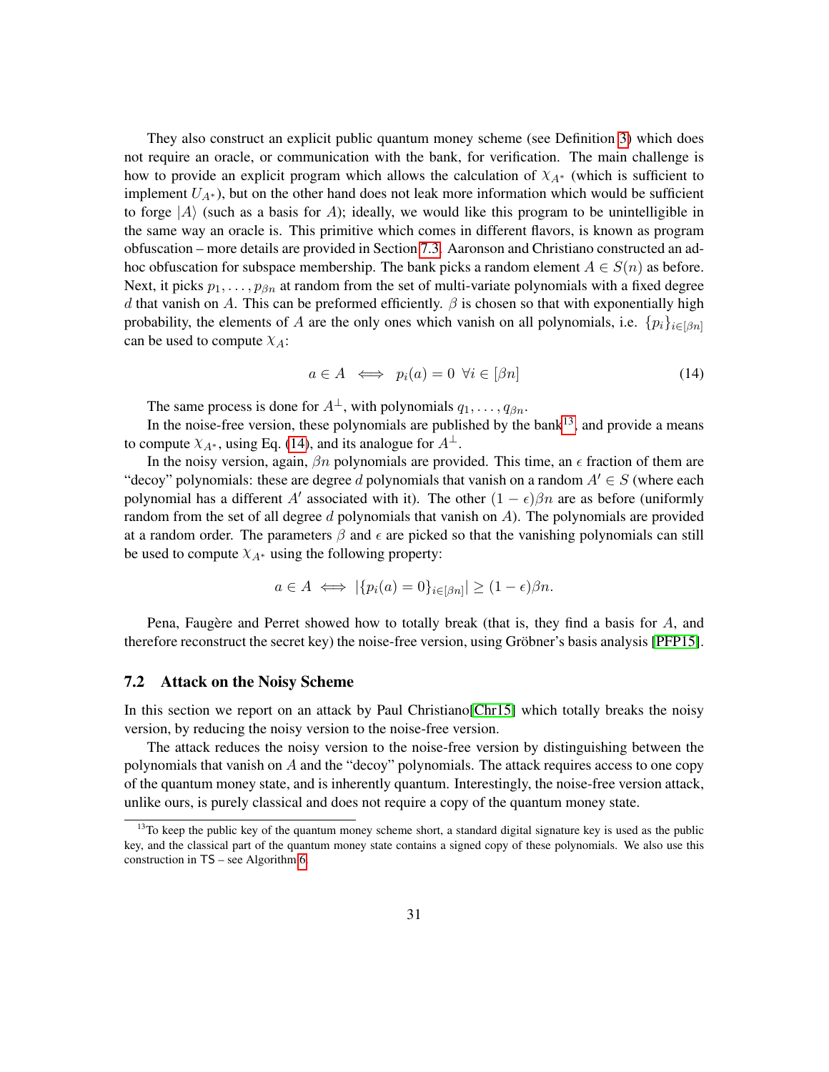They also construct an explicit public quantum money scheme (see Definition 3) which does not require an oracle, or communication with the bank, for verification. The main challenge is how to provide an explicit program which allows the calculation of $\chi_{A^*}$ (which is sufficient to implement $U_{A^*}$), but on the other hand does not leak more information which would be sufficient to forge $|A\rangle$ (such as a basis for $A$); ideally, we would like this program to be unintelligible in the same way an oracle is. This primitive which comes in different flavors, is known as program obfuscation – more details are provided in Section 7.3. Aaronson and Christiano constructed an ad-hoc obfuscation for subspace membership. The bank picks a random element $A \in S(n)$ as before. Next, it picks $p_1, \ldots, p_{\beta n}$ at random from the set of multi-variate polynomials with a fixed degree $d$ that vanish on $A$. This can be preformed efficiently. $\beta$ is chosen so that with exponentially high probability, the elements of $A$ are the only ones which vanish on all polynomials, i.e. $\{p_i\}_{i\in[\beta n]}$ can be used to compute $\chi_A$:

$$a \in A \iff p_i(a) = 0 \;\; \forall i \in [\beta n] \tag{14}$$

The same process is done for $A^\perp$, with polynomials $q_1, \ldots, q_{\beta n}$.

In the noise-free version, these polynomials are published by the bank[13], and provide a means to compute $\chi_{A^*}$, using Eq. (14), and its analogue for $A^\perp$.

In the noisy version, again, $\beta n$ polynomials are provided. This time, an $\epsilon$ fraction of them are "decoy" polynomials: these are degree $d$ polynomials that vanish on a random $A' \in S$ (where each polynomial has a different $A'$ associated with it). The other $(1-\epsilon)\beta n$ are as before (uniformly random from the set of all degree $d$ polynomials that vanish on $A$). The polynomials are provided at a random order. The parameters $\beta$ and $\epsilon$ are picked so that the vanishing polynomials can still be used to compute $\chi_{A^*}$ using the following property:

$$a \in A \iff |\{p_i(a) = 0\}_{i\in[\beta n]}| \geq (1-\epsilon)\beta n.$$

Pena, Faugère and Perret showed how to totally break (that is, they find a basis for $A$, and therefore reconstruct the secret key) the noise-free version, using Gröbner's basis analysis [PFP15].

### 7.2 Attack on the Noisy Scheme

In this section we report on an attack by Paul Christiano[Chr15] which totally breaks the noisy version, by reducing the noisy version to the noise-free version.

The attack reduces the noisy version to the noise-free version by distinguishing between the polynomials that vanish on $A$ and the "decoy" polynomials. The attack requires access to one copy of the quantum money state, and is inherently quantum. Interestingly, the noise-free version attack, unlike ours, is purely classical and does not require a copy of the quantum money state.

[13] To keep the public key of the quantum money scheme short, a standard digital signature key is used as the public key, and the classical part of the quantum money state contains a signed copy of these polynomials. We also use this construction in TS – see Algorithm 6.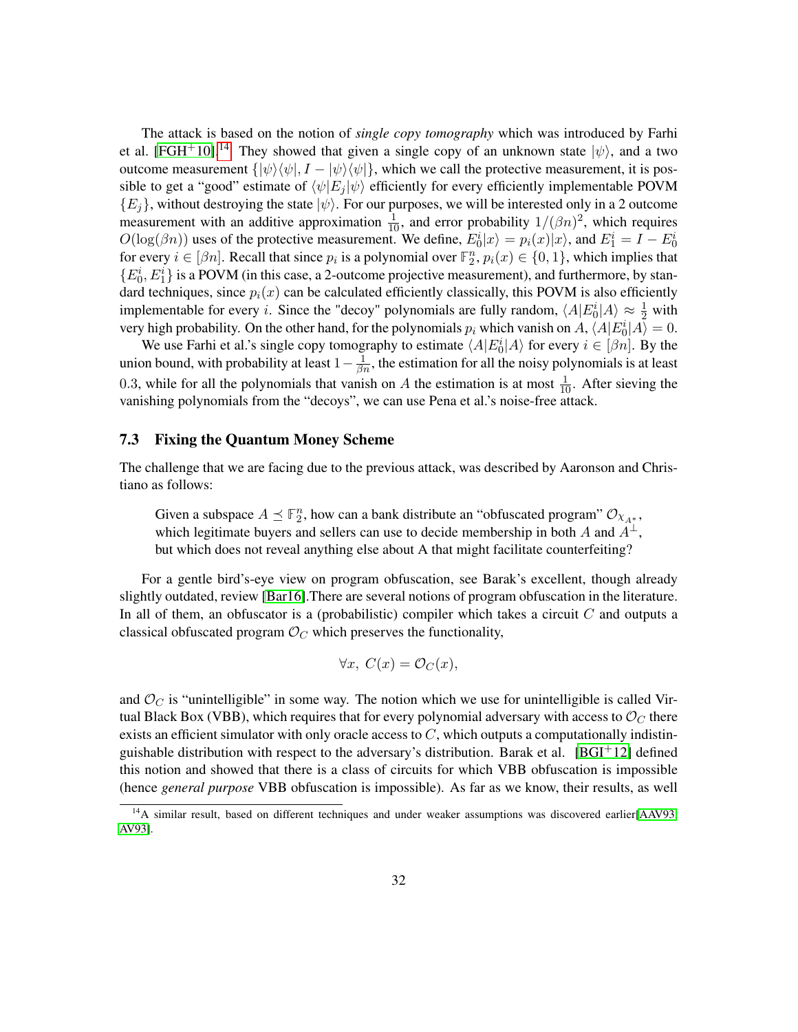The attack is based on the notion of *single copy tomography* which was introduced by Farhi et al. [FGH+10].[14] They showed that given a single copy of an unknown state $|\psi\rangle$, and a two outcome measurement $\{|\psi\rangle\langle\psi|, I - |\psi\rangle\langle\psi|\}$, which we call the protective measurement, it is possible to get a "good" estimate of $\langle\psi|E_j|\psi\rangle$ efficiently for every efficiently implementable POVM $\{E_j\}$, without destroying the state $|\psi\rangle$. For our purposes, we will be interested only in a 2 outcome measurement with an additive approximation $\frac{1}{10}$, and error probability $1/(\beta n)^2$, which requires $O(\log(\beta n))$ uses of the protective measurement. We define, $E_0^i|x\rangle = p_i(x)|x\rangle$, and $E_1^i = I - E_0^i$ for every $i \in [\beta n]$. Recall that since $p_i$ is a polynomial over $\mathbb{F}_2^n$, $p_i(x) \in \{0, 1\}$, which implies that $\{E_0^i, E_1^i\}$ is a POVM (in this case, a 2-outcome projective measurement), and furthermore, by standard techniques, since $p_i(x)$ can be calculated efficiently classically, this POVM is also efficiently implementable for every $i$. Since the "decoy" polynomials are fully random, $\langle A|E_0^i|A\rangle \approx \frac{1}{2}$ with very high probability. On the other hand, for the polynomials $p_i$ which vanish on $A$, $\langle A|E_0^i|A\rangle = 0$.

We use Farhi et al.'s single copy tomography to estimate $\langle A|E_0^i|A\rangle$ for every $i \in [\beta n]$. By the union bound, with probability at least $1 - \frac{1}{\beta n}$, the estimation for all the noisy polynomials is at least 0.3, while for all the polynomials that vanish on $A$ the estimation is at most $\frac{1}{10}$. After sieving the vanishing polynomials from the "decoys", we can use Pena et al.'s noise-free attack.

### 7.3 Fixing the Quantum Money Scheme

The challenge that we are facing due to the previous attack, was described by Aaronson and Christiano as follows:

> Given a subspace $A \preceq \mathbb{F}_2^n$, how can a bank distribute an "obfuscated program" $\mathcal{O}_{\chi_{A^*}}$, which legitimate buyers and sellers can use to decide membership in both $A$ and $A^\perp$, but which does not reveal anything else about A that might facilitate counterfeiting?

For a gentle bird's-eye view on program obfuscation, see Barak's excellent, though already slightly outdated, review [Bar16].There are several notions of program obfuscation in the literature. In all of them, an obfuscator is a (probabilistic) compiler which takes a circuit $C$ and outputs a classical obfuscated program $\mathcal{O}_C$ which preserves the functionality,

$$\forall x,\ C(x) = \mathcal{O}_C(x),$$

and $\mathcal{O}_C$ is "unintelligible" in some way. The notion which we use for unintelligible is called Virtual Black Box (VBB), which requires that for every polynomial adversary with access to $\mathcal{O}_C$ there exists an efficient simulator with only oracle access to $C$, which outputs a computationally indistinguishable distribution with respect to the adversary's distribution. Barak et al. [BGI+12] defined this notion and showed that there is a class of circuits for which VBB obfuscation is impossible (hence *general purpose* VBB obfuscation is impossible). As far as we know, their results, as well

[14] A similar result, based on different techniques and under weaker assumptions was discovered earlier[AAV93, AV93].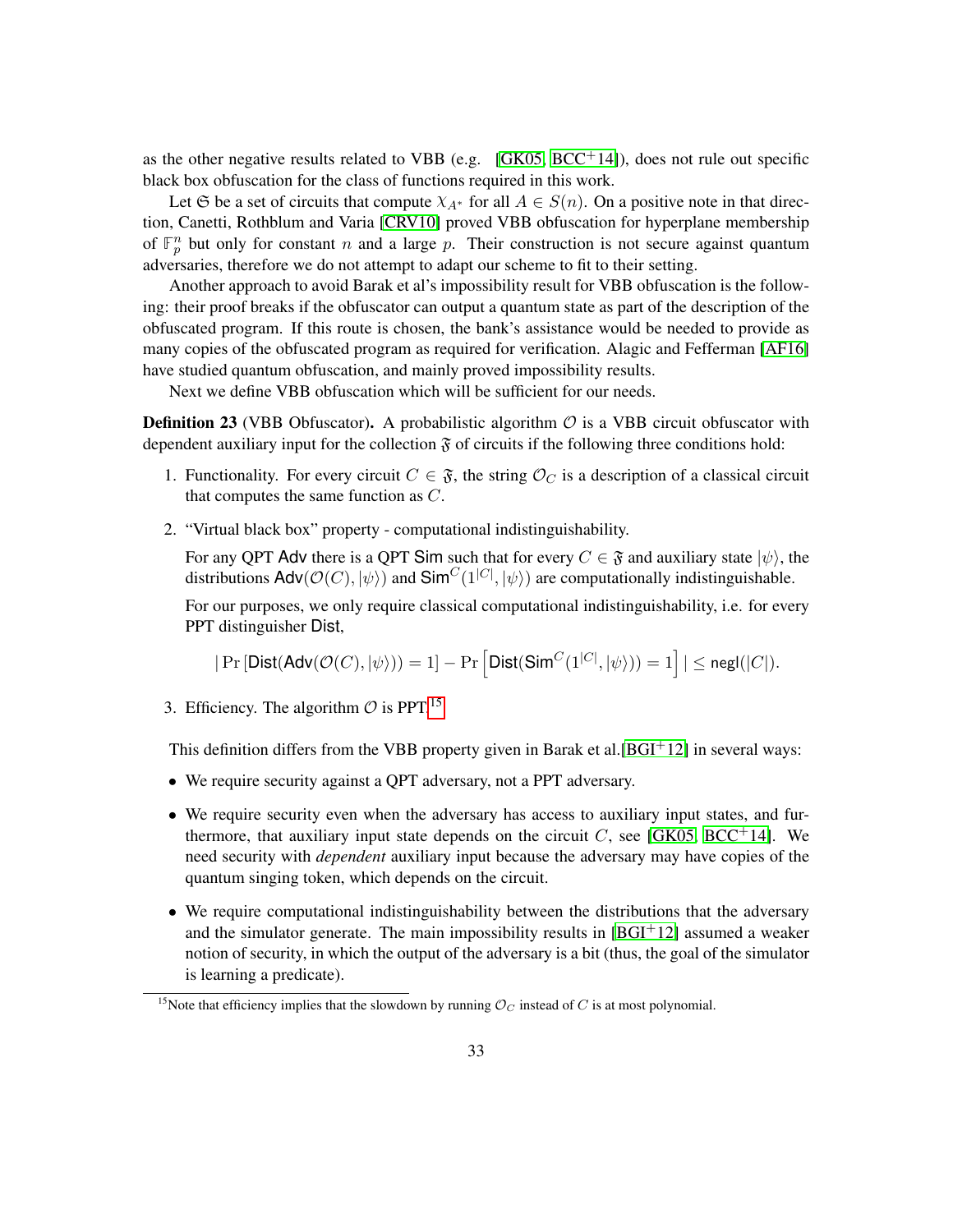as the other negative results related to VBB (e.g. [GK05, BCC+14]), does not rule out specific black box obfuscation for the class of functions required in this work.

Let $\mathfrak{S}$ be a set of circuits that compute $\chi_{A^*}$ for all $A \in S(n)$. On a positive note in that direction, Canetti, Rothblum and Varia [CRV10] proved VBB obfuscation for hyperplane membership of $\mathbb{F}_p^n$ but only for constant $n$ and a large $p$. Their construction is not secure against quantum adversaries, therefore we do not attempt to adapt our scheme to fit to their setting.

Another approach to avoid Barak et al's impossibility result for VBB obfuscation is the following: their proof breaks if the obfuscator can output a quantum state as part of the description of the obfuscated program. If this route is chosen, the bank's assistance would be needed to provide as many copies of the obfuscated program as required for verification. Alagic and Fefferman [AF16] have studied quantum obfuscation, and mainly proved impossibility results.

Next we define VBB obfuscation which will be sufficient for our needs.

**Definition 23** (VBB Obfuscator)**.** A probabilistic algorithm $\mathcal{O}$ is a VBB circuit obfuscator with dependent auxiliary input for the collection $\mathfrak{F}$ of circuits if the following three conditions hold:

1. Functionality. For every circuit $C \in \mathfrak{F}$, the string $\mathcal{O}_C$ is a description of a classical circuit that computes the same function as $C$.
2. "Virtual black box" property - computational indistinguishability.

   For any QPT $\mathsf{Adv}$ there is a QPT $\mathsf{Sim}$ such that for every $C \in \mathfrak{F}$ and auxiliary state $|\psi\rangle$, the distributions $\mathsf{Adv}(\mathcal{O}(C), |\psi\rangle)$ and $\mathsf{Sim}^C(1^{|C|}, |\psi\rangle)$ are computationally indistinguishable.

   For our purposes, we only require classical computational indistinguishability, i.e. for every PPT distinguisher $\mathsf{Dist}$,

   $$|\Pr\left[\mathsf{Dist}(\mathsf{Adv}(\mathcal{O}(C), |\psi\rangle)) = 1\right] - \Pr\left[\mathsf{Dist}(\mathsf{Sim}^C(1^{|C|}, |\psi\rangle)) = 1\right]| \leq \mathsf{negl}(|C|).$$

3. Efficiency. The algorithm $\mathcal{O}$ is PPT.[15]

This definition differs from the VBB property given in Barak et al.[BGI+12] in several ways:

- We require security against a QPT adversary, not a PPT adversary.
- We require security even when the adversary has access to auxiliary input states, and furthermore, that auxiliary input state depends on the circuit $C$, see [GK05, BCC+14]. We need security with *dependent* auxiliary input because the adversary may have copies of the quantum singing token, which depends on the circuit.
- We require computational indistinguishability between the distributions that the adversary and the simulator generate. The main impossibility results in [BGI+12] assumed a weaker notion of security, in which the output of the adversary is a bit (thus, the goal of the simulator is learning a predicate).

[15] Note that efficiency implies that the slowdown by running $\mathcal{O}_C$ instead of $C$ is at most polynomial.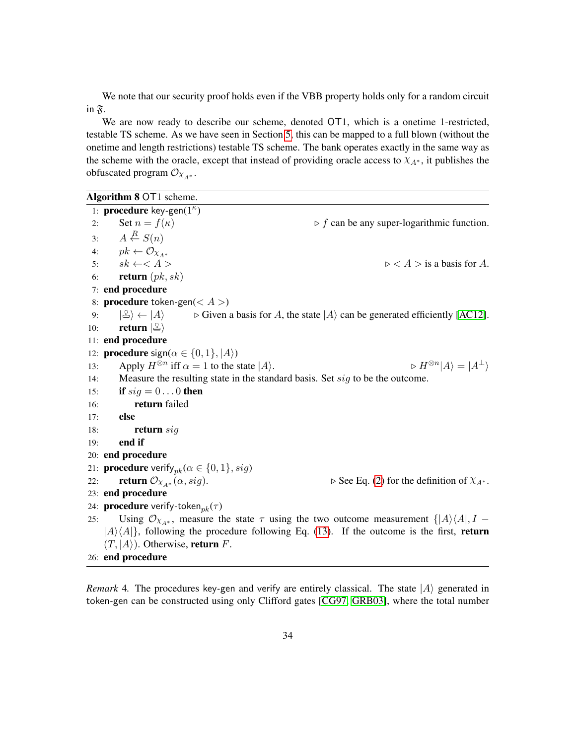We note that our security proof holds even if the VBB property holds only for a random circuit in $\mathfrak{F}$.

We are now ready to describe our scheme, denoted $\mathsf{OT1}$, which is a onetime 1-restricted, testable TS scheme. As we have seen in Section 5, this can be mapped to a full blown (without the onetime and length restrictions) testable TS scheme. The bank operates exactly in the same way as the scheme with the oracle, except that instead of providing oracle access to $\chi_{A^*}$, it publishes the obfuscated program $\mathcal{O}_{\chi_{A^*}}$.

**Algorithm 8** $\mathsf{OT1}$ scheme.

```
 1: procedure key-gen(1^κ)
 2:     Set n = f(κ)                          ▷ f can be any super-logarithmic function.
 3:     A ←R S(n)
 4:     pk ← O_{χ_{A*}}
 5:     sk ← < A >                            ▷ < A > is a basis for A.
 6:     return (pk, sk)
 7: end procedure
 8: procedure token-gen(< A >)
 9:     |🖃⟩ ← |A⟩        ▷ Given a basis for A, the state |A⟩ can be generated efficiently [AC12].
10:     return |🖃⟩
11: end procedure
12: procedure sign(α ∈ {0,1}, |A⟩)
13:     Apply H^{⊗n} iff α = 1 to the state |A⟩.                 ▷ H^{⊗n}|A⟩ = |A^⊥⟩
14:     Measure the resulting state in the standard basis. Set sig to be the outcome.
15:     if sig = 0...0 then
16:         return failed
17:     else
18:         return sig
19:     end if
20: end procedure
21: procedure verify_pk(α ∈ {0,1}, sig)
22:     return O_{χ_{A*}}(α, sig).            ▷ See Eq. (2) for the definition of χ_{A*}.
23: end procedure
24: procedure verify-token_pk(τ)
25:     Using O_{χ_{A*}}, measure the state τ using the two outcome measurement {|A⟩⟨A|, I −
        |A⟩⟨A|}, following the procedure following Eq. (13). If the outcome is the first, return
        (T, |A⟩). Otherwise, return F.
26: end procedure
```

*Remark* 4. The procedures key-gen and verify are entirely classical. The state $|A\rangle$ generated in token-gen can be constructed using only Clifford gates [CG97, GRB03], where the total number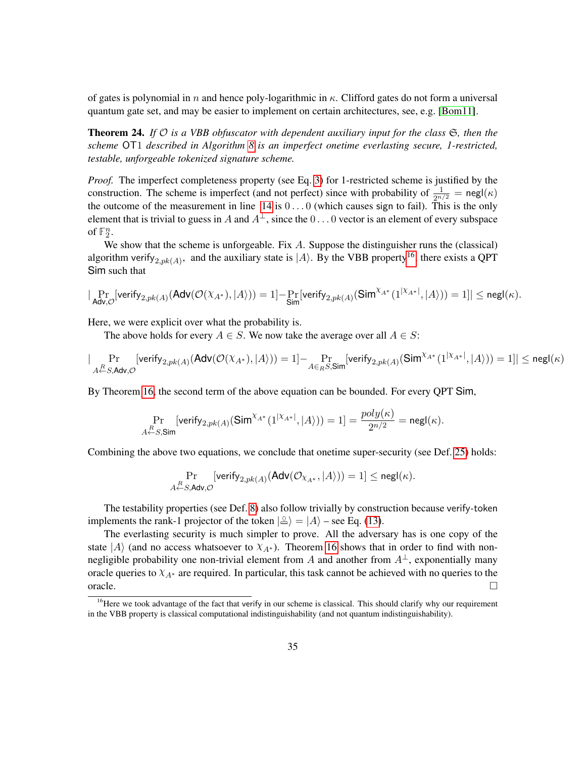of gates is polynomial in $n$ and hence poly-logarithmic in $\kappa$. Clifford gates do not form a universal quantum gate set, and may be easier to implement on certain architectures, see, e.g. [Bom11].

**Theorem 24.** *If $\mathcal{O}$ is a VBB obfuscator with dependent auxiliary input for the class $\mathfrak{S}$, then the scheme* OT1 *described in Algorithm 8 is an imperfect onetime everlasting secure, 1-restricted, testable, unforgeable tokenized signature scheme.*

*Proof.* The imperfect completeness property (see Eq. 3) for 1-restricted scheme is justified by the construction. The scheme is imperfect (and not perfect) since with probability of $\frac{1}{2^{n/2}} = \mathsf{negl}(\kappa)$ the outcome of the measurement in line 14 is $0\ldots0$ (which causes sign to fail). This is the only element that is trivial to guess in $A$ and $A^{\perp}$, since the $0\ldots0$ vector is an element of every subspace of $\mathbb{F}_2^n$.

We show that the scheme is unforgeable. Fix $A$. Suppose the distinguisher runs the (classical) algorithm $\mathsf{verify}_{2,pk(A)}$, and the auxiliary state is $|A\rangle$. By the VBB property[16], there exists a QPT $\mathsf{Sim}$ such that

$$|\Pr_{\mathsf{Adv},\mathcal{O}}[\mathsf{verify}_{2,pk(A)}(\mathsf{Adv}(\mathcal{O}(\chi_{A^*}),|A\rangle))=1]-\Pr_{\mathsf{Sim}}[\mathsf{verify}_{2,pk(A)}(\mathsf{Sim}^{\chi_{A^*}}(1^{|\chi_{A^*}|},|A\rangle))=1]|\leq \mathsf{negl}(\kappa).$$

Here, we were explicit over what the probability is.

The above holds for every $A\in S$. We now take the average over all $A\in S$:

$$|\Pr_{A\overset{R}{\leftarrow}S,\mathsf{Adv},\mathcal{O}}[\mathsf{verify}_{2,pk(A)}(\mathsf{Adv}(\mathcal{O}(\chi_{A^*}),|A\rangle))=1]-\Pr_{A\in_R S,\mathsf{Sim}}[\mathsf{verify}_{2,pk(A)}(\mathsf{Sim}^{\chi_{A^*}}(1^{|\chi_{A^*}|},|A\rangle))=1]|\leq \mathsf{negl}(\kappa)$$

By Theorem 16, the second term of the above equation can be bounded. For every QPT $\mathsf{Sim}$,

$$\Pr_{A\overset{R}{\leftarrow}S,\mathsf{Sim}}[\mathsf{verify}_{2,pk(A)}(\mathsf{Sim}^{\chi_{A^*}}(1^{|\chi_{A^*}|},|A\rangle))=1]=\frac{poly(\kappa)}{2^{n/2}}=\mathsf{negl}(\kappa).$$

Combining the above two equations, we conclude that onetime super-security (see Def. 25) holds:

$$\Pr_{A\overset{R}{\leftarrow}S,\mathsf{Adv},\mathcal{O}}[\mathsf{verify}_{2,pk(A)}(\mathsf{Adv}(\mathcal{O}_{\chi_{A^*}},|A\rangle))=1]\leq \mathsf{negl}(\kappa).$$

The testability properties (see Def. 8) also follow trivially by construction because verify-token implements the rank-1 projector of the token $|\text{♔}\rangle = |A\rangle$ – see Eq. (13).

The everlasting security is much simpler to prove. All the adversary has is one copy of the state $|A\rangle$ (and no access whatsoever to $\chi_{A^*}$). Theorem 16 shows that in order to find with non-negligible probability one non-trivial element from $A$ and another from $A^{\perp}$, exponentially many oracle queries to $\chi_{A^*}$ are required. In particular, this task cannot be achieved with no queries to the oracle. □

[16] Here we took advantage of the fact that verify in our scheme is classical. This should clarify why our requirement in the VBB property is classical computational indistinguishability (and not quantum indistinguishability).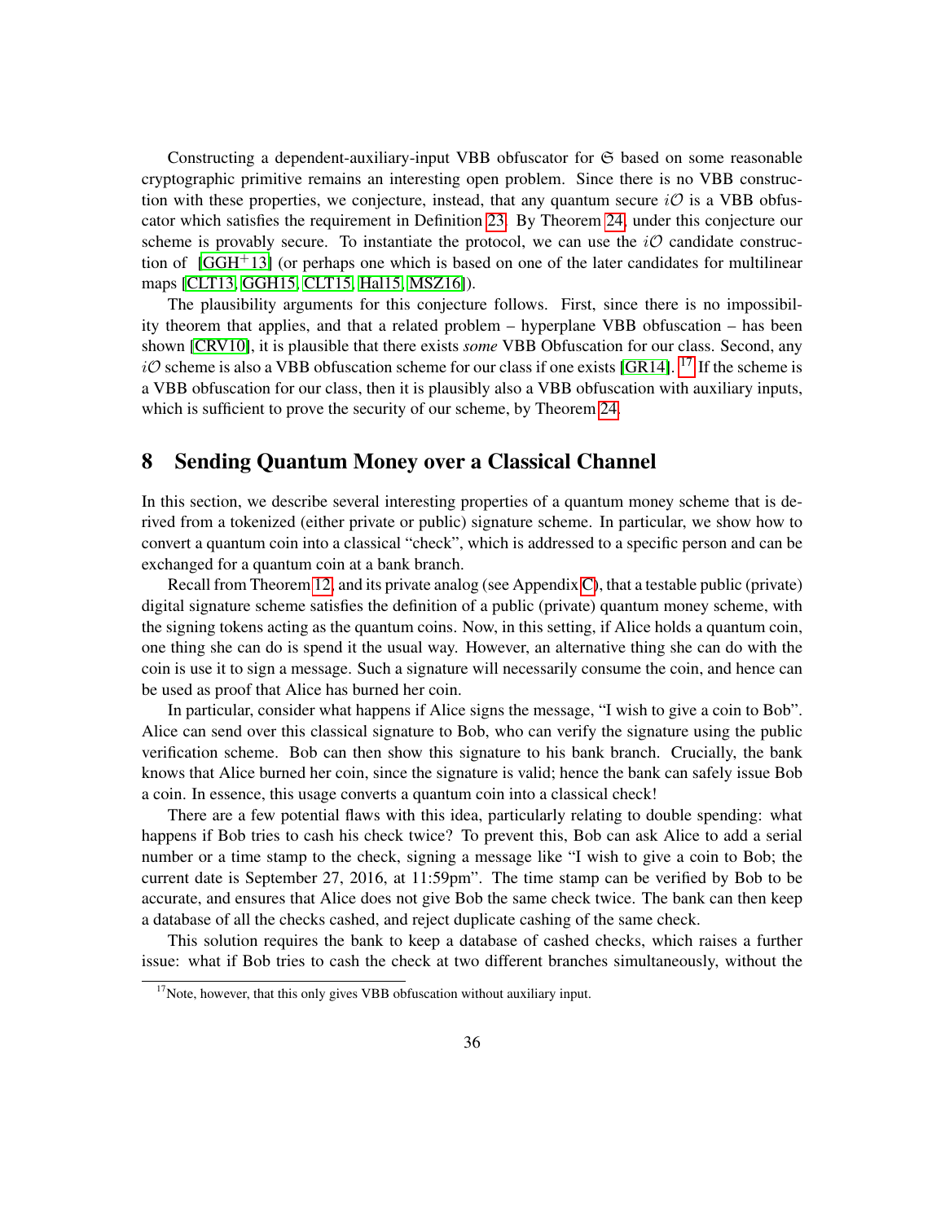Constructing a dependent-auxiliary-input VBB obfuscator for $\mathfrak{S}$ based on some reasonable cryptographic primitive remains an interesting open problem. Since there is no VBB construction with these properties, we conjecture, instead, that any quantum secure $i\mathcal{O}$ is a VBB obfuscator which satisfies the requirement in Definition 23. By Theorem 24, under this conjecture our scheme is provably secure. To instantiate the protocol, we can use the $i\mathcal{O}$ candidate construction of [GGH+13] (or perhaps one which is based on one of the later candidates for multilinear maps [CLT13, GGH15, CLT15, Hal15, MSZ16]).

The plausibility arguments for this conjecture follows. First, since there is no impossibility theorem that applies, and that a related problem – hyperplane VBB obfuscation – has been shown [CRV10], it is plausible that there exists *some* VBB Obfuscation for our class. Second, any $i\mathcal{O}$ scheme is also a VBB obfuscation scheme for our class if one exists [GR14]. [17] If the scheme is a VBB obfuscation for our class, then it is plausibly also a VBB obfuscation with auxiliary inputs, which is sufficient to prove the security of our scheme, by Theorem 24.

# 8 Sending Quantum Money over a Classical Channel

In this section, we describe several interesting properties of a quantum money scheme that is derived from a tokenized (either private or public) signature scheme. In particular, we show how to convert a quantum coin into a classical "check", which is addressed to a specific person and can be exchanged for a quantum coin at a bank branch.

Recall from Theorem 12, and its private analog (see Appendix C), that a testable public (private) digital signature scheme satisfies the definition of a public (private) quantum money scheme, with the signing tokens acting as the quantum coins. Now, in this setting, if Alice holds a quantum coin, one thing she can do is spend it the usual way. However, an alternative thing she can do with the coin is use it to sign a message. Such a signature will necessarily consume the coin, and hence can be used as proof that Alice has burned her coin.

In particular, consider what happens if Alice signs the message, "I wish to give a coin to Bob". Alice can send over this classical signature to Bob, who can verify the signature using the public verification scheme. Bob can then show this signature to his bank branch. Crucially, the bank knows that Alice burned her coin, since the signature is valid; hence the bank can safely issue Bob a coin. In essence, this usage converts a quantum coin into a classical check!

There are a few potential flaws with this idea, particularly relating to double spending: what happens if Bob tries to cash his check twice? To prevent this, Bob can ask Alice to add a serial number or a time stamp to the check, signing a message like "I wish to give a coin to Bob; the current date is September 27, 2016, at 11:59pm". The time stamp can be verified by Bob to be accurate, and ensures that Alice does not give Bob the same check twice. The bank can then keep a database of all the checks cashed, and reject duplicate cashing of the same check.

This solution requires the bank to keep a database of cashed checks, which raises a further issue: what if Bob tries to cash the check at two different branches simultaneously, without the

[17] Note, however, that this only gives VBB obfuscation without auxiliary input.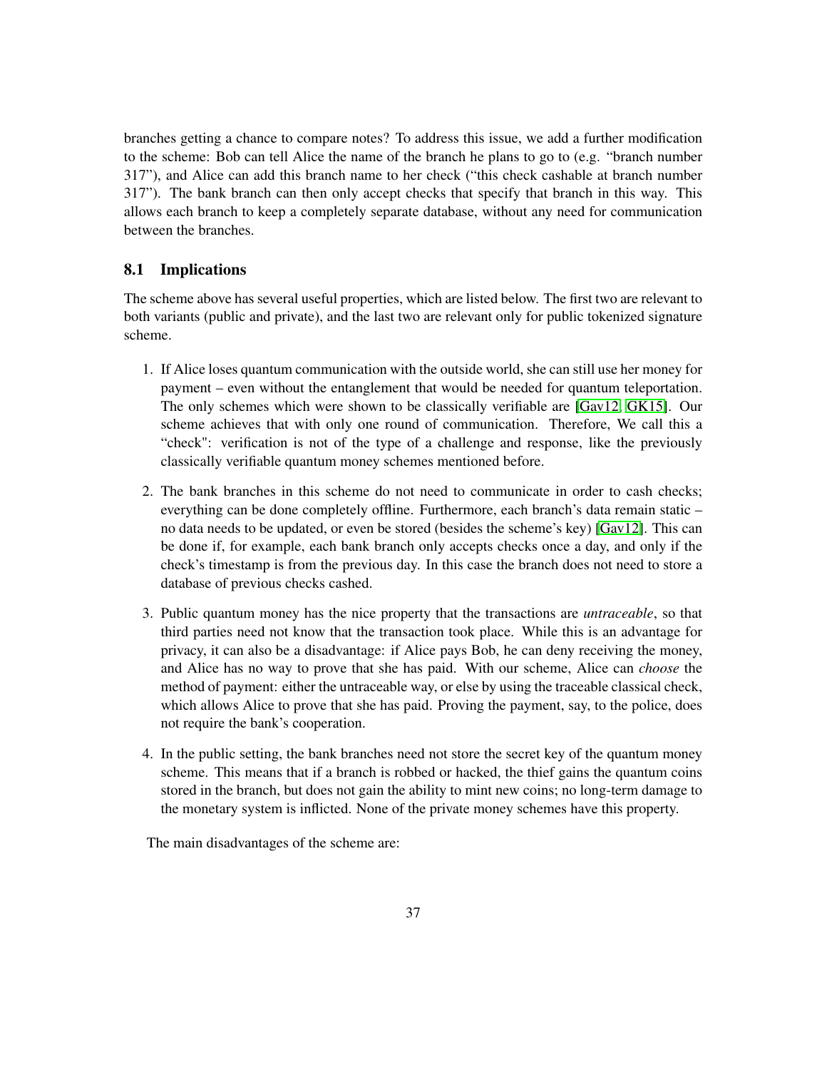branches getting a chance to compare notes? To address this issue, we add a further modification to the scheme: Bob can tell Alice the name of the branch he plans to go to (e.g. "branch number 317"), and Alice can add this branch name to her check ("this check cashable at branch number 317"). The bank branch can then only accept checks that specify that branch in this way. This allows each branch to keep a completely separate database, without any need for communication between the branches.

## 8.1 Implications

The scheme above has several useful properties, which are listed below. The first two are relevant to both variants (public and private), and the last two are relevant only for public tokenized signature scheme.

1. If Alice loses quantum communication with the outside world, she can still use her money for payment – even without the entanglement that would be needed for quantum teleportation. The only schemes which were shown to be classically verifiable are [Gav12, GK15]. Our scheme achieves that with only one round of communication. Therefore, We call this a "check": verification is not of the type of a challenge and response, like the previously classically verifiable quantum money schemes mentioned before.

2. The bank branches in this scheme do not need to communicate in order to cash checks; everything can be done completely offline. Furthermore, each branch's data remain static – no data needs to be updated, or even be stored (besides the scheme's key) [Gav12]. This can be done if, for example, each bank branch only accepts checks once a day, and only if the check's timestamp is from the previous day. In this case the branch does not need to store a database of previous checks cashed.

3. Public quantum money has the nice property that the transactions are *untraceable*, so that third parties need not know that the transaction took place. While this is an advantage for privacy, it can also be a disadvantage: if Alice pays Bob, he can deny receiving the money, and Alice has no way to prove that she has paid. With our scheme, Alice can *choose* the method of payment: either the untraceable way, or else by using the traceable classical check, which allows Alice to prove that she has paid. Proving the payment, say, to the police, does not require the bank's cooperation.

4. In the public setting, the bank branches need not store the secret key of the quantum money scheme. This means that if a branch is robbed or hacked, the thief gains the quantum coins stored in the branch, but does not gain the ability to mint new coins; no long-term damage to the monetary system is inflicted. None of the private money schemes have this property.

The main disadvantages of the scheme are: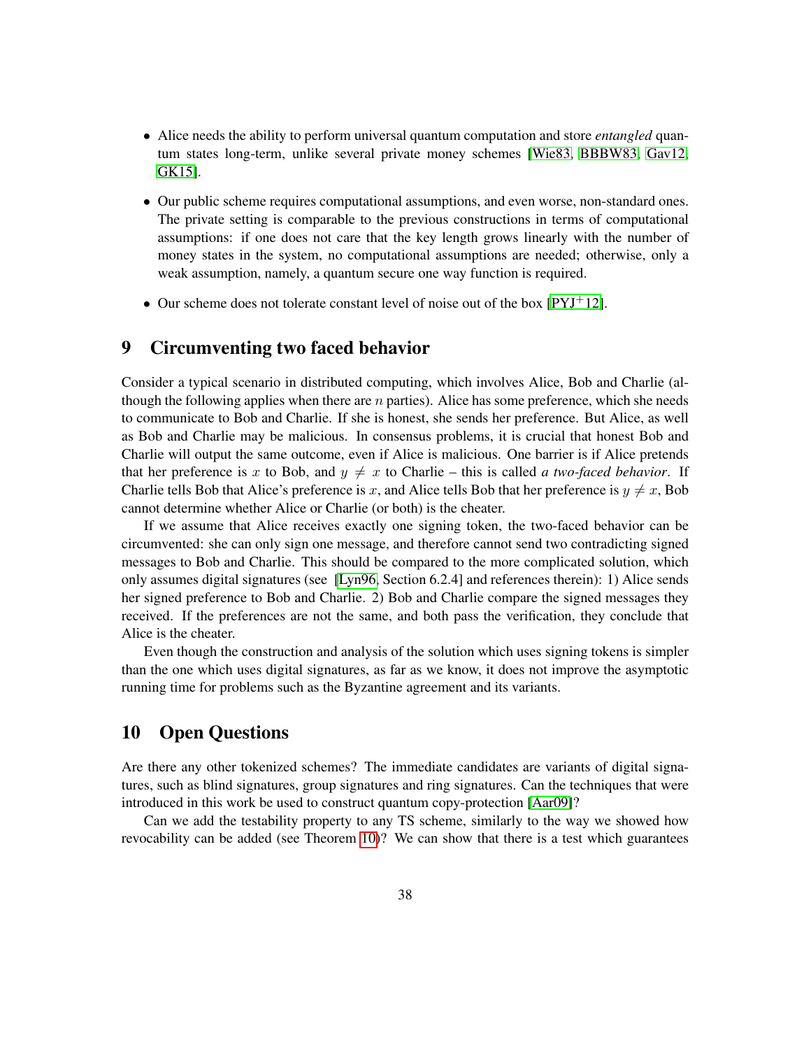- Alice needs the ability to perform universal quantum computation and store *entangled* quantum states long-term, unlike several private money schemes [Wie83, BBBW83, Gav12, GK15].
- Our public scheme requires computational assumptions, and even worse, non-standard ones. The private setting is comparable to the previous constructions in terms of computational assumptions: if one does not care that the key length grows linearly with the number of money states in the system, no computational assumptions are needed; otherwise, only a weak assumption, namely, a quantum secure one way function is required.
- Our scheme does not tolerate constant level of noise out of the box [PYJ+12].

# 9 Circumventing two faced behavior

Consider a typical scenario in distributed computing, which involves Alice, Bob and Charlie (although the following applies when there are $n$ parties). Alice has some preference, which she needs to communicate to Bob and Charlie. If she is honest, she sends her preference. But Alice, as well as Bob and Charlie may be malicious. In consensus problems, it is crucial that honest Bob and Charlie will output the same outcome, even if Alice is malicious. One barrier is if Alice pretends that her preference is $x$ to Bob, and $y \neq x$ to Charlie – this is called *a two-faced behavior*. If Charlie tells Bob that Alice's preference is $x$, and Alice tells Bob that her preference is $y \neq x$, Bob cannot determine whether Alice or Charlie (or both) is the cheater.

If we assume that Alice receives exactly one signing token, the two-faced behavior can be circumvented: she can only sign one message, and therefore cannot send two contradicting signed messages to Bob and Charlie. This should be compared to the more complicated solution, which only assumes digital signatures (see [Lyn96, Section 6.2.4] and references therein): 1) Alice sends her signed preference to Bob and Charlie. 2) Bob and Charlie compare the signed messages they received. If the preferences are not the same, and both pass the verification, they conclude that Alice is the cheater.

Even though the construction and analysis of the solution which uses signing tokens is simpler than the one which uses digital signatures, as far as we know, it does not improve the asymptotic running time for problems such as the Byzantine agreement and its variants.

# 10 Open Questions

Are there any other tokenized schemes? The immediate candidates are variants of digital signatures, such as blind signatures, group signatures and ring signatures. Can the techniques that were introduced in this work be used to construct quantum copy-protection [Aar09]?

Can we add the testability property to any TS scheme, similarly to the way we showed how revocability can be added (see Theorem 10)? We can show that there is a test which guarantees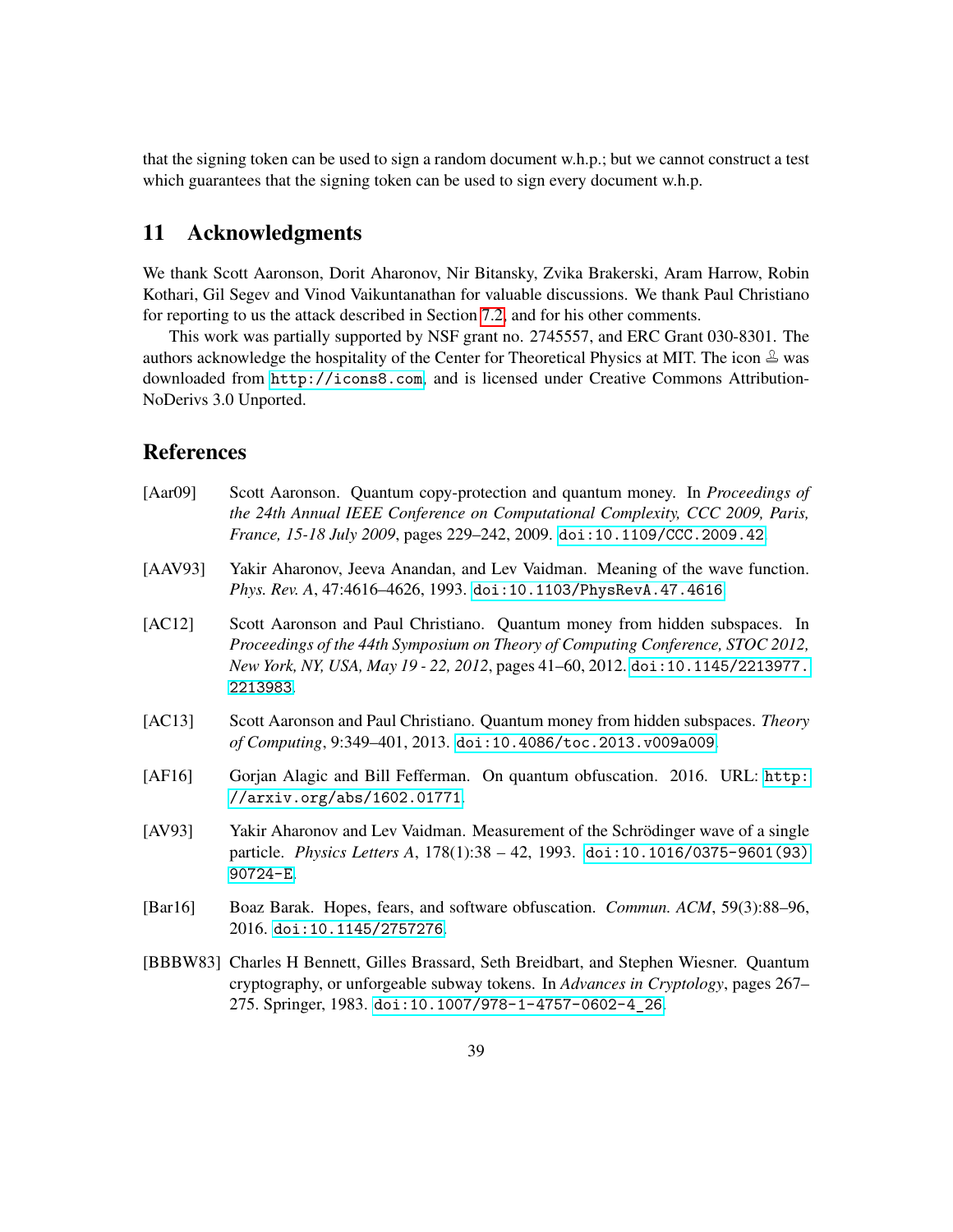that the signing token can be used to sign a random document w.h.p.; but we cannot construct a test which guarantees that the signing token can be used to sign every document w.h.p.

## 11 Acknowledgments

We thank Scott Aaronson, Dorit Aharonov, Nir Bitansky, Zvika Brakerski, Aram Harrow, Robin Kothari, Gil Segev and Vinod Vaikuntanathan for valuable discussions. We thank Paul Christiano for reporting to us the attack described in Section 7.2, and for his other comments.

This work was partially supported by NSF grant no. 2745557, and ERC Grant 030-8301. The authors acknowledge the hospitality of the Center for Theoretical Physics at MIT. The icon ♙ was downloaded from http://icons8.com, and is licensed under Creative Commons Attribution-NoDerivs 3.0 Unported.

## References

[Aar09] Scott Aaronson. Quantum copy-protection and quantum money. In *Proceedings of the 24th Annual IEEE Conference on Computational Complexity, CCC 2009, Paris, France, 15-18 July 2009*, pages 229–242, 2009. doi:10.1109/CCC.2009.42.

[AAV93] Yakir Aharonov, Jeeva Anandan, and Lev Vaidman. Meaning of the wave function. *Phys. Rev. A*, 47:4616–4626, 1993. doi:10.1103/PhysRevA.47.4616.

[AC12] Scott Aaronson and Paul Christiano. Quantum money from hidden subspaces. In *Proceedings of the 44th Symposium on Theory of Computing Conference, STOC 2012, New York, NY, USA, May 19 - 22, 2012*, pages 41–60, 2012. doi:10.1145/2213977.2213983.

[AC13] Scott Aaronson and Paul Christiano. Quantum money from hidden subspaces. *Theory of Computing*, 9:349–401, 2013. doi:10.4086/toc.2013.v009a009.

[AF16] Gorjan Alagic and Bill Fefferman. On quantum obfuscation. 2016. URL: http://arxiv.org/abs/1602.01771.

[AV93] Yakir Aharonov and Lev Vaidman. Measurement of the Schrödinger wave of a single particle. *Physics Letters A*, 178(1):38 – 42, 1993. doi:10.1016/0375-9601(93)90724-E.

[Bar16] Boaz Barak. Hopes, fears, and software obfuscation. *Commun. ACM*, 59(3):88–96, 2016. doi:10.1145/2757276.

[BBBW83] Charles H Bennett, Gilles Brassard, Seth Breidbart, and Stephen Wiesner. Quantum cryptography, or unforgeable subway tokens. In *Advances in Cryptology*, pages 267–275. Springer, 1983. doi:10.1007/978-1-4757-0602-4_26.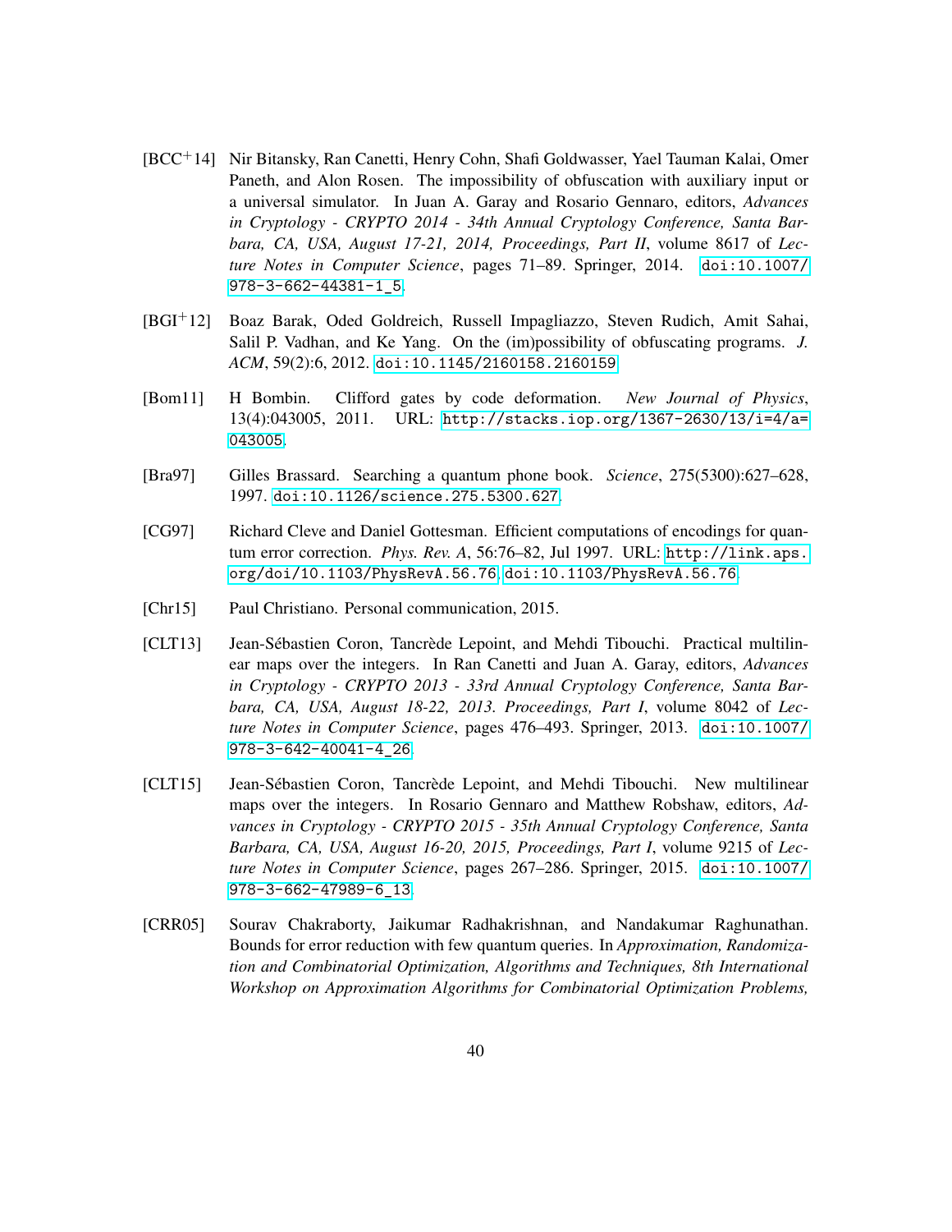[BCC$^{+}$14] Nir Bitansky, Ran Canetti, Henry Cohn, Shafi Goldwasser, Yael Tauman Kalai, Omer Paneth, and Alon Rosen. The impossibility of obfuscation with auxiliary input or a universal simulator. In Juan A. Garay and Rosario Gennaro, editors, *Advances in Cryptology - CRYPTO 2014 - 34th Annual Cryptology Conference, Santa Barbara, CA, USA, August 17-21, 2014, Proceedings, Part II*, volume 8617 of *Lecture Notes in Computer Science*, pages 71–89. Springer, 2014. `doi:10.1007/978-3-662-44381-1_5`.

[BGI$^{+}$12] Boaz Barak, Oded Goldreich, Russell Impagliazzo, Steven Rudich, Amit Sahai, Salil P. Vadhan, and Ke Yang. On the (im)possibility of obfuscating programs. *J. ACM*, 59(2):6, 2012. `doi:10.1145/2160158.2160159`.

[Bom11] H Bombin. Clifford gates by code deformation. *New Journal of Physics*, 13(4):043005, 2011. URL: `http://stacks.iop.org/1367-2630/13/i=4/a=043005`.

[Bra97] Gilles Brassard. Searching a quantum phone book. *Science*, 275(5300):627–628, 1997. `doi:10.1126/science.275.5300.627`.

[CG97] Richard Cleve and Daniel Gottesman. Efficient computations of encodings for quantum error correction. *Phys. Rev. A*, 56:76–82, Jul 1997. URL: `http://link.aps.org/doi/10.1103/PhysRevA.56.76`, `doi:10.1103/PhysRevA.56.76`.

[Chr15] Paul Christiano. Personal communication, 2015.

[CLT13] Jean-Sébastien Coron, Tancrède Lepoint, and Mehdi Tibouchi. Practical multilinear maps over the integers. In Ran Canetti and Juan A. Garay, editors, *Advances in Cryptology - CRYPTO 2013 - 33rd Annual Cryptology Conference, Santa Barbara, CA, USA, August 18-22, 2013. Proceedings, Part I*, volume 8042 of *Lecture Notes in Computer Science*, pages 476–493. Springer, 2013. `doi:10.1007/978-3-642-40041-4_26`.

[CLT15] Jean-Sébastien Coron, Tancrède Lepoint, and Mehdi Tibouchi. New multilinear maps over the integers. In Rosario Gennaro and Matthew Robshaw, editors, *Advances in Cryptology - CRYPTO 2015 - 35th Annual Cryptology Conference, Santa Barbara, CA, USA, August 16-20, 2015, Proceedings, Part I*, volume 9215 of *Lecture Notes in Computer Science*, pages 267–286. Springer, 2015. `doi:10.1007/978-3-662-47989-6_13`.

[CRR05] Sourav Chakraborty, Jaikumar Radhakrishnan, and Nandakumar Raghunathan. Bounds for error reduction with few quantum queries. In *Approximation, Randomization and Combinatorial Optimization, Algorithms and Techniques, 8th International Workshop on Approximation Algorithms for Combinatorial Optimization Problems,*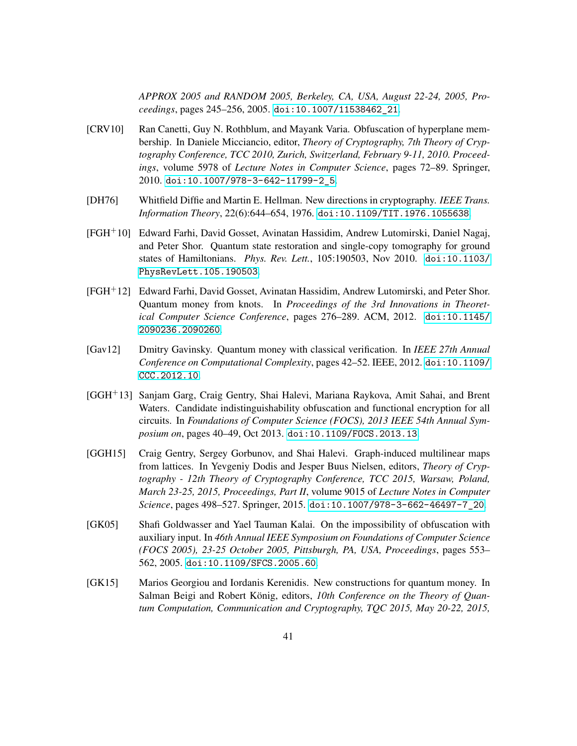*APPROX 2005 and RANDOM 2005, Berkeley, CA, USA, August 22-24, 2005, Proceedings*, pages 245–256, 2005. doi:10.1007/11538462_21.

[CRV10] Ran Canetti, Guy N. Rothblum, and Mayank Varia. Obfuscation of hyperplane membership. In Daniele Micciancio, editor, *Theory of Cryptography, 7th Theory of Cryptography Conference, TCC 2010, Zurich, Switzerland, February 9-11, 2010. Proceedings*, volume 5978 of *Lecture Notes in Computer Science*, pages 72–89. Springer, 2010. doi:10.1007/978-3-642-11799-2_5.

[DH76] Whitfield Diffie and Martin E. Hellman. New directions in cryptography. *IEEE Trans. Information Theory*, 22(6):644–654, 1976. doi:10.1109/TIT.1976.1055638.

[FGH+10] Edward Farhi, David Gosset, Avinatan Hassidim, Andrew Lutomirski, Daniel Nagaj, and Peter Shor. Quantum state restoration and single-copy tomography for ground states of Hamiltonians. *Phys. Rev. Lett.*, 105:190503, Nov 2010. doi:10.1103/PhysRevLett.105.190503.

[FGH+12] Edward Farhi, David Gosset, Avinatan Hassidim, Andrew Lutomirski, and Peter Shor. Quantum money from knots. In *Proceedings of the 3rd Innovations in Theoretical Computer Science Conference*, pages 276–289. ACM, 2012. doi:10.1145/2090236.2090260.

[Gav12] Dmitry Gavinsky. Quantum money with classical verification. In *IEEE 27th Annual Conference on Computational Complexity*, pages 42–52. IEEE, 2012. doi:10.1109/CCC.2012.10.

[GGH+13] Sanjam Garg, Craig Gentry, Shai Halevi, Mariana Raykova, Amit Sahai, and Brent Waters. Candidate indistinguishability obfuscation and functional encryption for all circuits. In *Foundations of Computer Science (FOCS), 2013 IEEE 54th Annual Symposium on*, pages 40–49, Oct 2013. doi:10.1109/FOCS.2013.13.

[GGH15] Craig Gentry, Sergey Gorbunov, and Shai Halevi. Graph-induced multilinear maps from lattices. In Yevgeniy Dodis and Jesper Buus Nielsen, editors, *Theory of Cryptography - 12th Theory of Cryptography Conference, TCC 2015, Warsaw, Poland, March 23-25, 2015, Proceedings, Part II*, volume 9015 of *Lecture Notes in Computer Science*, pages 498–527. Springer, 2015. doi:10.1007/978-3-662-46497-7_20.

[GK05] Shafi Goldwasser and Yael Tauman Kalai. On the impossibility of obfuscation with auxiliary input. In *46th Annual IEEE Symposium on Foundations of Computer Science (FOCS 2005), 23-25 October 2005, Pittsburgh, PA, USA, Proceedings*, pages 553–562, 2005. doi:10.1109/SFCS.2005.60.

[GK15] Marios Georgiou and Iordanis Kerenidis. New constructions for quantum money. In Salman Beigi and Robert König, editors, *10th Conference on the Theory of Quantum Computation, Communication and Cryptography, TQC 2015, May 20-22, 2015,*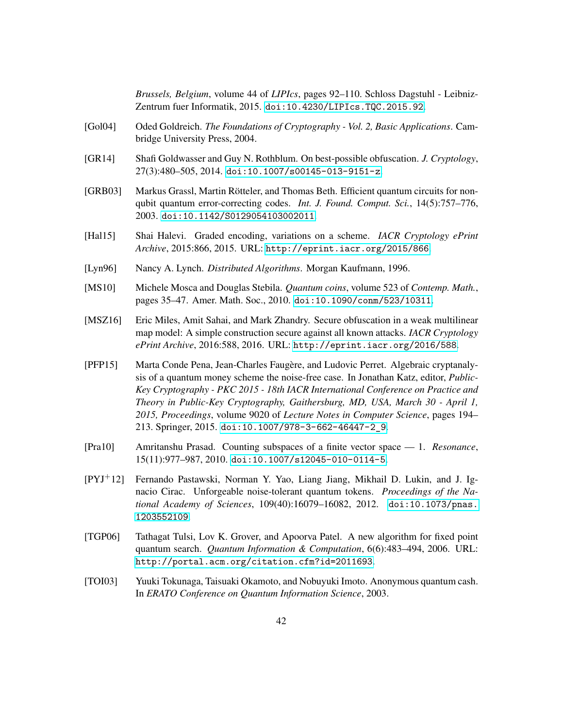*Brussels, Belgium*, volume 44 of *LIPIcs*, pages 92–110. Schloss Dagstuhl - Leibniz-Zentrum fuer Informatik, 2015. doi:10.4230/LIPIcs.TQC.2015.92.

[Gol04] Oded Goldreich. *The Foundations of Cryptography - Vol. 2, Basic Applications*. Cambridge University Press, 2004.

[GR14] Shafi Goldwasser and Guy N. Rothblum. On best-possible obfuscation. *J. Cryptology*, 27(3):480–505, 2014. doi:10.1007/s00145-013-9151-z.

[GRB03] Markus Grassl, Martin Rötteler, and Thomas Beth. Efficient quantum circuits for non-qubit quantum error-correcting codes. *Int. J. Found. Comput. Sci.*, 14(5):757–776, 2003. doi:10.1142/S0129054103002011.

[Hal15] Shai Halevi. Graded encoding, variations on a scheme. *IACR Cryptology ePrint Archive*, 2015:866, 2015. URL: http://eprint.iacr.org/2015/866.

[Lyn96] Nancy A. Lynch. *Distributed Algorithms*. Morgan Kaufmann, 1996.

[MS10] Michele Mosca and Douglas Stebila. *Quantum coins*, volume 523 of *Contemp. Math.*, pages 35–47. Amer. Math. Soc., 2010. doi:10.1090/conm/523/10311.

[MSZ16] Eric Miles, Amit Sahai, and Mark Zhandry. Secure obfuscation in a weak multilinear map model: A simple construction secure against all known attacks. *IACR Cryptology ePrint Archive*, 2016:588, 2016. URL: http://eprint.iacr.org/2016/588.

[PFP15] Marta Conde Pena, Jean-Charles Faugère, and Ludovic Perret. Algebraic cryptanalysis of a quantum money scheme the noise-free case. In Jonathan Katz, editor, *Public-Key Cryptography - PKC 2015 - 18th IACR International Conference on Practice and Theory in Public-Key Cryptography, Gaithersburg, MD, USA, March 30 - April 1, 2015, Proceedings*, volume 9020 of *Lecture Notes in Computer Science*, pages 194–213. Springer, 2015. doi:10.1007/978-3-662-46447-2_9.

[Pra10] Amritanshu Prasad. Counting subspaces of a finite vector space — 1. *Resonance*, 15(11):977–987, 2010. doi:10.1007/s12045-010-0114-5.

[PYJ+12] Fernando Pastawski, Norman Y. Yao, Liang Jiang, Mikhail D. Lukin, and J. Ignacio Cirac. Unforgeable noise-tolerant quantum tokens. *Proceedings of the National Academy of Sciences*, 109(40):16079–16082, 2012. doi:10.1073/pnas.1203552109.

[TGP06] Tathagat Tulsi, Lov K. Grover, and Apoorva Patel. A new algorithm for fixed point quantum search. *Quantum Information & Computation*, 6(6):483–494, 2006. URL: http://portal.acm.org/citation.cfm?id=2011693.

[TOI03] Yuuki Tokunaga, Taisuaki Okamoto, and Nobuyuki Imoto. Anonymous quantum cash. In *ERATO Conference on Quantum Information Science*, 2003.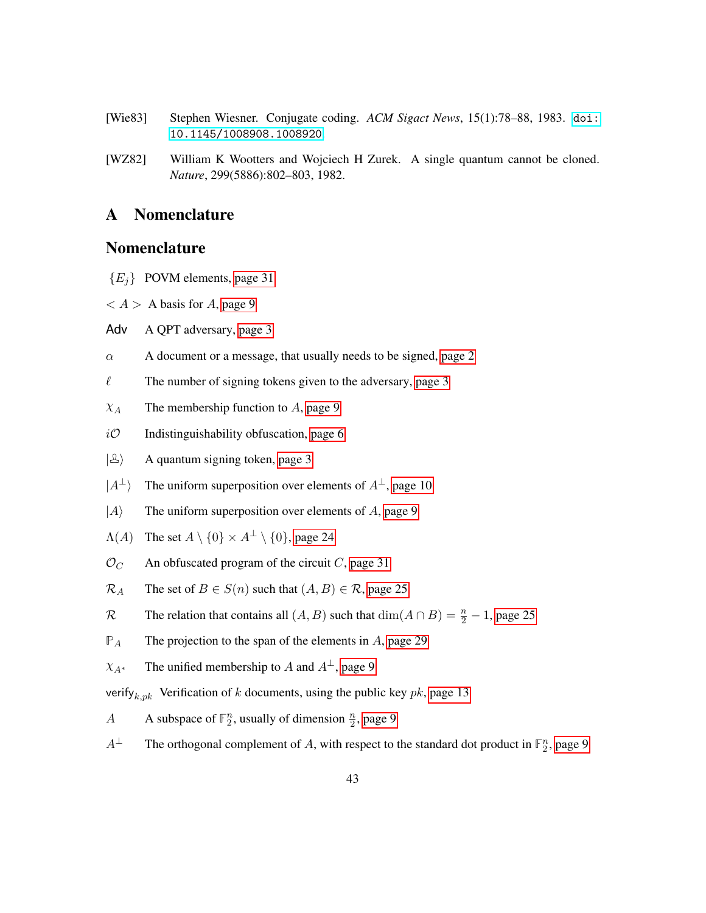[Wie83] Stephen Wiesner. Conjugate coding. *ACM Sigact News*, 15(1):78–88, 1983. doi:10.1145/1008908.1008920.

[WZ82] William K Wootters and Wojciech H Zurek. A single quantum cannot be cloned. *Nature*, 299(5886):802–803, 1982.

# A Nomenclature

## Nomenclature

$\{E_j\}$ POVM elements, page 31

$< A >$ A basis for $A$, page 9

$\mathsf{Adv}$ A QPT adversary, page 3

$\alpha$ A document or a message, that usually needs to be signed, page 2

$\ell$ The number of signing tokens given to the adversary, page 3

$\chi_A$ The membership function to $A$, page 9

$i\mathcal{O}$ Indistinguishability obfuscation, page 6

$|$♙$\rangle$ A quantum signing token, page 3

$|A^\perp\rangle$ The uniform superposition over elements of $A^\perp$, page 10

$|A\rangle$ The uniform superposition over elements of $A$, page 9

$\Lambda(A)$ The set $A \setminus \{0\} \times A^\perp \setminus \{0\}$, page 24

$\mathcal{O}_C$ An obfuscated program of the circuit $C$, page 31

$\mathcal{R}_A$ The set of $B \in S(n)$ such that $(A, B) \in \mathcal{R}$, page 25

$\mathcal{R}$ The relation that contains all $(A, B)$ such that $\dim(A \cap B) = \frac{n}{2} - 1$, page 25

$\mathbb{P}_A$ The projection to the span of the elements in $A$, page 29

$\chi_{A^*}$ The unified membership to $A$ and $A^\perp$, page 9

$\mathsf{verify}_{k,pk}$ Verification of $k$ documents, using the public key $pk$, page 13

$A$ A subspace of $\mathbb{F}_2^n$, usually of dimension $\frac{n}{2}$, page 9

$A^\perp$ The orthogonal complement of $A$, with respect to the standard dot product in $\mathbb{F}_2^n$, page 9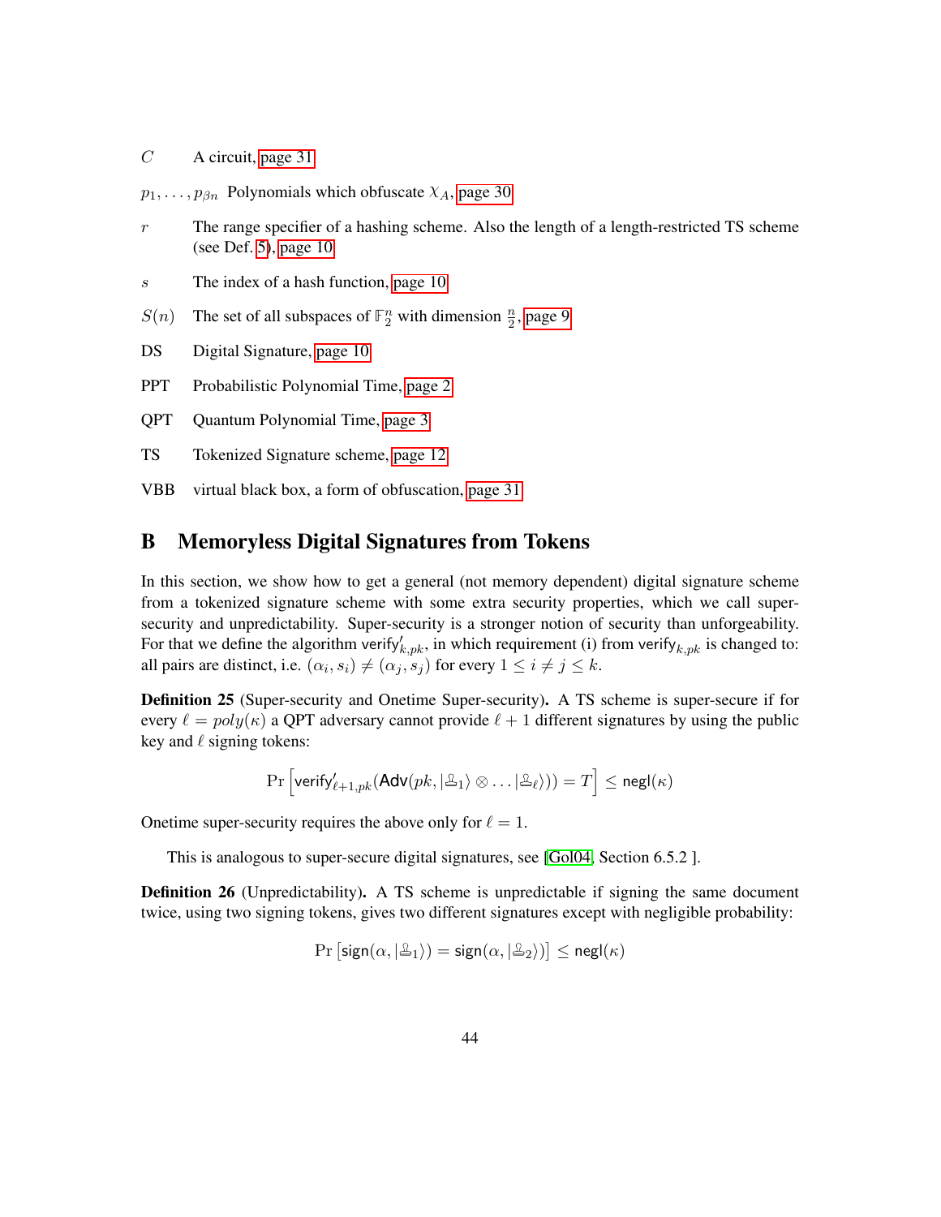$C$ A circuit, page 31

$p_1, \ldots, p_{\beta n}$ Polynomials which obfuscate $\chi_A$, page 30

$r$ The range specifier of a hashing scheme. Also the length of a length-restricted TS scheme (see Def. 5), page 10

$s$ The index of a hash function, page 10

$S(n)$ The set of all subspaces of $\mathbb{F}_2^n$ with dimension $\frac{n}{2}$, page 9

DS Digital Signature, page 10

PPT Probabilistic Polynomial Time, page 2

QPT Quantum Polynomial Time, page 3

TS Tokenized Signature scheme, page 12

VBB virtual black box, a form of obfuscation, page 31

## B Memoryless Digital Signatures from Tokens

In this section, we show how to get a general (not memory dependent) digital signature scheme from a tokenized signature scheme with some extra security properties, which we call super-security and unpredictability. Super-security is a stronger notion of security than unforgeability. For that we define the algorithm $\mathsf{verify}'_{k,pk}$, in which requirement (i) from $\mathsf{verify}_{k,pk}$ is changed to: all pairs are distinct, i.e. $(\alpha_i, s_i) \neq (\alpha_j, s_j)$ for every $1 \leq i \neq j \leq k$.

**Definition 25** (Super-security and Onetime Super-security)**.** A TS scheme is super-secure if for every $\ell = poly(\kappa)$ a QPT adversary cannot provide $\ell + 1$ different signatures by using the public key and $\ell$ signing tokens:

$$\Pr\left[\mathsf{verify}'_{\ell+1,pk}(\mathsf{Adv}(pk, |\text{🜲}_1\rangle \otimes \ldots |\text{🜲}_\ell\rangle)) = T\right] \leq \mathsf{negl}(\kappa)$$

Onetime super-security requires the above only for $\ell = 1$.

This is analogous to super-secure digital signatures, see [Gol04, Section 6.5.2 ].

**Definition 26** (Unpredictability)**.** A TS scheme is unpredictable if signing the same document twice, using two signing tokens, gives two different signatures except with negligible probability:

$$\Pr\left[\mathsf{sign}(\alpha, |\text{🜲}_1\rangle) = \mathsf{sign}(\alpha, |\text{🜲}_2\rangle)\right] \leq \mathsf{negl}(\kappa)$$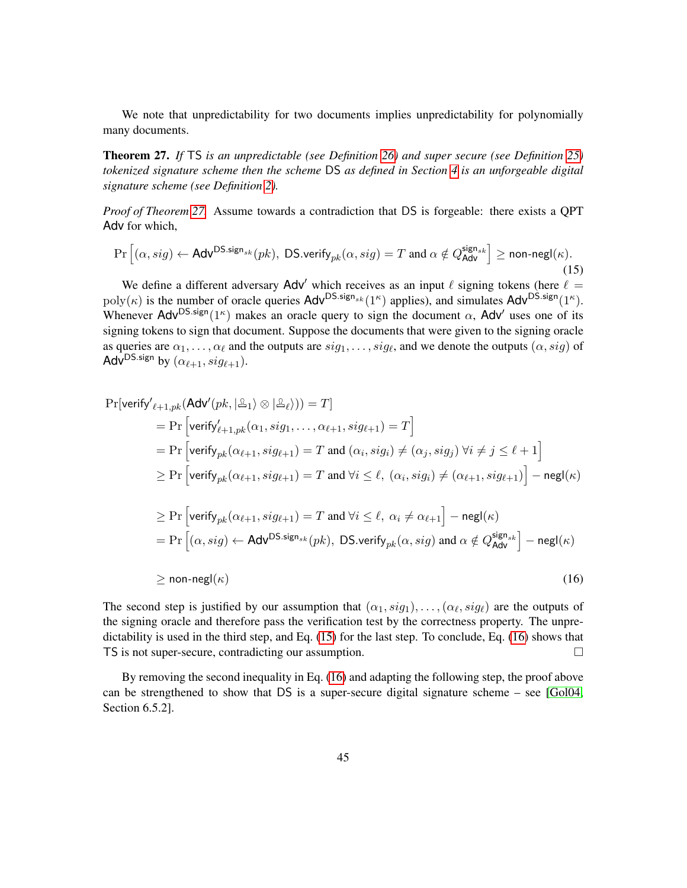We note that unpredictability for two documents implies unpredictability for polynomially many documents.

**Theorem 27.** *If* $\mathsf{TS}$ *is an unpredictable (see Definition 26) and super secure (see Definition 25) tokenized signature scheme then the scheme* $\mathsf{DS}$ *as defined in Section 4 is an unforgeable digital signature scheme (see Definition 2).*

*Proof of Theorem 27.* Assume towards a contradiction that $\mathsf{DS}$ is forgeable: there exists a QPT $\mathsf{Adv}$ for which,

$$\Pr\left[(\alpha, sig) \leftarrow \mathsf{Adv}^{\mathsf{DS.sign}_{sk}}(pk),\ \mathsf{DS.verify}_{pk}(\alpha, sig) = T \text{ and } \alpha \notin Q_{\mathsf{Adv}}^{\mathsf{sign}_{sk}}\right] \geq \mathsf{non\text{-}negl}(\kappa). \tag{15}$$

We define a different adversary $\mathsf{Adv}'$ which receives as an input $\ell$ signing tokens (here $\ell = \mathrm{poly}(\kappa)$ is the number of oracle queries $\mathsf{Adv}^{\mathsf{DS.sign}_{sk}}(1^\kappa)$ applies), and simulates $\mathsf{Adv}^{\mathsf{DS.sign}}(1^\kappa)$. Whenever $\mathsf{Adv}^{\mathsf{DS.sign}}(1^\kappa)$ makes an oracle query to sign the document $\alpha$, $\mathsf{Adv}'$ uses one of its signing tokens to sign that document. Suppose the documents that were given to the signing oracle as queries are $\alpha_1, \ldots, \alpha_\ell$ and the outputs are $sig_1, \ldots, sig_\ell$, and we denote the outputs $(\alpha, sig)$ of $\mathsf{Adv}^{\mathsf{DS.sign}}$ by $(\alpha_{\ell+1}, sig_{\ell+1})$.

$$\begin{aligned}
&\Pr[\mathsf{verify}'_{\ell+1,pk}(\mathsf{Adv}'(pk, |\text{♙}_1\rangle \otimes |\text{♙}_\ell\rangle)) = T] \\
&\quad = \Pr\left[\mathsf{verify}'_{\ell+1,pk}(\alpha_1, sig_1, \ldots, \alpha_{\ell+1}, sig_{\ell+1}) = T\right] \\
&\quad = \Pr\left[\mathsf{verify}_{pk}(\alpha_{\ell+1}, sig_{\ell+1}) = T \text{ and } (\alpha_i, sig_i) \neq (\alpha_j, sig_j)\ \forall i \neq j \leq \ell+1\right] \\
&\quad \geq \Pr\left[\mathsf{verify}_{pk}(\alpha_{\ell+1}, sig_{\ell+1}) = T \text{ and } \forall i \leq \ell,\ (\alpha_i, sig_i) \neq (\alpha_{\ell+1}, sig_{\ell+1})\right] - \mathsf{negl}(\kappa) \\
&\quad \geq \Pr\left[\mathsf{verify}_{pk}(\alpha_{\ell+1}, sig_{\ell+1}) = T \text{ and } \forall i \leq \ell,\ \alpha_i \neq \alpha_{\ell+1}\right] - \mathsf{negl}(\kappa) \\
&\quad = \Pr\left[(\alpha, sig) \leftarrow \mathsf{Adv}^{\mathsf{DS.sign}_{sk}}(pk),\ \mathsf{DS.verify}_{pk}(\alpha, sig) \text{ and } \alpha \notin Q_{\mathsf{Adv}}^{\mathsf{sign}_{sk}}\right] - \mathsf{negl}(\kappa) \\
&\quad \geq \mathsf{non\text{-}negl}(\kappa)
\end{aligned} \tag{16}$$

The second step is justified by our assumption that $(\alpha_1, sig_1), \ldots, (\alpha_\ell, sig_\ell)$ are the outputs of the signing oracle and therefore pass the verification test by the correctness property. The unpredictability is used in the third step, and Eq. (15) for the last step. To conclude, Eq. (16) shows that $\mathsf{TS}$ is not super-secure, contradicting our assumption. $\square$

By removing the second inequality in Eq. (16) and adapting the following step, the proof above can be strengthened to show that $\mathsf{DS}$ is a super-secure digital signature scheme – see [Gol04, Section 6.5.2].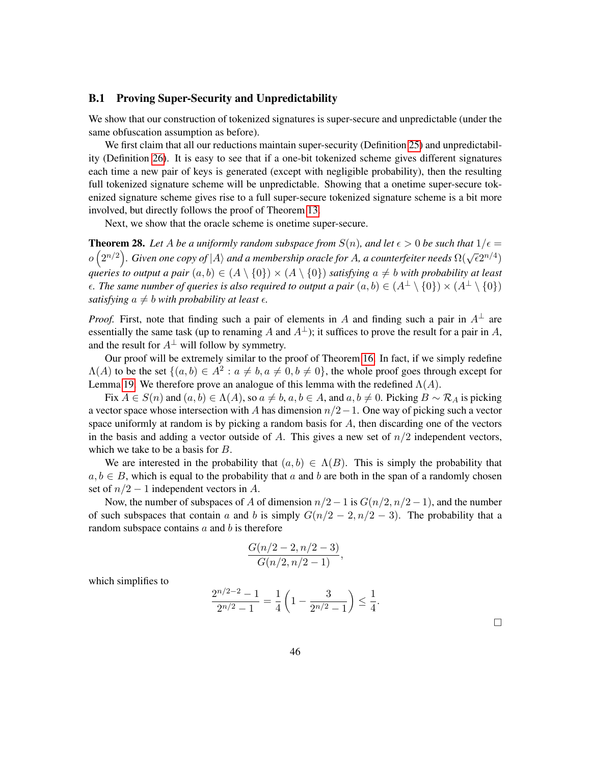### B.1 Proving Super-Security and Unpredictability

We show that our construction of tokenized signatures is super-secure and unpredictable (under the same obfuscation assumption as before).

We first claim that all our reductions maintain super-security (Definition 25) and unpredictability (Definition 26). It is easy to see that if a one-bit tokenized scheme gives different signatures each time a new pair of keys is generated (except with negligible probability), then the resulting full tokenized signature scheme will be unpredictable. Showing that a onetime super-secure tokenized signature scheme gives rise to a full super-secure tokenized signature scheme is a bit more involved, but directly follows the proof of Theorem 13.

Next, we show that the oracle scheme is onetime super-secure.

**Theorem 28.** *Let $A$ be a uniformly random subspace from $S(n)$, and let $\epsilon > 0$ be such that $1/\epsilon = o\left(2^{n/2}\right)$. Given one copy of $|A\rangle$ and a membership oracle for $A$, a counterfeiter needs $\Omega(\sqrt{\epsilon}2^{n/4})$ queries to output a pair $(a, b) \in (A \setminus \{0\}) \times (A \setminus \{0\})$ satisfying $a \neq b$ with probability at least $\epsilon$. The same number of queries is also required to output a pair $(a, b) \in (A^\perp \setminus \{0\}) \times (A^\perp \setminus \{0\})$ satisfying $a \neq b$ with probability at least $\epsilon$.*

*Proof.* First, note that finding such a pair of elements in $A$ and finding such a pair in $A^\perp$ are essentially the same task (up to renaming $A$ and $A^\perp$); it suffices to prove the result for a pair in $A$, and the result for $A^\perp$ will follow by symmetry.

Our proof will be extremely similar to the proof of Theorem 16. In fact, if we simply redefine $\Lambda(A)$ to be the set $\{(a, b) \in A^2 : a \neq b, a \neq 0, b \neq 0\}$, the whole proof goes through except for Lemma 19. We therefore prove an analogue of this lemma with the redefined $\Lambda(A)$.

Fix $A \in S(n)$ and $(a, b) \in \Lambda(A)$, so $a \neq b$, $a, b \in A$, and $a, b \neq 0$. Picking $B \sim \mathcal{R}_A$ is picking a vector space whose intersection with $A$ has dimension $n/2 - 1$. One way of picking such a vector space uniformly at random is by picking a random basis for $A$, then discarding one of the vectors in the basis and adding a vector outside of $A$. This gives a new set of $n/2$ independent vectors, which we take to be a basis for $B$.

We are interested in the probability that $(a, b) \in \Lambda(B)$. This is simply the probability that $a, b \in B$, which is equal to the probability that $a$ and $b$ are both in the span of a randomly chosen set of $n/2 - 1$ independent vectors in $A$.

Now, the number of subspaces of $A$ of dimension $n/2 - 1$ is $G(n/2, n/2 - 1)$, and the number of such subspaces that contain $a$ and $b$ is simply $G(n/2 - 2, n/2 - 3)$. The probability that a random subspace contains $a$ and $b$ is therefore

$$\frac{G(n/2 - 2, n/2 - 3)}{G(n/2, n/2 - 1)},$$

which simplifies to

$$\frac{2^{n/2-2} - 1}{2^{n/2} - 1} = \frac{1}{4}\left(1 - \frac{3}{2^{n/2} - 1}\right) \leq \frac{1}{4}.$$

$\square$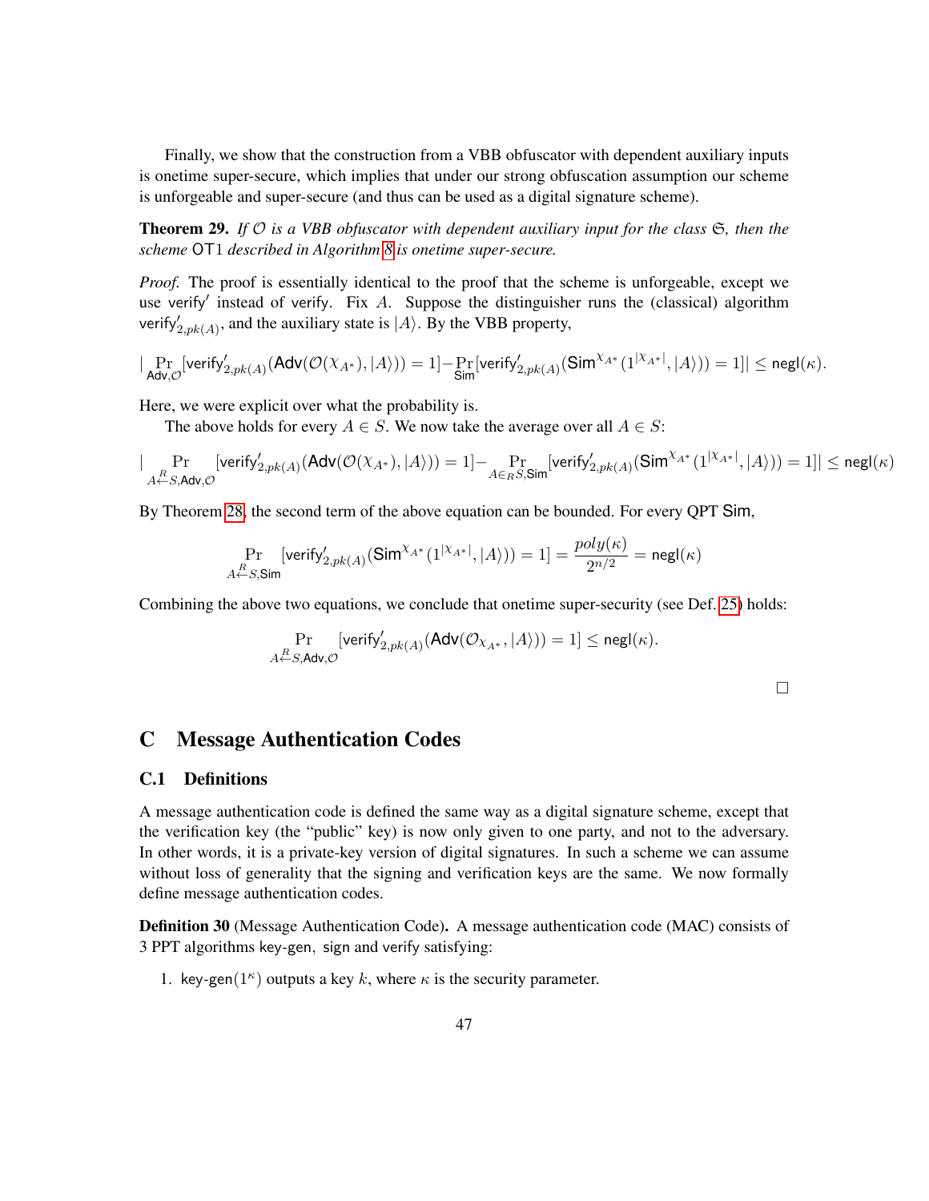Finally, we show that the construction from a VBB obfuscator with dependent auxiliary inputs is onetime super-secure, which implies that under our strong obfuscation assumption our scheme is unforgeable and super-secure (and thus can be used as a digital signature scheme).

**Theorem 29.** *If $\mathcal{O}$ is a VBB obfuscator with dependent auxiliary input for the class $\mathfrak{S}$, then the scheme* $\mathsf{OT1}$ *described in Algorithm 8 is onetime super-secure.*

*Proof.* The proof is essentially identical to the proof that the scheme is unforgeable, except we use $\mathsf{verify}'$ instead of $\mathsf{verify}$. Fix $A$. Suppose the distinguisher runs the (classical) algorithm $\mathsf{verify}'_{2,pk(A)}$, and the auxiliary state is $|A\rangle$. By the VBB property,

$$|\Pr_{\mathsf{Adv},\mathcal{O}}[\mathsf{verify}'_{2,pk(A)}(\mathsf{Adv}(\mathcal{O}(\chi_{A^*}),|A\rangle))=1]-\Pr_{\mathsf{Sim}}[\mathsf{verify}'_{2,pk(A)}(\mathsf{Sim}^{\chi_{A^*}}(1^{|\chi_{A^*}|},|A\rangle))=1]|\leq \mathsf{negl}(\kappa).$$

Here, we were explicit over what the probability is.

The above holds for every $A \in S$. We now take the average over all $A \in S$:

$$|\Pr_{A\overset{R}{\leftarrow}S,\mathsf{Adv},\mathcal{O}}[\mathsf{verify}'_{2,pk(A)}(\mathsf{Adv}(\mathcal{O}(\chi_{A^*}),|A\rangle))=1]-\Pr_{A\in_R S,\mathsf{Sim}}[\mathsf{verify}'_{2,pk(A)}(\mathsf{Sim}^{\chi_{A^*}}(1^{|\chi_{A^*}|},|A\rangle))=1]|\leq \mathsf{negl}(\kappa)$$

By Theorem 28, the second term of the above equation can be bounded. For every QPT $\mathsf{Sim}$,

$$\Pr_{A\overset{R}{\leftarrow}S,\mathsf{Sim}}[\mathsf{verify}'_{2,pk(A)}(\mathsf{Sim}^{\chi_{A^*}}(1^{|\chi_{A^*}|},|A\rangle))=1]=\frac{poly(\kappa)}{2^{n/2}}=\mathsf{negl}(\kappa)$$

Combining the above two equations, we conclude that onetime super-security (see Def. 25) holds:

$$\Pr_{A\overset{R}{\leftarrow}S,\mathsf{Adv},\mathcal{O}}[\mathsf{verify}'_{2,pk(A)}(\mathsf{Adv}(\mathcal{O}_{\chi_{A^*}},|A\rangle))=1]\leq \mathsf{negl}(\kappa).$$

$\square$

# C Message Authentication Codes

## C.1 Definitions

A message authentication code is defined the same way as a digital signature scheme, except that the verification key (the "public" key) is now only given to one party, and not to the adversary. In other words, it is a private-key version of digital signatures. In such a scheme we can assume without loss of generality that the signing and verification keys are the same. We now formally define message authentication codes.

**Definition 30** (Message Authentication Code)**.** A message authentication code (MAC) consists of 3 PPT algorithms $\mathsf{key\text{-}gen}$, $\mathsf{sign}$ and $\mathsf{verify}$ satisfying:

1. $\mathsf{key\text{-}gen}(1^\kappa)$ outputs a key $k$, where $\kappa$ is the security parameter.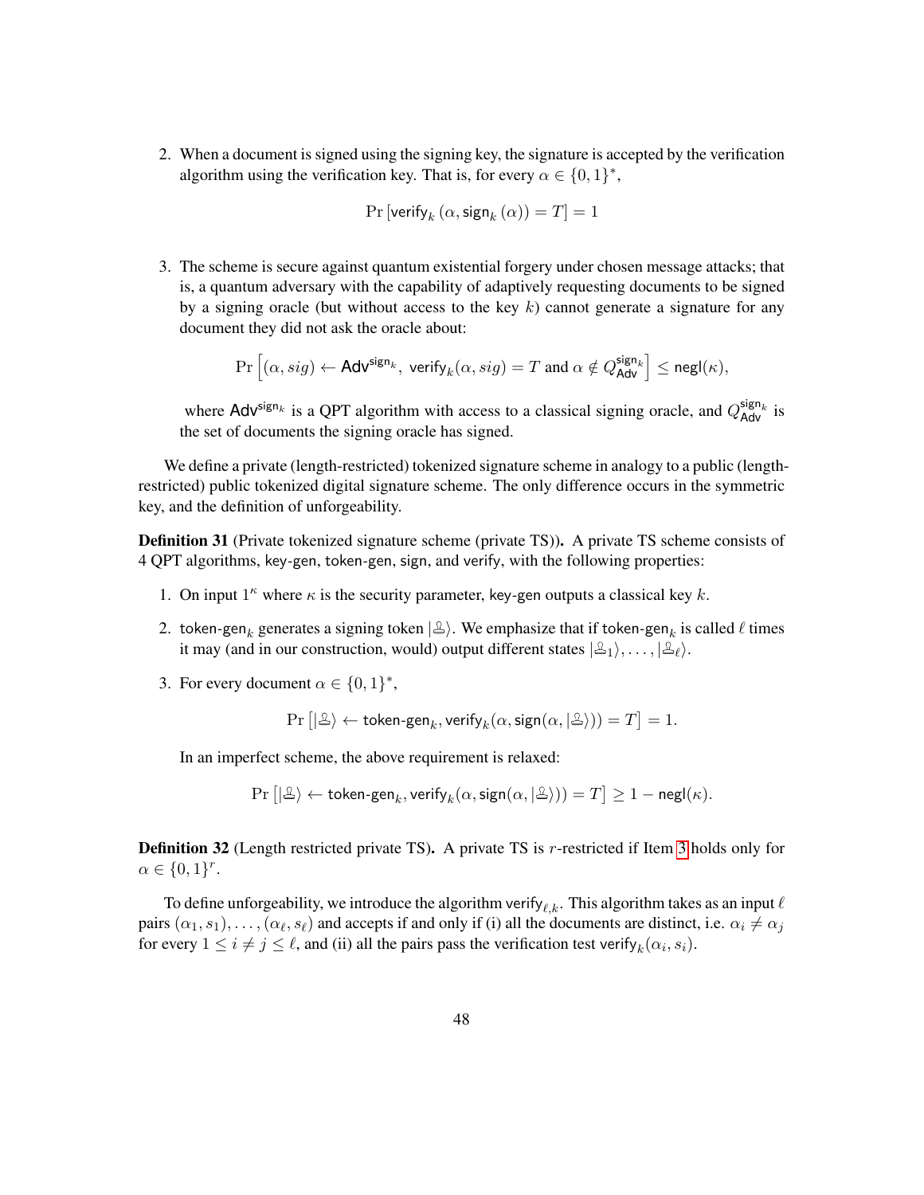2. When a document is signed using the signing key, the signature is accepted by the verification algorithm using the verification key. That is, for every $\alpha \in \{0,1\}^*$,

$$\Pr\left[\mathsf{verify}_k\left(\alpha, \mathsf{sign}_k\left(\alpha\right)\right) = T\right] = 1$$

3. The scheme is secure against quantum existential forgery under chosen message attacks; that is, a quantum adversary with the capability of adaptively requesting documents to be signed by a signing oracle (but without access to the key $k$) cannot generate a signature for any document they did not ask the oracle about:

$$\Pr\left[(\alpha, sig) \leftarrow \mathsf{Adv}^{\mathsf{sign}_k},\ \mathsf{verify}_k(\alpha, sig) = T \text{ and } \alpha \notin Q_{\mathsf{Adv}}^{\mathsf{sign}_k}\right] \leq \mathsf{negl}(\kappa),$$

where $\mathsf{Adv}^{\mathsf{sign}_k}$ is a QPT algorithm with access to a classical signing oracle, and $Q_{\mathsf{Adv}}^{\mathsf{sign}_k}$ is the set of documents the signing oracle has signed.

We define a private (length-restricted) tokenized signature scheme in analogy to a public (length-restricted) public tokenized digital signature scheme. The only difference occurs in the symmetric key, and the definition of unforgeability.

**Definition 31** (Private tokenized signature scheme (private TS))**.** A private TS scheme consists of 4 QPT algorithms, key-gen, token-gen, sign, and verify, with the following properties:

1. On input $1^\kappa$ where $\kappa$ is the security parameter, key-gen outputs a classical key $k$.
2. $\mathsf{token\text{-}gen}_k$ generates a signing token $|\text{🖃}\rangle$. We emphasize that if $\mathsf{token\text{-}gen}_k$ is called $\ell$ times it may (and in our construction, would) output different states $|\text{🖃}_1\rangle, \ldots, |\text{🖃}_\ell\rangle$.
3. For every document $\alpha \in \{0,1\}^*$,

$$\Pr\left[|\text{🖃}\rangle \leftarrow \mathsf{token\text{-}gen}_k, \mathsf{verify}_k(\alpha, \mathsf{sign}(\alpha, |\text{🖃}\rangle)) = T\right] = 1.$$

In an imperfect scheme, the above requirement is relaxed:

$$\Pr\left[|\text{🖃}\rangle \leftarrow \mathsf{token\text{-}gen}_k, \mathsf{verify}_k(\alpha, \mathsf{sign}(\alpha, |\text{🖃}\rangle)) = T\right] \geq 1 - \mathsf{negl}(\kappa).$$

**Definition 32** (Length restricted private TS)**.** A private TS is $r$-restricted if Item 3 holds only for $\alpha \in \{0,1\}^r$.

To define unforgeability, we introduce the algorithm $\mathsf{verify}_{\ell,k}$. This algorithm takes as an input $\ell$ pairs $(\alpha_1, s_1), \ldots, (\alpha_\ell, s_\ell)$ and accepts if and only if (i) all the documents are distinct, i.e. $\alpha_i \neq \alpha_j$ for every $1 \leq i \neq j \leq \ell$, and (ii) all the pairs pass the verification test $\mathsf{verify}_k(\alpha_i, s_i)$.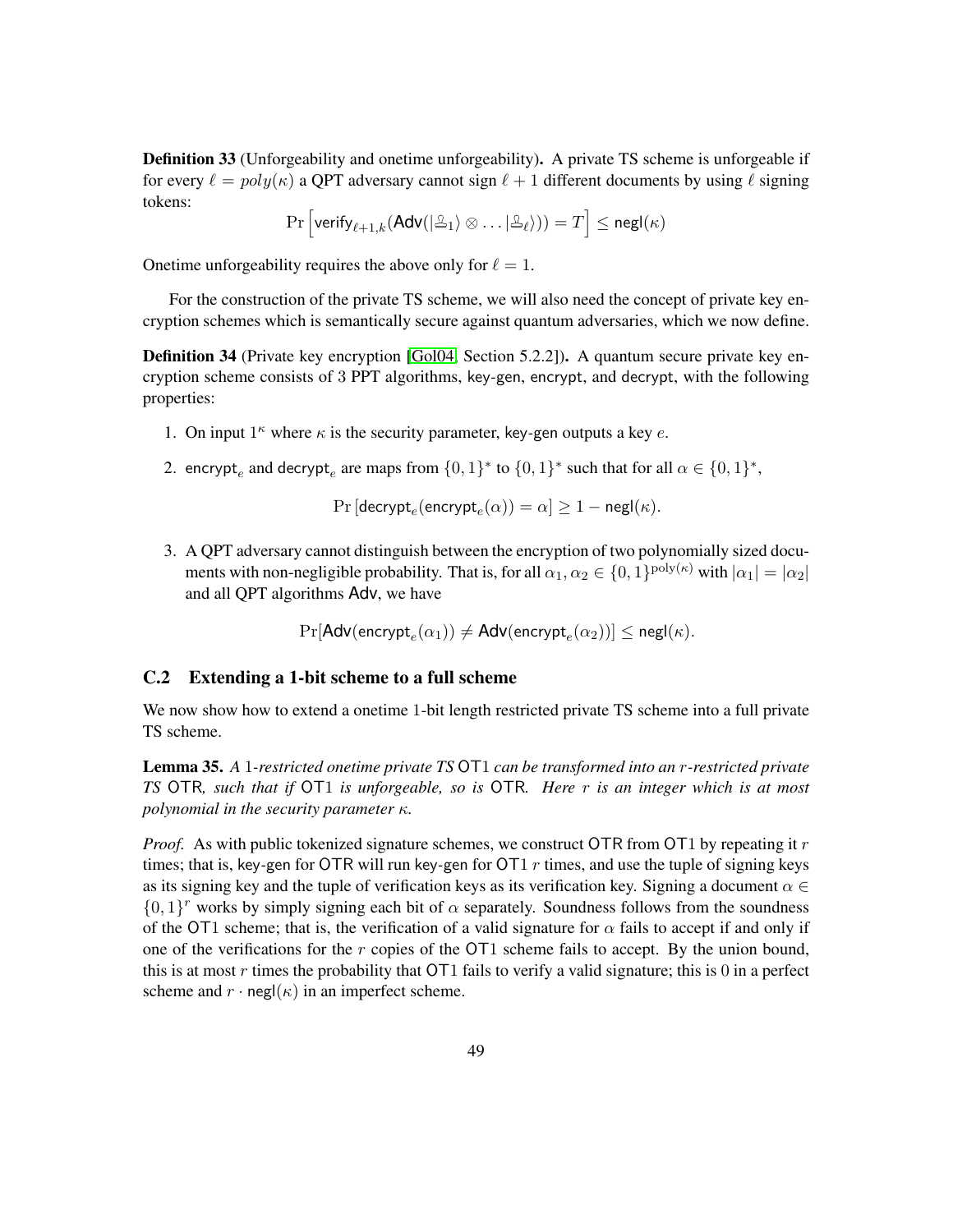**Definition 33** (Unforgeability and onetime unforgeability)**.** A private TS scheme is unforgeable if for every $\ell = poly(\kappa)$ a QPT adversary cannot sign $\ell + 1$ different documents by using $\ell$ signing tokens:

$$\Pr\left[\mathsf{verify}_{\ell+1,k}(\mathsf{Adv}(|\text{🖂}_1\rangle \otimes \ldots |\text{🖂}_\ell\rangle)) = T\right] \leq \mathsf{negl}(\kappa)$$

Onetime unforgeability requires the above only for $\ell = 1$.

For the construction of the private TS scheme, we will also need the concept of private key encryption schemes which is semantically secure against quantum adversaries, which we now define.

**Definition 34** (Private key encryption [Gol04, Section 5.2.2])**.** A quantum secure private key encryption scheme consists of 3 PPT algorithms, key-gen, encrypt, and decrypt, with the following properties:

1. On input $1^\kappa$ where $\kappa$ is the security parameter, key-gen outputs a key $e$.
2. $\mathsf{encrypt}_e$ and $\mathsf{decrypt}_e$ are maps from $\{0,1\}^*$ to $\{0,1\}^*$ such that for all $\alpha \in \{0,1\}^*$,

   $$\Pr\left[\mathsf{decrypt}_e(\mathsf{encrypt}_e(\alpha)) = \alpha\right] \geq 1 - \mathsf{negl}(\kappa).$$

3. A QPT adversary cannot distinguish between the encryption of two polynomially sized documents with non-negligible probability. That is, for all $\alpha_1, \alpha_2 \in \{0,1\}^{\mathrm{poly}(\kappa)}$ with $|\alpha_1| = |\alpha_2|$ and all QPT algorithms $\mathsf{Adv}$, we have

   $$\Pr[\mathsf{Adv}(\mathsf{encrypt}_e(\alpha_1)) \neq \mathsf{Adv}(\mathsf{encrypt}_e(\alpha_2))] \leq \mathsf{negl}(\kappa).$$

## C.2 Extending a 1-bit scheme to a full scheme

We now show how to extend a onetime 1-bit length restricted private TS scheme into a full private TS scheme.

**Lemma 35.** *A* 1*-restricted onetime private TS* $\mathsf{OT1}$ *can be transformed into an* $r$*-restricted private TS* $\mathsf{OTR}$*, such that if* $\mathsf{OT1}$ *is unforgeable, so is* $\mathsf{OTR}$*. Here* $r$ *is an integer which is at most polynomial in the security parameter* $\kappa$*.*

*Proof.* As with public tokenized signature schemes, we construct $\mathsf{OTR}$ from $\mathsf{OT1}$ by repeating it $r$ times; that is, key-gen for $\mathsf{OTR}$ will run key-gen for $\mathsf{OT1}$ $r$ times, and use the tuple of signing keys as its signing key and the tuple of verification keys as its verification key. Signing a document $\alpha \in \{0,1\}^r$ works by simply signing each bit of $\alpha$ separately. Soundness follows from the soundness of the $\mathsf{OT1}$ scheme; that is, the verification of a valid signature for $\alpha$ fails to accept if and only if one of the verifications for the $r$ copies of the $\mathsf{OT1}$ scheme fails to accept. By the union bound, this is at most $r$ times the probability that $\mathsf{OT1}$ fails to verify a valid signature; this is 0 in a perfect scheme and $r \cdot \mathsf{negl}(\kappa)$ in an imperfect scheme.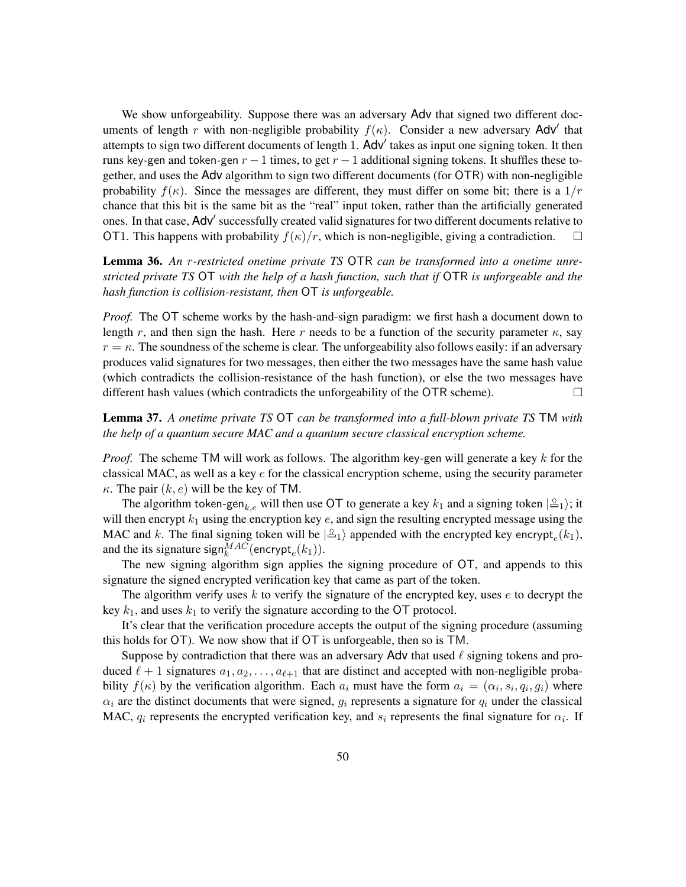We show unforgeability. Suppose there was an adversary Adv that signed two different documents of length $r$ with non-negligible probability $f(\kappa)$. Consider a new adversary Adv′ that attempts to sign two different documents of length 1. Adv′ takes as input one signing token. It then runs key-gen and token-gen $r-1$ times, to get $r-1$ additional signing tokens. It shuffles these together, and uses the Adv algorithm to sign two different documents (for OTR) with non-negligible probability $f(\kappa)$. Since the messages are different, they must differ on some bit; there is a $1/r$ chance that this bit is the same bit as the "real" input token, rather than the artificially generated ones. In that case, Adv′ successfully created valid signatures for two different documents relative to OT1. This happens with probability $f(\kappa)/r$, which is non-negligible, giving a contradiction. □

**Lemma 36.** *An $r$-restricted onetime private TS* OTR *can be transformed into a onetime unrestricted private TS* OT *with the help of a hash function, such that if* OTR *is unforgeable and the hash function is collision-resistant, then* OT *is unforgeable.*

*Proof.* The OT scheme works by the hash-and-sign paradigm: we first hash a document down to length $r$, and then sign the hash. Here $r$ needs to be a function of the security parameter $\kappa$, say $r = \kappa$. The soundness of the scheme is clear. The unforgeability also follows easily: if an adversary produces valid signatures for two messages, then either the two messages have the same hash value (which contradicts the collision-resistance of the hash function), or else the two messages have different hash values (which contradicts the unforgeability of the OTR scheme). □

**Lemma 37.** *A onetime private TS* OT *can be transformed into a full-blown private TS* TM *with the help of a quantum secure MAC and a quantum secure classical encryption scheme.*

*Proof.* The scheme TM will work as follows. The algorithm key-gen will generate a key $k$ for the classical MAC, as well as a key $e$ for the classical encryption scheme, using the security parameter $\kappa$. The pair $(k, e)$ will be the key of TM.

The algorithm $\mathsf{token\text{-}gen}_{k,e}$ will then use OT to generate a key $k_1$ and a signing token $|\text{♙}_1\rangle$; it will then encrypt $k_1$ using the encryption key $e$, and sign the resulting encrypted message using the MAC and $k$. The final signing token will be $|\text{♙}_1\rangle$ appended with the encrypted key $\mathsf{encrypt}_e(k_1)$, and the its signature $\mathsf{sign}_k^{MAC}(\mathsf{encrypt}_e(k_1))$.

The new signing algorithm sign applies the signing procedure of OT, and appends to this signature the signed encrypted verification key that came as part of the token.

The algorithm verify uses $k$ to verify the signature of the encrypted key, uses $e$ to decrypt the key $k_1$, and uses $k_1$ to verify the signature according to the OT protocol.

It's clear that the verification procedure accepts the output of the signing procedure (assuming this holds for OT). We now show that if OT is unforgeable, then so is TM.

Suppose by contradiction that there was an adversary Adv that used $\ell$ signing tokens and produced $\ell+1$ signatures $a_1, a_2, \ldots, a_{\ell+1}$ that are distinct and accepted with non-negligible probability $f(\kappa)$ by the verification algorithm. Each $a_i$ must have the form $a_i = (\alpha_i, s_i, q_i, g_i)$ where $\alpha_i$ are the distinct documents that were signed, $g_i$ represents a signature for $q_i$ under the classical MAC, $q_i$ represents the encrypted verification key, and $s_i$ represents the final signature for $\alpha_i$. If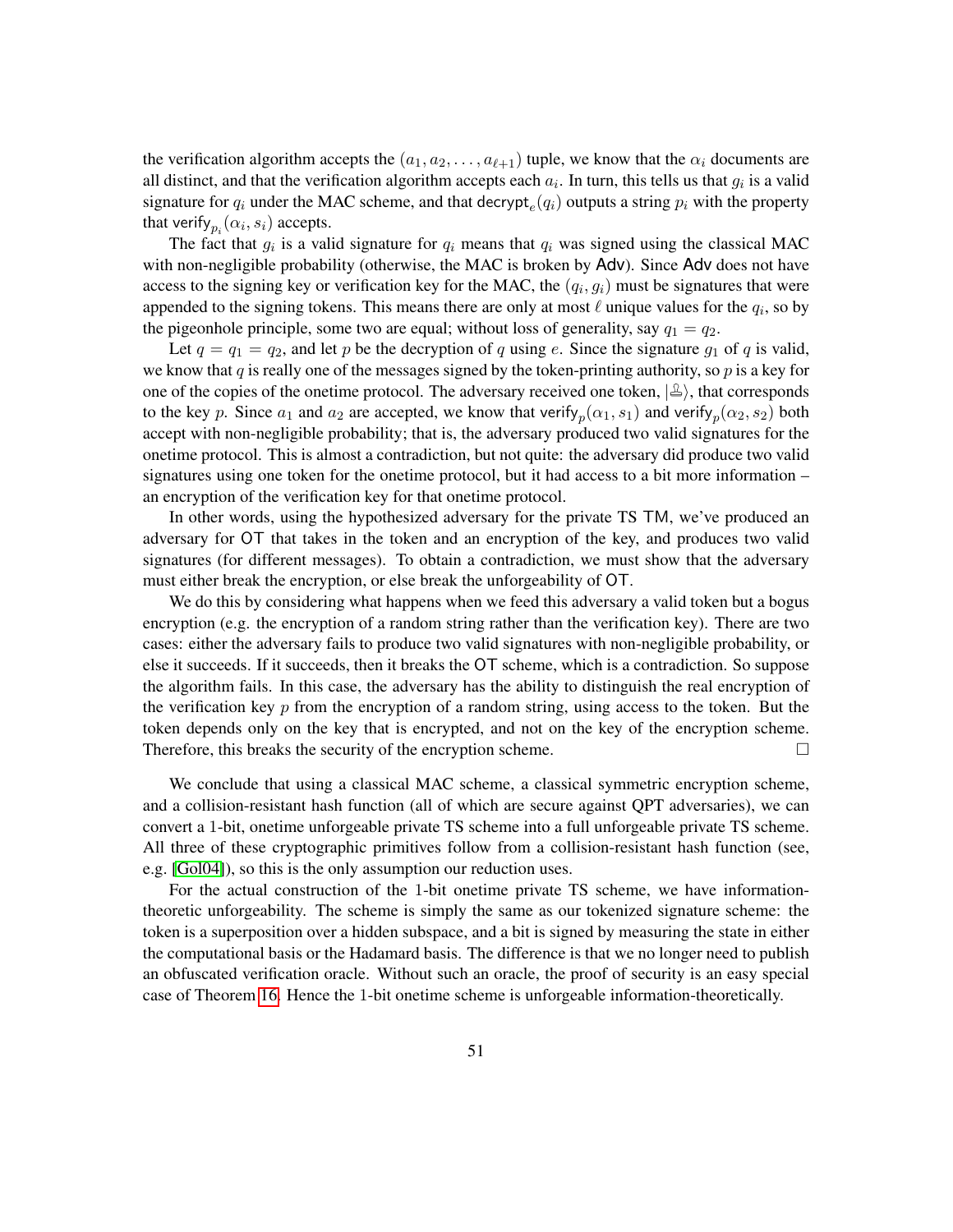the verification algorithm accepts the $(a_1, a_2, \ldots, a_{\ell+1})$ tuple, we know that the $\alpha_i$ documents are all distinct, and that the verification algorithm accepts each $a_i$. In turn, this tells us that $g_i$ is a valid signature for $q_i$ under the MAC scheme, and that $\mathsf{decrypt}_e(q_i)$ outputs a string $p_i$ with the property that $\mathsf{verify}_{p_i}(\alpha_i, s_i)$ accepts.

The fact that $g_i$ is a valid signature for $q_i$ means that $q_i$ was signed using the classical MAC with non-negligible probability (otherwise, the MAC is broken by $\mathsf{Adv}$). Since $\mathsf{Adv}$ does not have access to the signing key or verification key for the MAC, the $(q_i, g_i)$ must be signatures that were appended to the signing tokens. This means there are only at most $\ell$ unique values for the $q_i$, so by the pigeonhole principle, some two are equal; without loss of generality, say $q_1 = q_2$.

Let $q = q_1 = q_2$, and let $p$ be the decryption of $q$ using $e$. Since the signature $g_1$ of $q$ is valid, we know that $q$ is really one of the messages signed by the token-printing authority, so $p$ is a key for one of the copies of the onetime protocol. The adversary received one token, $|\text{♙}\rangle$, that corresponds to the key $p$. Since $a_1$ and $a_2$ are accepted, we know that $\mathsf{verify}_p(\alpha_1, s_1)$ and $\mathsf{verify}_p(\alpha_2, s_2)$ both accept with non-negligible probability; that is, the adversary produced two valid signatures for the onetime protocol. This is almost a contradiction, but not quite: the adversary did produce two valid signatures using one token for the onetime protocol, but it had access to a bit more information – an encryption of the verification key for that onetime protocol.

In other words, using the hypothesized adversary for the private TS $\mathsf{TM}$, we've produced an adversary for $\mathsf{OT}$ that takes in the token and an encryption of the key, and produces two valid signatures (for different messages). To obtain a contradiction, we must show that the adversary must either break the encryption, or else break the unforgeability of $\mathsf{OT}$.

We do this by considering what happens when we feed this adversary a valid token but a bogus encryption (e.g. the encryption of a random string rather than the verification key). There are two cases: either the adversary fails to produce two valid signatures with non-negligible probability, or else it succeeds. If it succeeds, then it breaks the $\mathsf{OT}$ scheme, which is a contradiction. So suppose the algorithm fails. In this case, the adversary has the ability to distinguish the real encryption of the verification key $p$ from the encryption of a random string, using access to the token. But the token depends only on the key that is encrypted, and not on the key of the encryption scheme. Therefore, this breaks the security of the encryption scheme. $\square$

We conclude that using a classical MAC scheme, a classical symmetric encryption scheme, and a collision-resistant hash function (all of which are secure against QPT adversaries), we can convert a 1-bit, onetime unforgeable private TS scheme into a full unforgeable private TS scheme. All three of these cryptographic primitives follow from a collision-resistant hash function (see, e.g. [Gol04]), so this is the only assumption our reduction uses.

For the actual construction of the 1-bit onetime private TS scheme, we have information-theoretic unforgeability. The scheme is simply the same as our tokenized signature scheme: the token is a superposition over a hidden subspace, and a bit is signed by measuring the state in either the computational basis or the Hadamard basis. The difference is that we no longer need to publish an obfuscated verification oracle. Without such an oracle, the proof of security is an easy special case of Theorem 16. Hence the 1-bit onetime scheme is unforgeable information-theoretically.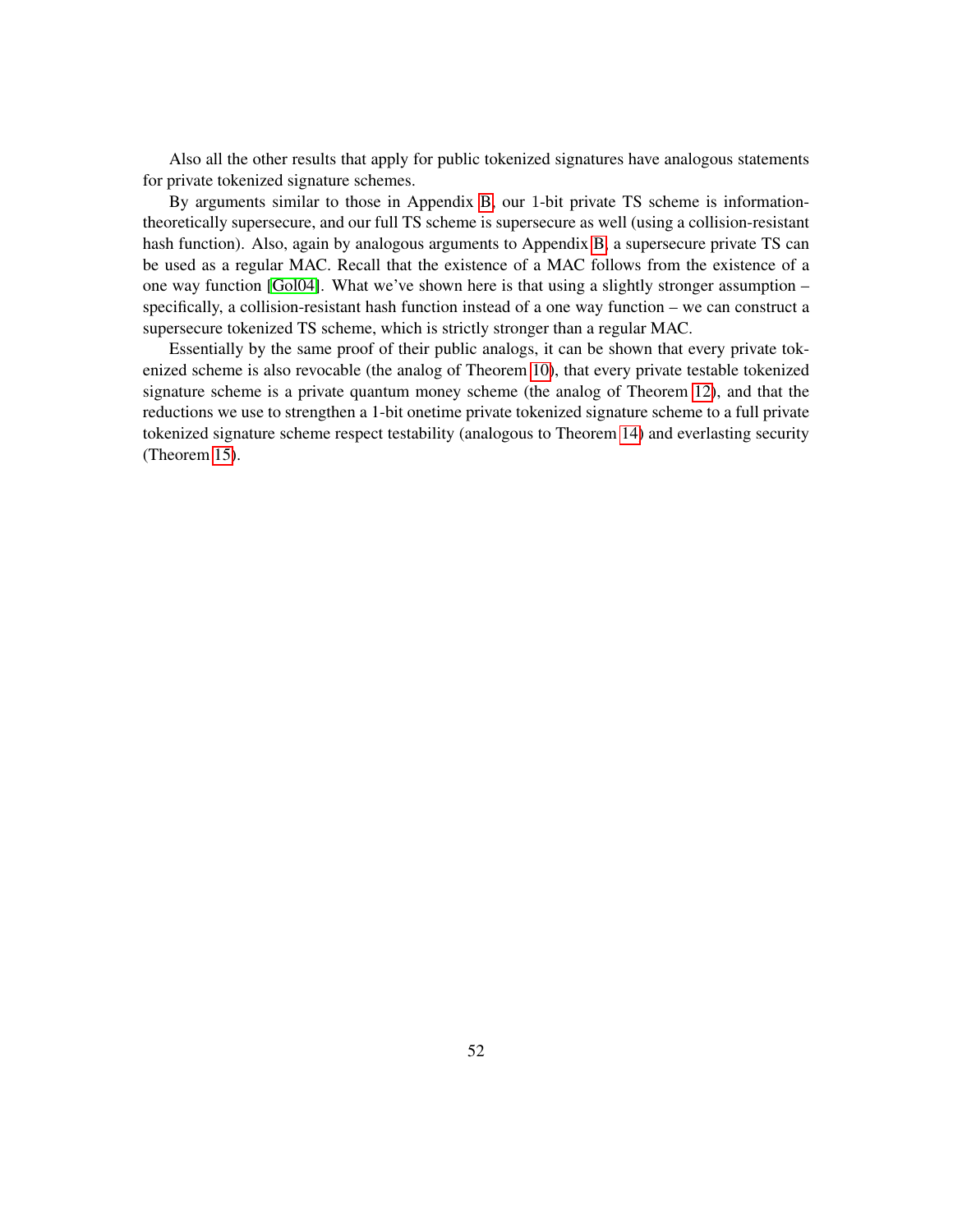Also all the other results that apply for public tokenized signatures have analogous statements for private tokenized signature schemes.

By arguments similar to those in Appendix B, our 1-bit private TS scheme is information-theoretically supersecure, and our full TS scheme is supersecure as well (using a collision-resistant hash function). Also, again by analogous arguments to Appendix B, a supersecure private TS can be used as a regular MAC. Recall that the existence of a MAC follows from the existence of a one way function [Gol04]. What we've shown here is that using a slightly stronger assumption – specifically, a collision-resistant hash function instead of a one way function – we can construct a supersecure tokenized TS scheme, which is strictly stronger than a regular MAC.

Essentially by the same proof of their public analogs, it can be shown that every private tokenized scheme is also revocable (the analog of Theorem 10), that every private testable tokenized signature scheme is a private quantum money scheme (the analog of Theorem 12), and that the reductions we use to strengthen a 1-bit onetime private tokenized signature scheme to a full private tokenized signature scheme respect testability (analogous to Theorem 14) and everlasting security (Theorem 15).